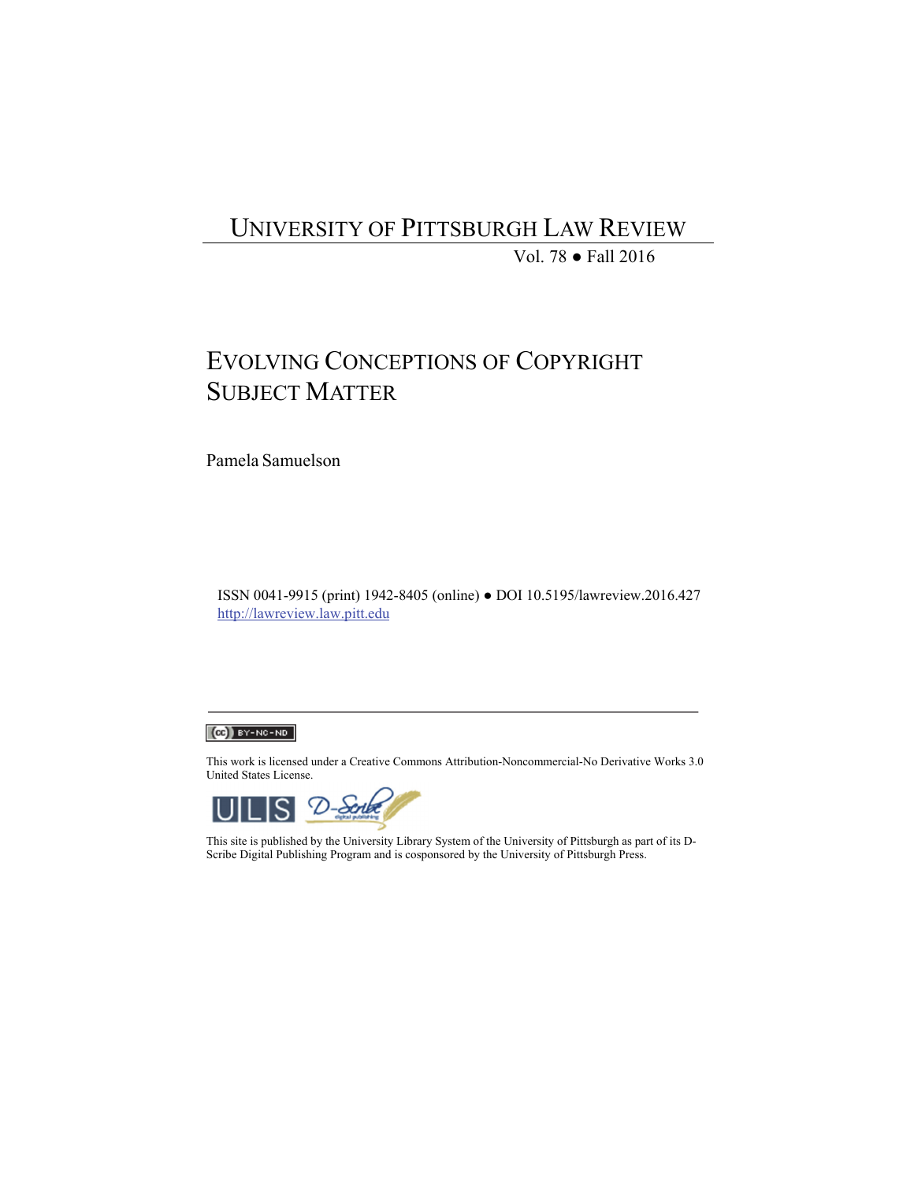# UNIVERSITY OF PITTSBURGH LAW REVIEW

Vol. 78 ● Fall 2016

## EVOLVING CONCEPTIONS OF COPYRIGHT SUBJECT MATTER

Pamela Samuelson

ISSN 0041-9915 (print) 1942-8405 (online) ● DOI 10.5195/lawreview.2016.427
http://lawreview.law.pitt.edu

---

(cc) BY-NC-ND

This work is licensed under a Creative Commons Attribution-Noncommercial-No Derivative Works 3.0 United States License.

ULS D-Scribe digital publishing

This site is published by the University Library System of the University of Pittsburgh as part of its D-Scribe Digital Publishing Program and is cosponsored by the University of Pittsburgh Press.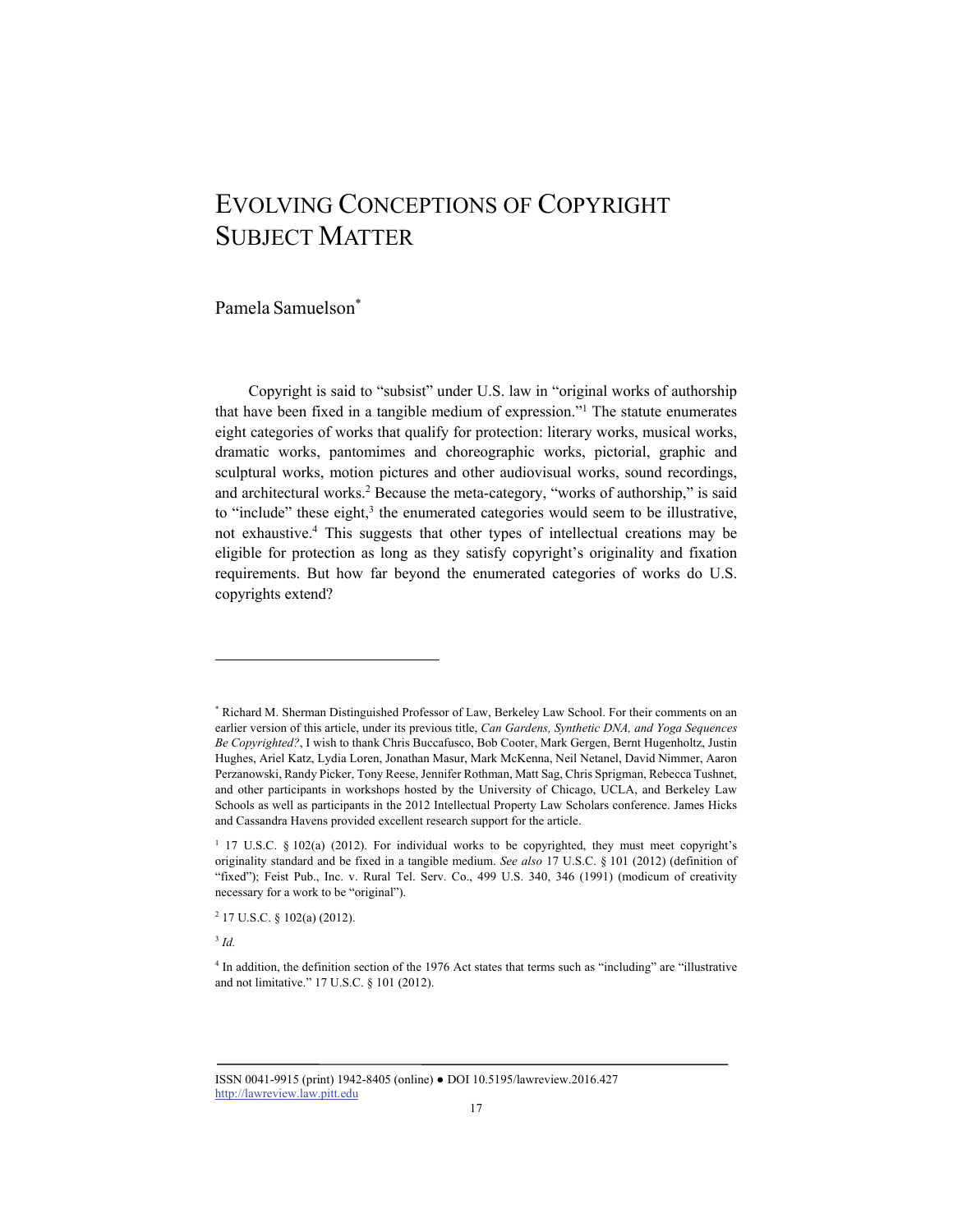# Evolving Conceptions of Copyright Subject Matter

Pamela Samuelson[*]

Copyright is said to "subsist" under U.S. law in "original works of authorship that have been fixed in a tangible medium of expression."[1] The statute enumerates eight categories of works that qualify for protection: literary works, musical works, dramatic works, pantomimes and choreographic works, pictorial, graphic and sculptural works, motion pictures and other audiovisual works, sound recordings, and architectural works.[2] Because the meta-category, "works of authorship," is said to "include" these eight,[3] the enumerated categories would seem to be illustrative, not exhaustive.[4] This suggests that other types of intellectual creations may be eligible for protection as long as they satisfy copyright's originality and fixation requirements. But how far beyond the enumerated categories of works do U.S. copyrights extend?

---

[*] Richard M. Sherman Distinguished Professor of Law, Berkeley Law School. For their comments on an earlier version of this article, under its previous title, *Can Gardens, Synthetic DNA, and Yoga Sequences Be Copyrighted?*, I wish to thank Chris Buccafusco, Bob Cooter, Mark Gergen, Bernt Hugenholtz, Justin Hughes, Ariel Katz, Lydia Loren, Jonathan Masur, Mark McKenna, Neil Netanel, David Nimmer, Aaron Perzanowski, Randy Picker, Tony Reese, Jennifer Rothman, Matt Sag, Chris Sprigman, Rebecca Tushnet, and other participants in workshops hosted by the University of Chicago, UCLA, and Berkeley Law Schools as well as participants in the 2012 Intellectual Property Law Scholars conference. James Hicks and Cassandra Havens provided excellent research support for the article.

[1] 17 U.S.C. § 102(a) (2012). For individual works to be copyrighted, they must meet copyright's originality standard and be fixed in a tangible medium. *See also* 17 U.S.C. § 101 (2012) (definition of "fixed"); Feist Pub., Inc. v. Rural Tel. Serv. Co., 499 U.S. 340, 346 (1991) (modicum of creativity necessary for a work to be "original").

[2] 17 U.S.C. § 102(a) (2012).

[3] *Id.*

[4] In addition, the definition section of the 1976 Act states that terms such as "including" are "illustrative and not limitative." 17 U.S.C. § 101 (2012).

ISSN 0041-9915 (print) 1942-8405 (online) ● DOI 10.5195/lawreview.2016.427
http://lawreview.law.pitt.edu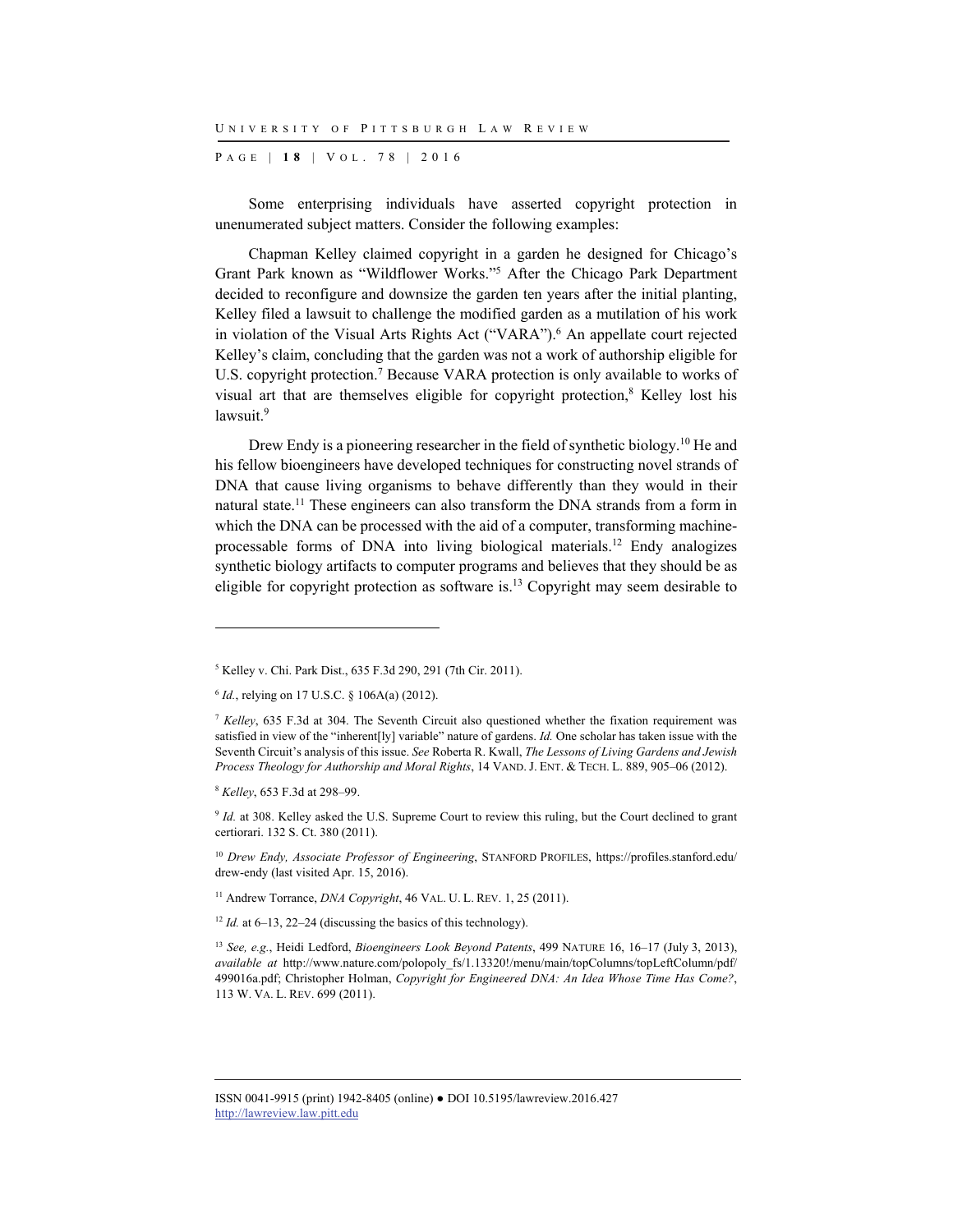Some enterprising individuals have asserted copyright protection in unenumerated subject matters. Consider the following examples:

Chapman Kelley claimed copyright in a garden he designed for Chicago's Grant Park known as "Wildflower Works."[5] After the Chicago Park Department decided to reconfigure and downsize the garden ten years after the initial planting, Kelley filed a lawsuit to challenge the modified garden as a mutilation of his work in violation of the Visual Arts Rights Act ("VARA").[6] An appellate court rejected Kelley's claim, concluding that the garden was not a work of authorship eligible for U.S. copyright protection.[7] Because VARA protection is only available to works of visual art that are themselves eligible for copyright protection,[8] Kelley lost his lawsuit.[9]

Drew Endy is a pioneering researcher in the field of synthetic biology.[10] He and his fellow bioengineers have developed techniques for constructing novel strands of DNA that cause living organisms to behave differently than they would in their natural state.[11] These engineers can also transform the DNA strands from a form in which the DNA can be processed with the aid of a computer, transforming machine-processable forms of DNA into living biological materials.[12] Endy analogizes synthetic biology artifacts to computer programs and believes that they should be as eligible for copyright protection as software is.[13] Copyright may seem desirable to

---

[5] Kelley v. Chi. Park Dist., 635 F.3d 290, 291 (7th Cir. 2011).

[6] *Id.*, relying on 17 U.S.C. § 106A(a) (2012).

[7] *Kelley*, 635 F.3d at 304. The Seventh Circuit also questioned whether the fixation requirement was satisfied in view of the "inherent[ly] variable" nature of gardens. *Id.* One scholar has taken issue with the Seventh Circuit's analysis of this issue. *See* Roberta R. Kwall, *The Lessons of Living Gardens and Jewish Process Theology for Authorship and Moral Rights*, 14 VAND. J. ENT. & TECH. L. 889, 905–06 (2012).

[8] *Kelley*, 653 F.3d at 298–99.

[9] *Id.* at 308. Kelley asked the U.S. Supreme Court to review this ruling, but the Court declined to grant certiorari. 132 S. Ct. 380 (2011).

[10] *Drew Endy, Associate Professor of Engineering*, STANFORD PROFILES, https://profiles.stanford.edu/drew-endy (last visited Apr. 15, 2016).

[11] Andrew Torrance, *DNA Copyright*, 46 VAL. U. L. REV. 1, 25 (2011).

[12] *Id.* at 6–13, 22–24 (discussing the basics of this technology).

[13] *See, e.g.*, Heidi Ledford, *Bioengineers Look Beyond Patents*, 499 NATURE 16, 16–17 (July 3, 2013), *available at* http://www.nature.com/polopoly_fs/1.13320!/menu/main/topColumns/topLeftColumn/pdf/499016a.pdf; Christopher Holman, *Copyright for Engineered DNA: An Idea Whose Time Has Come?*, 113 W. VA. L. REV. 699 (2011).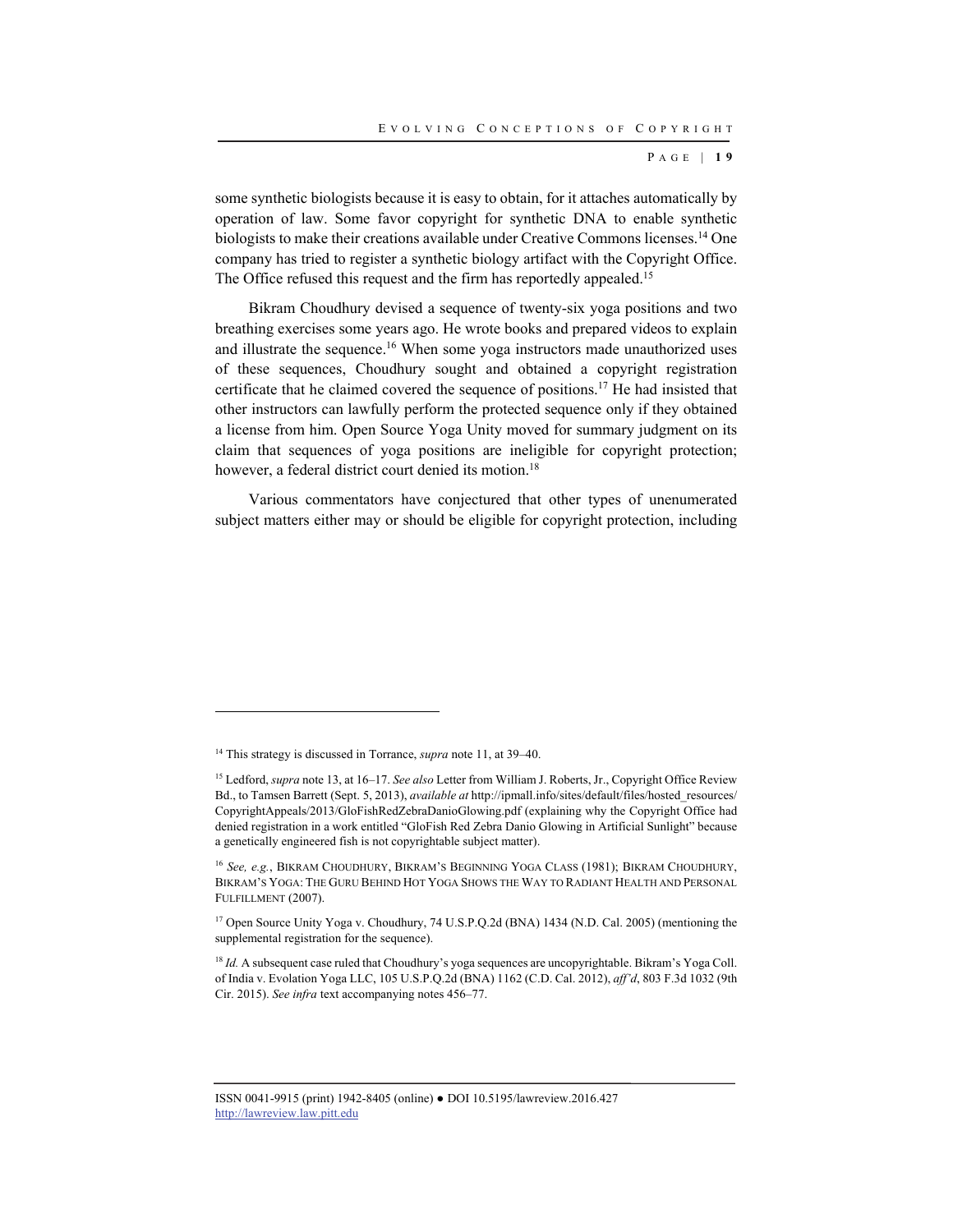some synthetic biologists because it is easy to obtain, for it attaches automatically by operation of law. Some favor copyright for synthetic DNA to enable synthetic biologists to make their creations available under Creative Commons licenses.[14] One company has tried to register a synthetic biology artifact with the Copyright Office. The Office refused this request and the firm has reportedly appealed.[15]

Bikram Choudhury devised a sequence of twenty-six yoga positions and two breathing exercises some years ago. He wrote books and prepared videos to explain and illustrate the sequence.[16] When some yoga instructors made unauthorized uses of these sequences, Choudhury sought and obtained a copyright registration certificate that he claimed covered the sequence of positions.[17] He had insisted that other instructors can lawfully perform the protected sequence only if they obtained a license from him. Open Source Yoga Unity moved for summary judgment on its claim that sequences of yoga positions are ineligible for copyright protection; however, a federal district court denied its motion.[18]

Various commentators have conjectured that other types of unenumerated subject matters either may or should be eligible for copyright protection, including

---

[14] This strategy is discussed in Torrance, *supra* note 11, at 39–40.

[15] Ledford, *supra* note 13, at 16–17. *See also* Letter from William J. Roberts, Jr., Copyright Office Review Bd., to Tamsen Barrett (Sept. 5, 2013), *available at* http://ipmall.info/sites/default/files/hosted_resources/CopyrightAppeals/2013/GloFishRedZebraDanioGlowing.pdf (explaining why the Copyright Office had denied registration in a work entitled "GloFish Red Zebra Danio Glowing in Artificial Sunlight" because a genetically engineered fish is not copyrightable subject matter).

[16] *See, e.g.*, BIKRAM CHOUDHURY, BIKRAM'S BEGINNING YOGA CLASS (1981); BIKRAM CHOUDHURY, BIKRAM'S YOGA: THE GURU BEHIND HOT YOGA SHOWS THE WAY TO RADIANT HEALTH AND PERSONAL FULFILLMENT (2007).

[17] Open Source Unity Yoga v. Choudhury, 74 U.S.P.Q.2d (BNA) 1434 (N.D. Cal. 2005) (mentioning the supplemental registration for the sequence).

[18] *Id.* A subsequent case ruled that Choudhury's yoga sequences are uncopyrightable. Bikram's Yoga Coll. of India v. Evolation Yoga LLC, 105 U.S.P.Q.2d (BNA) 1162 (C.D. Cal. 2012), *aff'd*, 803 F.3d 1032 (9th Cir. 2015). *See infra* text accompanying notes 456–77.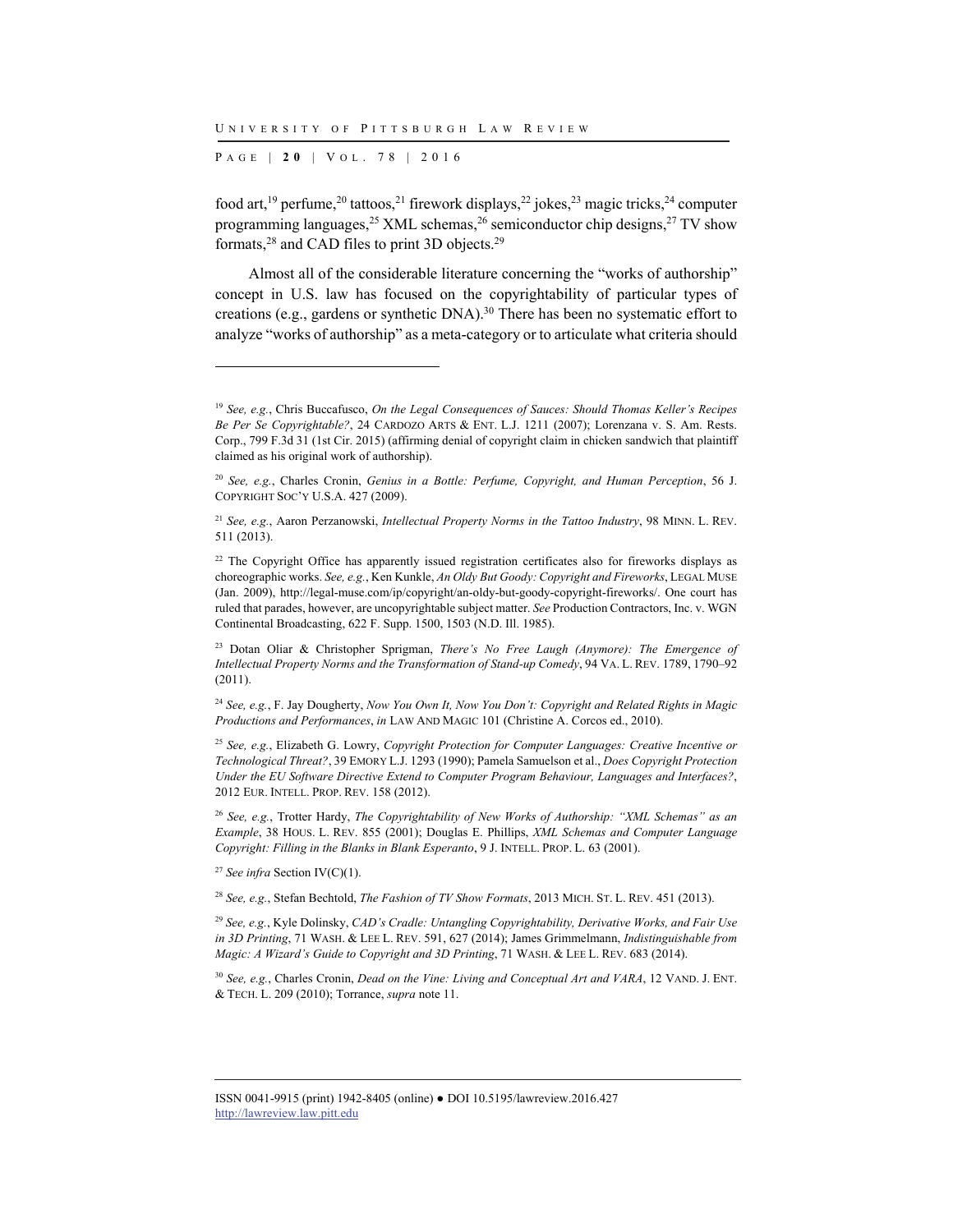food art,[19] perfume,[20] tattoos,[21] firework displays,[22] jokes,[23] magic tricks,[24] computer programming languages,[25] XML schemas,[26] semiconductor chip designs,[27] TV show formats,[28] and CAD files to print 3D objects.[29]

Almost all of the considerable literature concerning the "works of authorship" concept in U.S. law has focused on the copyrightability of particular types of creations (e.g., gardens or synthetic DNA).[30] There has been no systematic effort to analyze "works of authorship" as a meta-category or to articulate what criteria should

---

[19] *See, e.g.*, Chris Buccafusco, *On the Legal Consequences of Sauces: Should Thomas Keller's Recipes Be Per Se Copyrightable?*, 24 CARDOZO ARTS & ENT. L.J. 1211 (2007); Lorenzana v. S. Am. Rests. Corp., 799 F.3d 31 (1st Cir. 2015) (affirming denial of copyright claim in chicken sandwich that plaintiff claimed as his original work of authorship).

[20] *See, e.g.*, Charles Cronin, *Genius in a Bottle: Perfume, Copyright, and Human Perception*, 56 J. COPYRIGHT SOC'Y U.S.A. 427 (2009).

[21] *See, e.g.*, Aaron Perzanowski, *Intellectual Property Norms in the Tattoo Industry*, 98 MINN. L. REV. 511 (2013).

[22] The Copyright Office has apparently issued registration certificates also for fireworks displays as choreographic works. *See, e.g.*, Ken Kunkle, *An Oldy But Goody: Copyright and Fireworks*, LEGAL MUSE (Jan. 2009), http://legal-muse.com/ip/copyright/an-oldy-but-goody-copyright-fireworks/. One court has ruled that parades, however, are uncopyrightable subject matter. *See* Production Contractors, Inc. v. WGN Continental Broadcasting, 622 F. Supp. 1500, 1503 (N.D. Ill. 1985).

[23] Dotan Oliar & Christopher Sprigman, *There's No Free Laugh (Anymore): The Emergence of Intellectual Property Norms and the Transformation of Stand-up Comedy*, 94 VA. L. REV. 1789, 1790–92 (2011).

[24] *See, e.g.*, F. Jay Dougherty, *Now You Own It, Now You Don't: Copyright and Related Rights in Magic Productions and Performances*, *in* LAW AND MAGIC 101 (Christine A. Corcos ed., 2010).

[25] *See, e.g.*, Elizabeth G. Lowry, *Copyright Protection for Computer Languages: Creative Incentive or Technological Threat?*, 39 EMORY L.J. 1293 (1990); Pamela Samuelson et al., *Does Copyright Protection Under the EU Software Directive Extend to Computer Program Behaviour, Languages and Interfaces?*, 2012 EUR. INTELL. PROP. REV. 158 (2012).

[26] *See, e.g.*, Trotter Hardy, *The Copyrightability of New Works of Authorship: "XML Schemas" as an Example*, 38 HOUS. L. REV. 855 (2001); Douglas E. Phillips, *XML Schemas and Computer Language Copyright: Filling in the Blanks in Blank Esperanto*, 9 J. INTELL. PROP. L. 63 (2001).

[27] *See infra* Section IV(C)(1).

[28] *See, e.g.*, Stefan Bechtold, *The Fashion of TV Show Formats*, 2013 MICH. ST. L. REV. 451 (2013).

[29] *See, e.g.*, Kyle Dolinsky, *CAD's Cradle: Untangling Copyrightability, Derivative Works, and Fair Use in 3D Printing*, 71 WASH. & LEE L. REV. 591, 627 (2014); James Grimmelmann, *Indistinguishable from Magic: A Wizard's Guide to Copyright and 3D Printing*, 71 WASH. & LEE L. REV. 683 (2014).

[30] *See, e.g.*, Charles Cronin, *Dead on the Vine: Living and Conceptual Art and VARA*, 12 VAND. J. ENT. & TECH. L. 209 (2010); Torrance, *supra* note 11.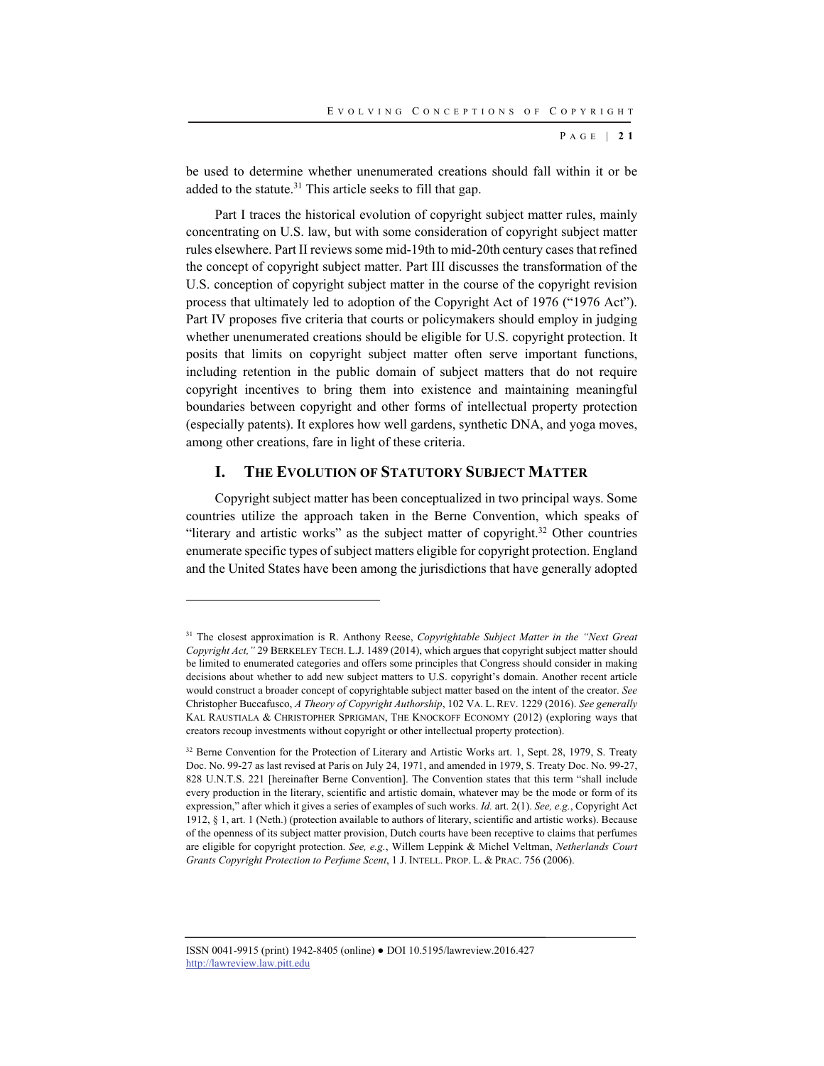be used to determine whether unenumerated creations should fall within it or be added to the statute.[31] This article seeks to fill that gap.

Part I traces the historical evolution of copyright subject matter rules, mainly concentrating on U.S. law, but with some consideration of copyright subject matter rules elsewhere. Part II reviews some mid-19th to mid-20th century cases that refined the concept of copyright subject matter. Part III discusses the transformation of the U.S. conception of copyright subject matter in the course of the copyright revision process that ultimately led to adoption of the Copyright Act of 1976 ("1976 Act"). Part IV proposes five criteria that courts or policymakers should employ in judging whether unenumerated creations should be eligible for U.S. copyright protection. It posits that limits on copyright subject matter often serve important functions, including retention in the public domain of subject matters that do not require copyright incentives to bring them into existence and maintaining meaningful boundaries between copyright and other forms of intellectual property protection (especially patents). It explores how well gardens, synthetic DNA, and yoga moves, among other creations, fare in light of these criteria.

## I. THE EVOLUTION OF STATUTORY SUBJECT MATTER

Copyright subject matter has been conceptualized in two principal ways. Some countries utilize the approach taken in the Berne Convention, which speaks of "literary and artistic works" as the subject matter of copyright.[32] Other countries enumerate specific types of subject matters eligible for copyright protection. England and the United States have been among the jurisdictions that have generally adopted

---

[31] The closest approximation is R. Anthony Reese, *Copyrightable Subject Matter in the "Next Great Copyright Act,"* 29 BERKELEY TECH. L.J. 1489 (2014), which argues that copyright subject matter should be limited to enumerated categories and offers some principles that Congress should consider in making decisions about whether to add new subject matters to U.S. copyright's domain. Another recent article would construct a broader concept of copyrightable subject matter based on the intent of the creator. *See* Christopher Buccafusco, *A Theory of Copyright Authorship*, 102 VA. L. REV. 1229 (2016). *See generally* KAL RAUSTIALA & CHRISTOPHER SPRIGMAN, THE KNOCKOFF ECONOMY (2012) (exploring ways that creators recoup investments without copyright or other intellectual property protection).

[32] Berne Convention for the Protection of Literary and Artistic Works art. 1, Sept. 28, 1979, S. Treaty Doc. No. 99-27 as last revised at Paris on July 24, 1971, and amended in 1979, S. Treaty Doc. No. 99-27, 828 U.N.T.S. 221 [hereinafter Berne Convention]. The Convention states that this term "shall include every production in the literary, scientific and artistic domain, whatever may be the mode or form of its expression," after which it gives a series of examples of such works. *Id.* art. 2(1). *See, e.g.*, Copyright Act 1912, § 1, art. 1 (Neth.) (protection available to authors of literary, scientific and artistic works). Because of the openness of its subject matter provision, Dutch courts have been receptive to claims that perfumes are eligible for copyright protection. *See, e.g.*, Willem Leppink & Michel Veltman, *Netherlands Court Grants Copyright Protection to Perfume Scent*, 1 J. INTELL. PROP. L. & PRAC. 756 (2006).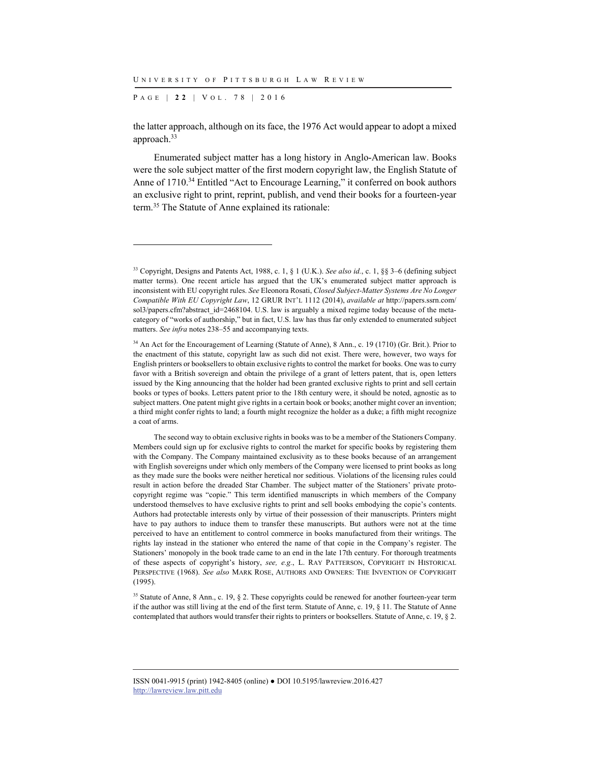the latter approach, although on its face, the 1976 Act would appear to adopt a mixed approach.[33]

Enumerated subject matter has a long history in Anglo-American law. Books were the sole subject matter of the first modern copyright law, the English Statute of Anne of 1710.[34] Entitled "Act to Encourage Learning," it conferred on book authors an exclusive right to print, reprint, publish, and vend their books for a fourteen-year term.[35] The Statute of Anne explained its rationale:

---

[33] Copyright, Designs and Patents Act, 1988, c. 1, § 1 (U.K.). *See also id.*, c. 1, §§ 3–6 (defining subject matter terms). One recent article has argued that the UK's enumerated subject matter approach is inconsistent with EU copyright rules. *See* Eleonora Rosati, *Closed Subject-Matter Systems Are No Longer Compatible With EU Copyright Law*, 12 GRUR INT'L 1112 (2014), *available at* http://papers.ssrn.com/sol3/papers.cfm?abstract_id=2468104. U.S. law is arguably a mixed regime today because of the meta-category of "works of authorship," but in fact, U.S. law has thus far only extended to enumerated subject matters. *See infra* notes 238–55 and accompanying texts.

[34] An Act for the Encouragement of Learning (Statute of Anne), 8 Ann., c. 19 (1710) (Gr. Brit.). Prior to the enactment of this statute, copyright law as such did not exist. There were, however, two ways for English printers or booksellers to obtain exclusive rights to control the market for books. One was to curry favor with a British sovereign and obtain the privilege of a grant of letters patent, that is, open letters issued by the King announcing that the holder had been granted exclusive rights to print and sell certain books or types of books. Letters patent prior to the 18th century were, it should be noted, agnostic as to subject matters. One patent might give rights in a certain book or books; another might cover an invention; a third might confer rights to land; a fourth might recognize the holder as a duke; a fifth might recognize a coat of arms.

The second way to obtain exclusive rights in books was to be a member of the Stationers Company. Members could sign up for exclusive rights to control the market for specific books by registering them with the Company. The Company maintained exclusivity as to these books because of an arrangement with English sovereigns under which only members of the Company were licensed to print books as long as they made sure the books were neither heretical nor seditious. Violations of the licensing rules could result in action before the dreaded Star Chamber. The subject matter of the Stationers' private proto-copyright regime was "copie." This term identified manuscripts in which members of the Company understood themselves to have exclusive rights to print and sell books embodying the copie's contents. Authors had protectable interests only by virtue of their possession of their manuscripts. Printers might have to pay authors to induce them to transfer these manuscripts. But authors were not at the time perceived to have an entitlement to control commerce in books manufactured from their writings. The rights lay instead in the stationer who entered the name of that copie in the Company's register. The Stationers' monopoly in the book trade came to an end in the late 17th century. For thorough treatments of these aspects of copyright's history, *see, e.g.*, L. RAY PATTERSON, COPYRIGHT IN HISTORICAL PERSPECTIVE (1968). *See also* MARK ROSE, AUTHORS AND OWNERS: THE INVENTION OF COPYRIGHT (1995).

[35] Statute of Anne, 8 Ann., c. 19, § 2. These copyrights could be renewed for another fourteen-year term if the author was still living at the end of the first term. Statute of Anne, c. 19, § 11. The Statute of Anne contemplated that authors would transfer their rights to printers or booksellers. Statute of Anne, c. 19, § 2.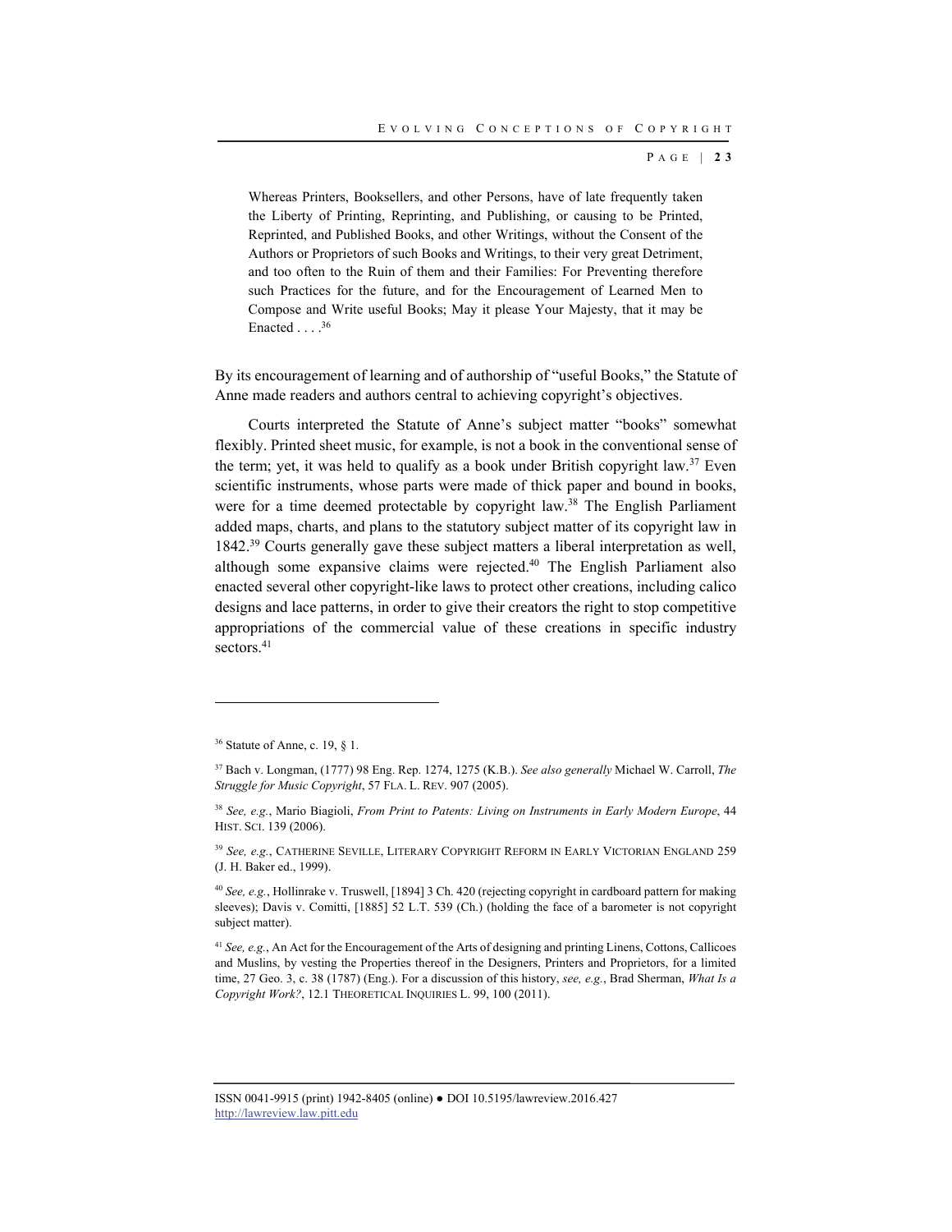> Whereas Printers, Booksellers, and other Persons, have of late frequently taken the Liberty of Printing, Reprinting, and Publishing, or causing to be Printed, Reprinted, and Published Books, and other Writings, without the Consent of the Authors or Proprietors of such Books and Writings, to their very great Detriment, and too often to the Ruin of them and their Families: For Preventing therefore such Practices for the future, and for the Encouragement of Learned Men to Compose and Write useful Books; May it please Your Majesty, that it may be Enacted . . . .[36]

By its encouragement of learning and of authorship of "useful Books," the Statute of Anne made readers and authors central to achieving copyright's objectives.

Courts interpreted the Statute of Anne's subject matter "books" somewhat flexibly. Printed sheet music, for example, is not a book in the conventional sense of the term; yet, it was held to qualify as a book under British copyright law.[37] Even scientific instruments, whose parts were made of thick paper and bound in books, were for a time deemed protectable by copyright law.[38] The English Parliament added maps, charts, and plans to the statutory subject matter of its copyright law in 1842.[39] Courts generally gave these subject matters a liberal interpretation as well, although some expansive claims were rejected.[40] The English Parliament also enacted several other copyright-like laws to protect other creations, including calico designs and lace patterns, in order to give their creators the right to stop competitive appropriations of the commercial value of these creations in specific industry sectors.[41]

---

[36] Statute of Anne, c. 19, § 1.

[37] Bach v. Longman, (1777) 98 Eng. Rep. 1274, 1275 (K.B.). *See also generally* Michael W. Carroll, *The Struggle for Music Copyright*, 57 FLA. L. REV. 907 (2005).

[38] *See, e.g.*, Mario Biagioli, *From Print to Patents: Living on Instruments in Early Modern Europe*, 44 HIST. SCI. 139 (2006).

[39] *See, e.g.*, CATHERINE SEVILLE, LITERARY COPYRIGHT REFORM IN EARLY VICTORIAN ENGLAND 259 (J. H. Baker ed., 1999).

[40] *See, e.g.*, Hollinrake v. Truswell, [1894] 3 Ch. 420 (rejecting copyright in cardboard pattern for making sleeves); Davis v. Comitti, [1885] 52 L.T. 539 (Ch.) (holding the face of a barometer is not copyright subject matter).

[41] *See, e.g.*, An Act for the Encouragement of the Arts of designing and printing Linens, Cottons, Callicoes and Muslins, by vesting the Properties thereof in the Designers, Printers and Proprietors, for a limited time, 27 Geo. 3, c. 38 (1787) (Eng.). For a discussion of this history, *see, e.g.*, Brad Sherman, *What Is a Copyright Work?*, 12.1 THEORETICAL INQUIRIES L. 99, 100 (2011).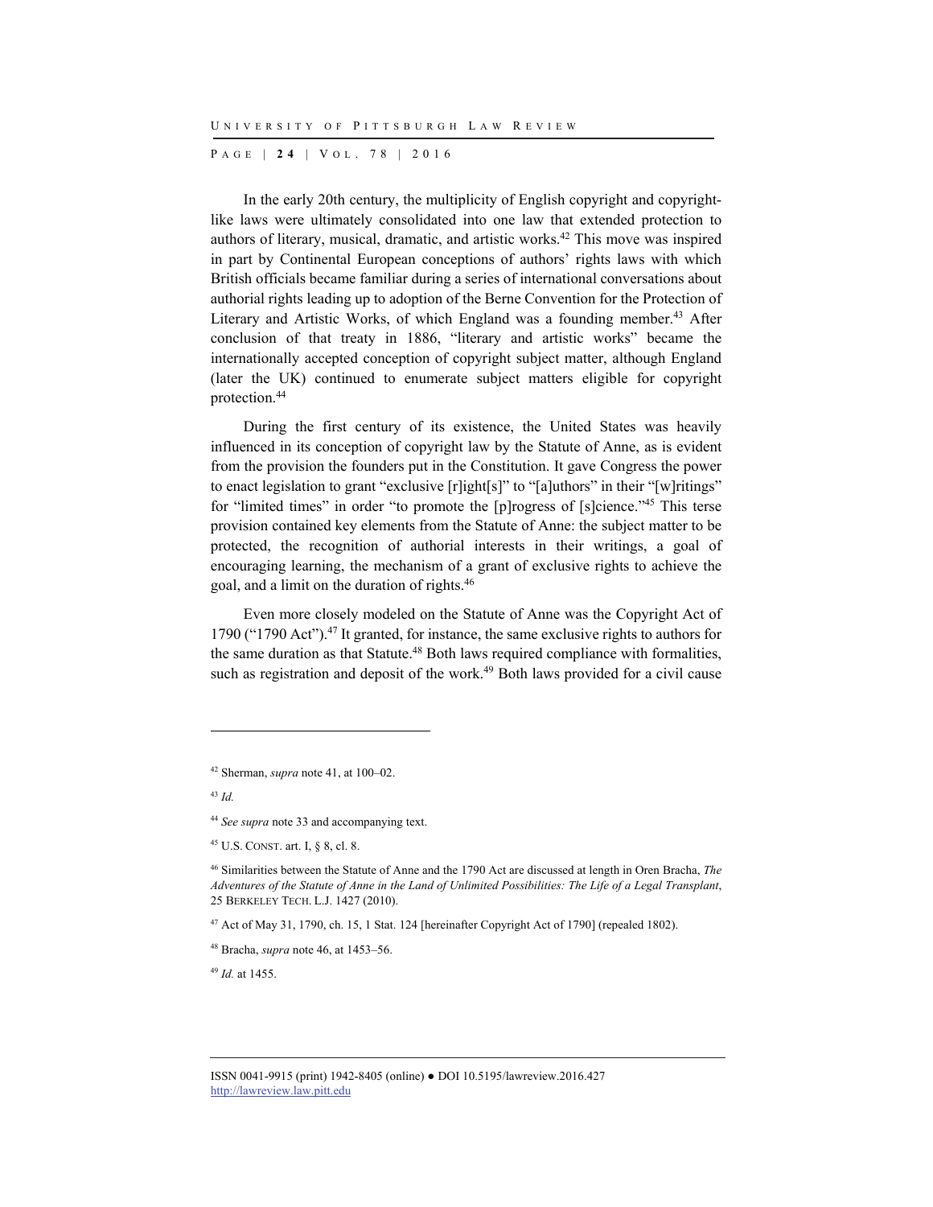In the early 20th century, the multiplicity of English copyright and copyright-like laws were ultimately consolidated into one law that extended protection to authors of literary, musical, dramatic, and artistic works.[42] This move was inspired in part by Continental European conceptions of authors' rights laws with which British officials became familiar during a series of international conversations about authorial rights leading up to adoption of the Berne Convention for the Protection of Literary and Artistic Works, of which England was a founding member.[43] After conclusion of that treaty in 1886, "literary and artistic works" became the internationally accepted conception of copyright subject matter, although England (later the UK) continued to enumerate subject matters eligible for copyright protection.[44]

During the first century of its existence, the United States was heavily influenced in its conception of copyright law by the Statute of Anne, as is evident from the provision the founders put in the Constitution. It gave Congress the power to enact legislation to grant "exclusive [r]ight[s]" to "[a]uthors" in their "[w]ritings" for "limited times" in order "to promote the [p]rogress of [s]cience."[45] This terse provision contained key elements from the Statute of Anne: the subject matter to be protected, the recognition of authorial interests in their writings, a goal of encouraging learning, the mechanism of a grant of exclusive rights to achieve the goal, and a limit on the duration of rights.[46]

Even more closely modeled on the Statute of Anne was the Copyright Act of 1790 ("1790 Act").[47] It granted, for instance, the same exclusive rights to authors for the same duration as that Statute.[48] Both laws required compliance with formalities, such as registration and deposit of the work.[49] Both laws provided for a civil cause

---

[42] Sherman, *supra* note 41, at 100–02.

[43] *Id.*

[44] *See supra* note 33 and accompanying text.

[45] U.S. CONST. art. I, § 8, cl. 8.

[46] Similarities between the Statute of Anne and the 1790 Act are discussed at length in Oren Bracha, *The Adventures of the Statute of Anne in the Land of Unlimited Possibilities: The Life of a Legal Transplant*, 25 BERKELEY TECH. L.J. 1427 (2010).

[47] Act of May 31, 1790, ch. 15, 1 Stat. 124 [hereinafter Copyright Act of 1790] (repealed 1802).

[48] Bracha, *supra* note 46, at 1453–56.

[49] *Id.* at 1455.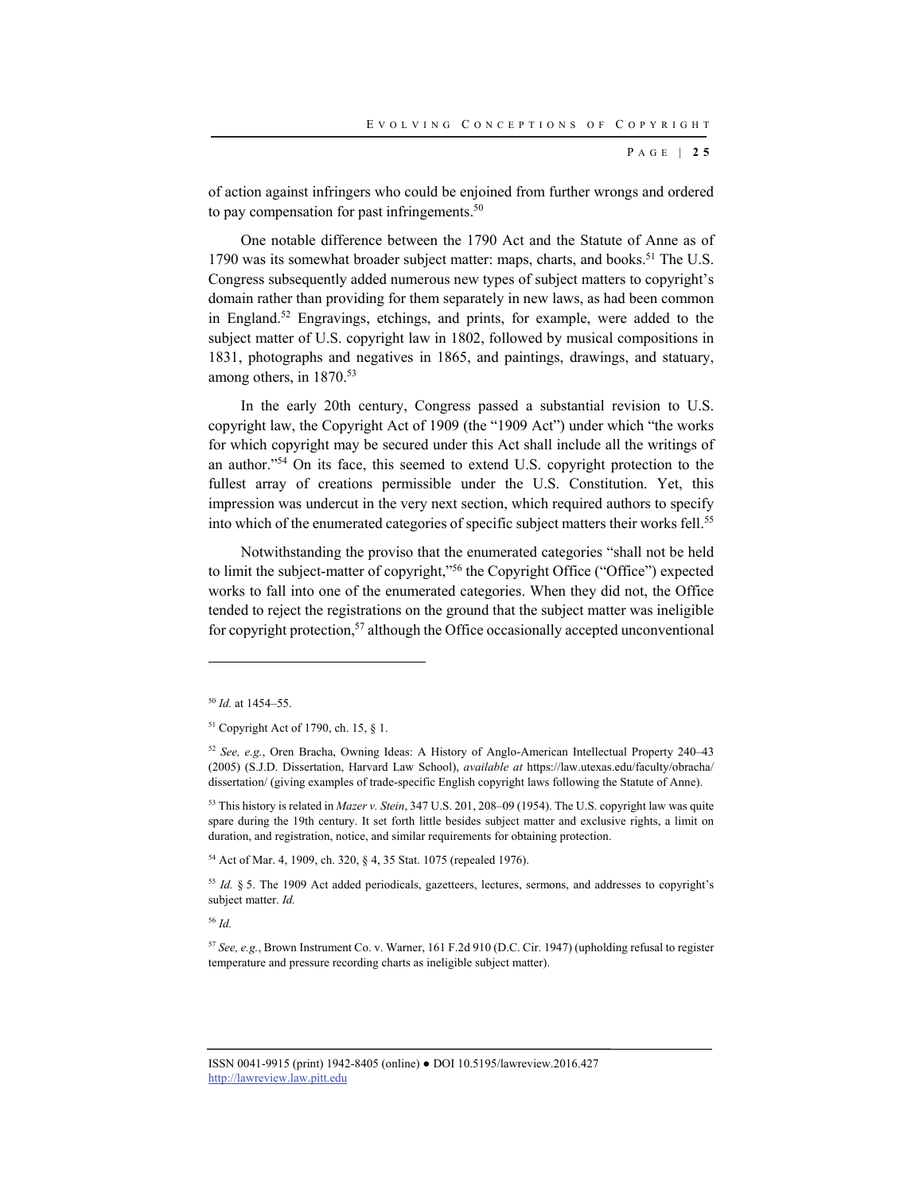of action against infringers who could be enjoined from further wrongs and ordered to pay compensation for past infringements.[50]

One notable difference between the 1790 Act and the Statute of Anne as of 1790 was its somewhat broader subject matter: maps, charts, and books.[51] The U.S. Congress subsequently added numerous new types of subject matters to copyright's domain rather than providing for them separately in new laws, as had been common in England.[52] Engravings, etchings, and prints, for example, were added to the subject matter of U.S. copyright law in 1802, followed by musical compositions in 1831, photographs and negatives in 1865, and paintings, drawings, and statuary, among others, in 1870.[53]

In the early 20th century, Congress passed a substantial revision to U.S. copyright law, the Copyright Act of 1909 (the "1909 Act") under which "the works for which copyright may be secured under this Act shall include all the writings of an author."[54] On its face, this seemed to extend U.S. copyright protection to the fullest array of creations permissible under the U.S. Constitution. Yet, this impression was undercut in the very next section, which required authors to specify into which of the enumerated categories of specific subject matters their works fell.[55]

Notwithstanding the proviso that the enumerated categories "shall not be held to limit the subject-matter of copyright,"[56] the Copyright Office ("Office") expected works to fall into one of the enumerated categories. When they did not, the Office tended to reject the registrations on the ground that the subject matter was ineligible for copyright protection,[57] although the Office occasionally accepted unconventional

---

[50] *Id.* at 1454–55.

[51] Copyright Act of 1790, ch. 15, § 1.

[52] *See, e.g.*, Oren Bracha, Owning Ideas: A History of Anglo-American Intellectual Property 240–43 (2005) (S.J.D. Dissertation, Harvard Law School), *available at* https://law.utexas.edu/faculty/obracha/dissertation/ (giving examples of trade-specific English copyright laws following the Statute of Anne).

[53] This history is related in *Mazer v. Stein*, 347 U.S. 201, 208–09 (1954). The U.S. copyright law was quite spare during the 19th century. It set forth little besides subject matter and exclusive rights, a limit on duration, and registration, notice, and similar requirements for obtaining protection.

[54] Act of Mar. 4, 1909, ch. 320, § 4, 35 Stat. 1075 (repealed 1976).

[55] *Id.* § 5. The 1909 Act added periodicals, gazetteers, lectures, sermons, and addresses to copyright's subject matter. *Id.*

[56] *Id.*

[57] *See, e.g.*, Brown Instrument Co. v. Warner, 161 F.2d 910 (D.C. Cir. 1947) (upholding refusal to register temperature and pressure recording charts as ineligible subject matter).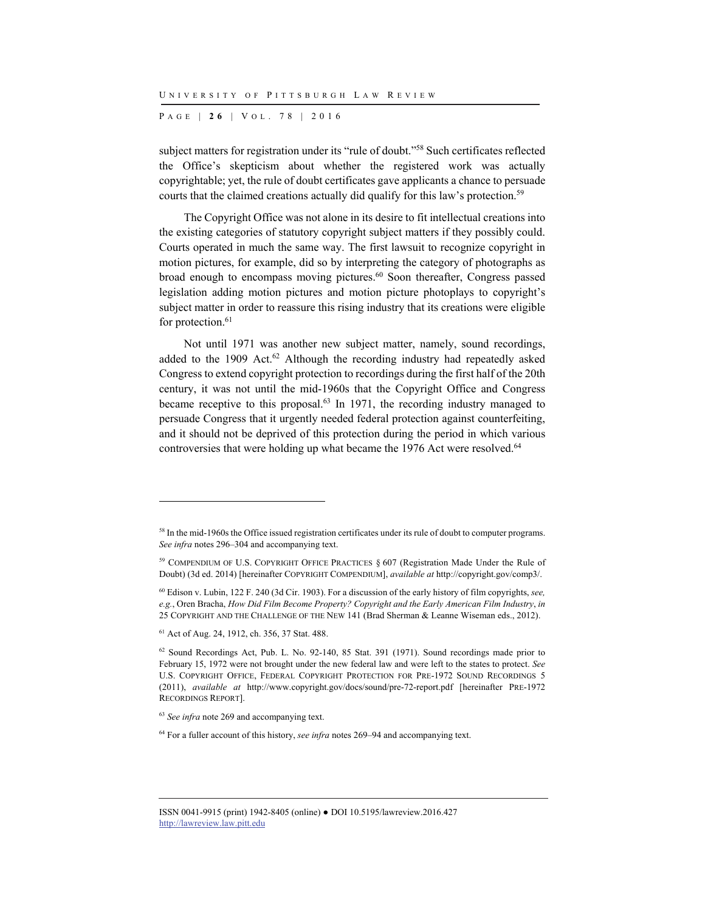subject matters for registration under its "rule of doubt."[58] Such certificates reflected the Office's skepticism about whether the registered work was actually copyrightable; yet, the rule of doubt certificates gave applicants a chance to persuade courts that the claimed creations actually did qualify for this law's protection.[59]

The Copyright Office was not alone in its desire to fit intellectual creations into the existing categories of statutory copyright subject matters if they possibly could. Courts operated in much the same way. The first lawsuit to recognize copyright in motion pictures, for example, did so by interpreting the category of photographs as broad enough to encompass moving pictures.[60] Soon thereafter, Congress passed legislation adding motion pictures and motion picture photoplays to copyright's subject matter in order to reassure this rising industry that its creations were eligible for protection.[61]

Not until 1971 was another new subject matter, namely, sound recordings, added to the 1909 Act.[62] Although the recording industry had repeatedly asked Congress to extend copyright protection to recordings during the first half of the 20th century, it was not until the mid-1960s that the Copyright Office and Congress became receptive to this proposal.[63] In 1971, the recording industry managed to persuade Congress that it urgently needed federal protection against counterfeiting, and it should not be deprived of this protection during the period in which various controversies that were holding up what became the 1976 Act were resolved.[64]

---

[58] In the mid-1960s the Office issued registration certificates under its rule of doubt to computer programs. *See infra* notes 296–304 and accompanying text.

[59] COMPENDIUM OF U.S. COPYRIGHT OFFICE PRACTICES § 607 (Registration Made Under the Rule of Doubt) (3d ed. 2014) [hereinafter COPYRIGHT COMPENDIUM], *available at* http://copyright.gov/comp3/.

[60] Edison v. Lubin, 122 F. 240 (3d Cir. 1903). For a discussion of the early history of film copyrights, *see, e.g.*, Oren Bracha, *How Did Film Become Property? Copyright and the Early American Film Industry*, *in* 25 COPYRIGHT AND THE CHALLENGE OF THE NEW 141 (Brad Sherman & Leanne Wiseman eds., 2012).

[61] Act of Aug. 24, 1912, ch. 356, 37 Stat. 488.

[62] Sound Recordings Act, Pub. L. No. 92-140, 85 Stat. 391 (1971). Sound recordings made prior to February 15, 1972 were not brought under the new federal law and were left to the states to protect. *See* U.S. COPYRIGHT OFFICE, FEDERAL COPYRIGHT PROTECTION FOR PRE-1972 SOUND RECORDINGS 5 (2011), *available at* http://www.copyright.gov/docs/sound/pre-72-report.pdf [hereinafter PRE-1972 RECORDINGS REPORT].

[63] *See infra* note 269 and accompanying text.

[64] For a fuller account of this history, *see infra* notes 269–94 and accompanying text.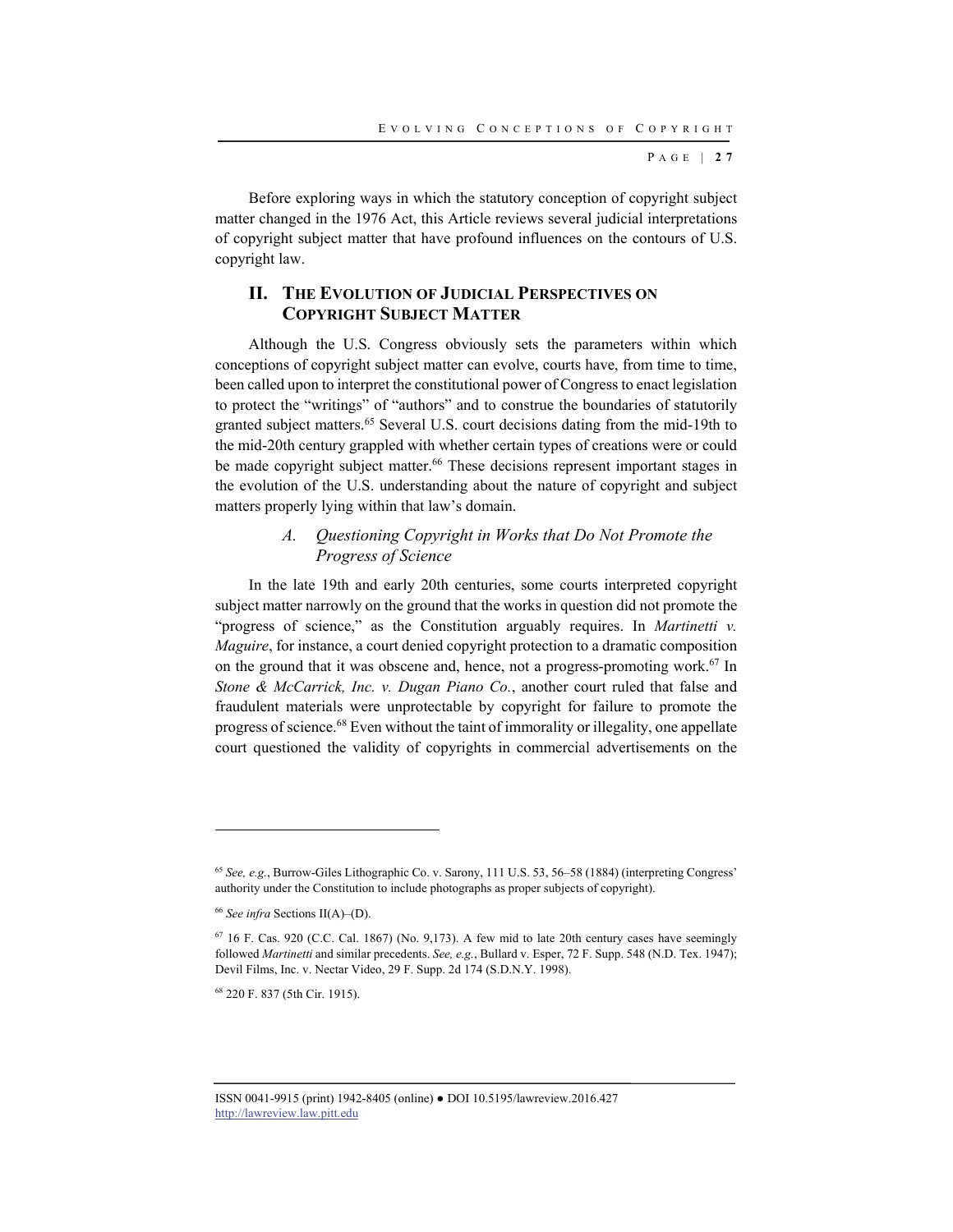Before exploring ways in which the statutory conception of copyright subject matter changed in the 1976 Act, this Article reviews several judicial interpretations of copyright subject matter that have profound influences on the contours of U.S. copyright law.

## II. THE EVOLUTION OF JUDICIAL PERSPECTIVES ON COPYRIGHT SUBJECT MATTER

Although the U.S. Congress obviously sets the parameters within which conceptions of copyright subject matter can evolve, courts have, from time to time, been called upon to interpret the constitutional power of Congress to enact legislation to protect the "writings" of "authors" and to construe the boundaries of statutorily granted subject matters.[65] Several U.S. court decisions dating from the mid-19th to the mid-20th century grappled with whether certain types of creations were or could be made copyright subject matter.[66] These decisions represent important stages in the evolution of the U.S. understanding about the nature of copyright and subject matters properly lying within that law's domain.

### A. Questioning Copyright in Works that Do Not Promote the Progress of Science

In the late 19th and early 20th centuries, some courts interpreted copyright subject matter narrowly on the ground that the works in question did not promote the "progress of science," as the Constitution arguably requires. In *Martinetti v. Maguire*, for instance, a court denied copyright protection to a dramatic composition on the ground that it was obscene and, hence, not a progress-promoting work.[67] In *Stone & McCarrick, Inc. v. Dugan Piano Co.*, another court ruled that false and fraudulent materials were unprotectable by copyright for failure to promote the progress of science.[68] Even without the taint of immorality or illegality, one appellate court questioned the validity of copyrights in commercial advertisements on the

---

[65] *See, e.g.*, Burrow-Giles Lithographic Co. v. Sarony, 111 U.S. 53, 56–58 (1884) (interpreting Congress' authority under the Constitution to include photographs as proper subjects of copyright).

[66] *See infra* Sections II(A)–(D).

[67] 16 F. Cas. 920 (C.C. Cal. 1867) (No. 9,173). A few mid to late 20th century cases have seemingly followed *Martinetti* and similar precedents. *See, e.g.*, Bullard v. Esper, 72 F. Supp. 548 (N.D. Tex. 1947); Devil Films, Inc. v. Nectar Video, 29 F. Supp. 2d 174 (S.D.N.Y. 1998).

[68] 220 F. 837 (5th Cir. 1915).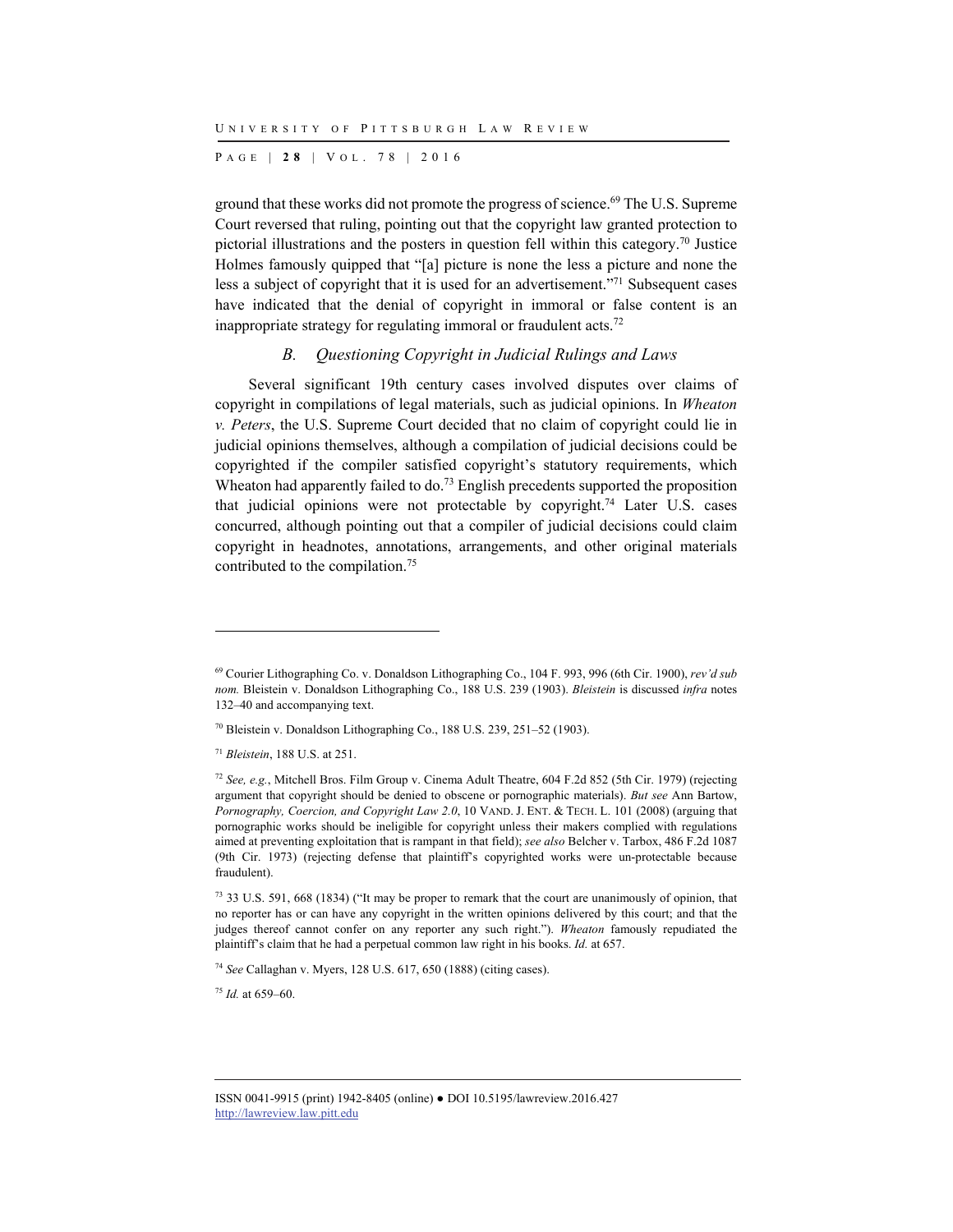ground that these works did not promote the progress of science.[69] The U.S. Supreme Court reversed that ruling, pointing out that the copyright law granted protection to pictorial illustrations and the posters in question fell within this category.[70] Justice Holmes famously quipped that "[a] picture is none the less a picture and none the less a subject of copyright that it is used for an advertisement."[71] Subsequent cases have indicated that the denial of copyright in immoral or false content is an inappropriate strategy for regulating immoral or fraudulent acts.[72]

### *B. Questioning Copyright in Judicial Rulings and Laws*

Several significant 19th century cases involved disputes over claims of copyright in compilations of legal materials, such as judicial opinions. In *Wheaton v. Peters*, the U.S. Supreme Court decided that no claim of copyright could lie in judicial opinions themselves, although a compilation of judicial decisions could be copyrighted if the compiler satisfied copyright's statutory requirements, which Wheaton had apparently failed to do.[73] English precedents supported the proposition that judicial opinions were not protectable by copyright.[74] Later U.S. cases concurred, although pointing out that a compiler of judicial decisions could claim copyright in headnotes, annotations, arrangements, and other original materials contributed to the compilation.[75]

---

[69] Courier Lithographing Co. v. Donaldson Lithographing Co., 104 F. 993, 996 (6th Cir. 1900), *rev'd sub nom.* Bleistein v. Donaldson Lithographing Co., 188 U.S. 239 (1903). *Bleistein* is discussed *infra* notes 132–40 and accompanying text.

[70] Bleistein v. Donaldson Lithographing Co., 188 U.S. 239, 251–52 (1903).

[71] *Bleistein*, 188 U.S. at 251.

[72] *See, e.g.*, Mitchell Bros. Film Group v. Cinema Adult Theatre, 604 F.2d 852 (5th Cir. 1979) (rejecting argument that copyright should be denied to obscene or pornographic materials). *But see* Ann Bartow, *Pornography, Coercion, and Copyright Law 2.0*, 10 VAND. J. ENT. & TECH. L. 101 (2008) (arguing that pornographic works should be ineligible for copyright unless their makers complied with regulations aimed at preventing exploitation that is rampant in that field); *see also* Belcher v. Tarbox, 486 F.2d 1087 (9th Cir. 1973) (rejecting defense that plaintiff's copyrighted works were un-protectable because fraudulent).

[73] 33 U.S. 591, 668 (1834) ("It may be proper to remark that the court are unanimously of opinion, that no reporter has or can have any copyright in the written opinions delivered by this court; and that the judges thereof cannot confer on any reporter any such right."). *Wheaton* famously repudiated the plaintiff's claim that he had a perpetual common law right in his books. *Id.* at 657.

[74] *See* Callaghan v. Myers, 128 U.S. 617, 650 (1888) (citing cases).

[75] *Id.* at 659–60.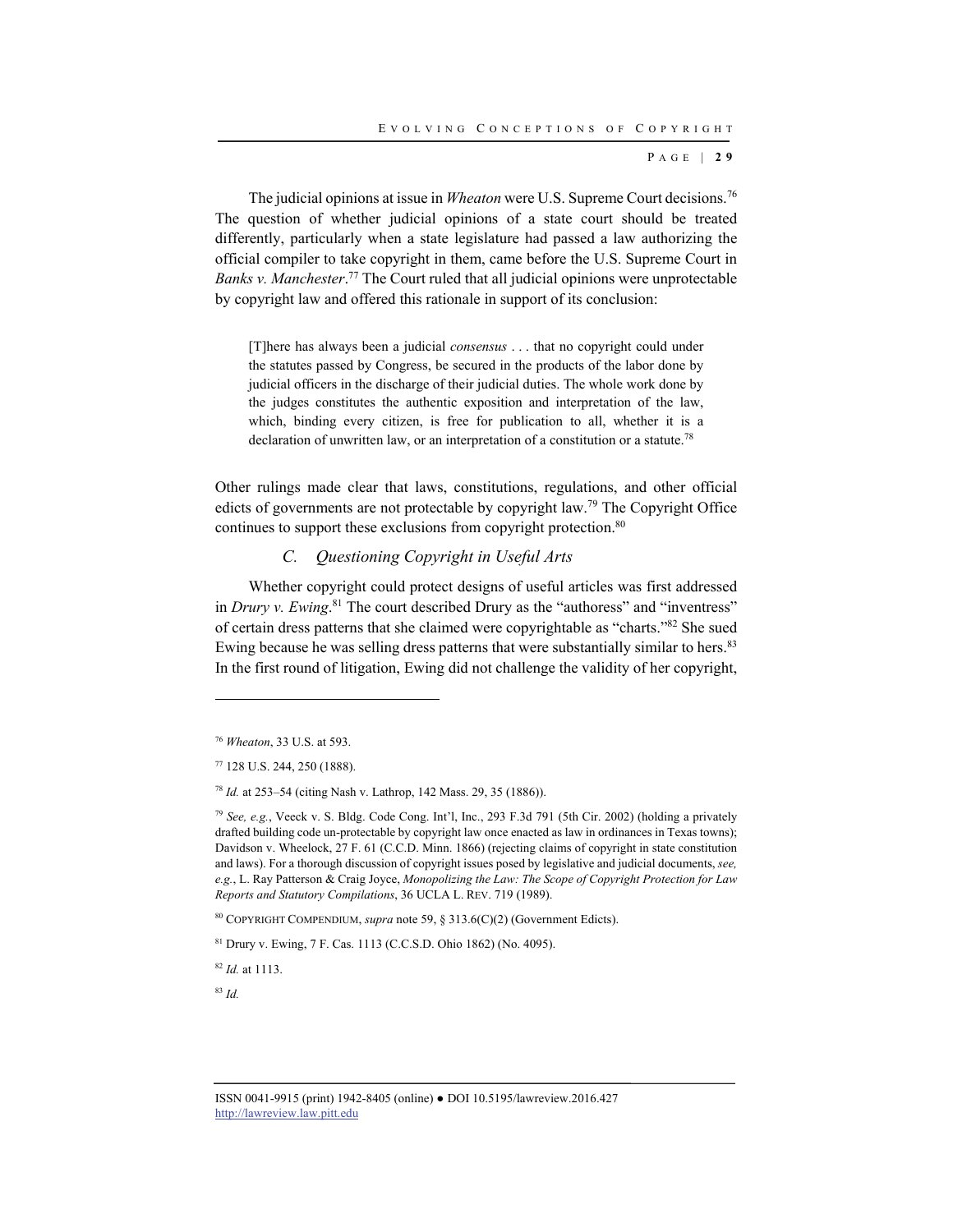The judicial opinions at issue in *Wheaton* were U.S. Supreme Court decisions.[76] The question of whether judicial opinions of a state court should be treated differently, particularly when a state legislature had passed a law authorizing the official compiler to take copyright in them, came before the U.S. Supreme Court in *Banks v. Manchester*.[77] The Court ruled that all judicial opinions were unprotectable by copyright law and offered this rationale in support of its conclusion:

> [T]here has always been a judicial *consensus* . . . that no copyright could under the statutes passed by Congress, be secured in the products of the labor done by judicial officers in the discharge of their judicial duties. The whole work done by the judges constitutes the authentic exposition and interpretation of the law, which, binding every citizen, is free for publication to all, whether it is a declaration of unwritten law, or an interpretation of a constitution or a statute.[78]

Other rulings made clear that laws, constitutions, regulations, and other official edicts of governments are not protectable by copyright law.[79] The Copyright Office continues to support these exclusions from copyright protection.[80]

### C. Questioning Copyright in Useful Arts

Whether copyright could protect designs of useful articles was first addressed in *Drury v. Ewing*.[81] The court described Drury as the "authoress" and "inventress" of certain dress patterns that she claimed were copyrightable as "charts."[82] She sued Ewing because he was selling dress patterns that were substantially similar to hers.[83] In the first round of litigation, Ewing did not challenge the validity of her copyright,

---

[76] *Wheaton*, 33 U.S. at 593.

[77] 128 U.S. 244, 250 (1888).

[78] *Id.* at 253–54 (citing Nash v. Lathrop, 142 Mass. 29, 35 (1886)).

[79] *See, e.g.*, Veeck v. S. Bldg. Code Cong. Int'l, Inc., 293 F.3d 791 (5th Cir. 2002) (holding a privately drafted building code un-protectable by copyright law once enacted as law in ordinances in Texas towns); Davidson v. Wheelock, 27 F. 61 (C.C.D. Minn. 1866) (rejecting claims of copyright in state constitution and laws). For a thorough discussion of copyright issues posed by legislative and judicial documents, *see, e.g.*, L. Ray Patterson & Craig Joyce, *Monopolizing the Law: The Scope of Copyright Protection for Law Reports and Statutory Compilations*, 36 UCLA L. REV. 719 (1989).

[80] COPYRIGHT COMPENDIUM, *supra* note 59, § 313.6(C)(2) (Government Edicts).

[81] Drury v. Ewing, 7 F. Cas. 1113 (C.C.S.D. Ohio 1862) (No. 4095).

[82] *Id.* at 1113.

[83] *Id.*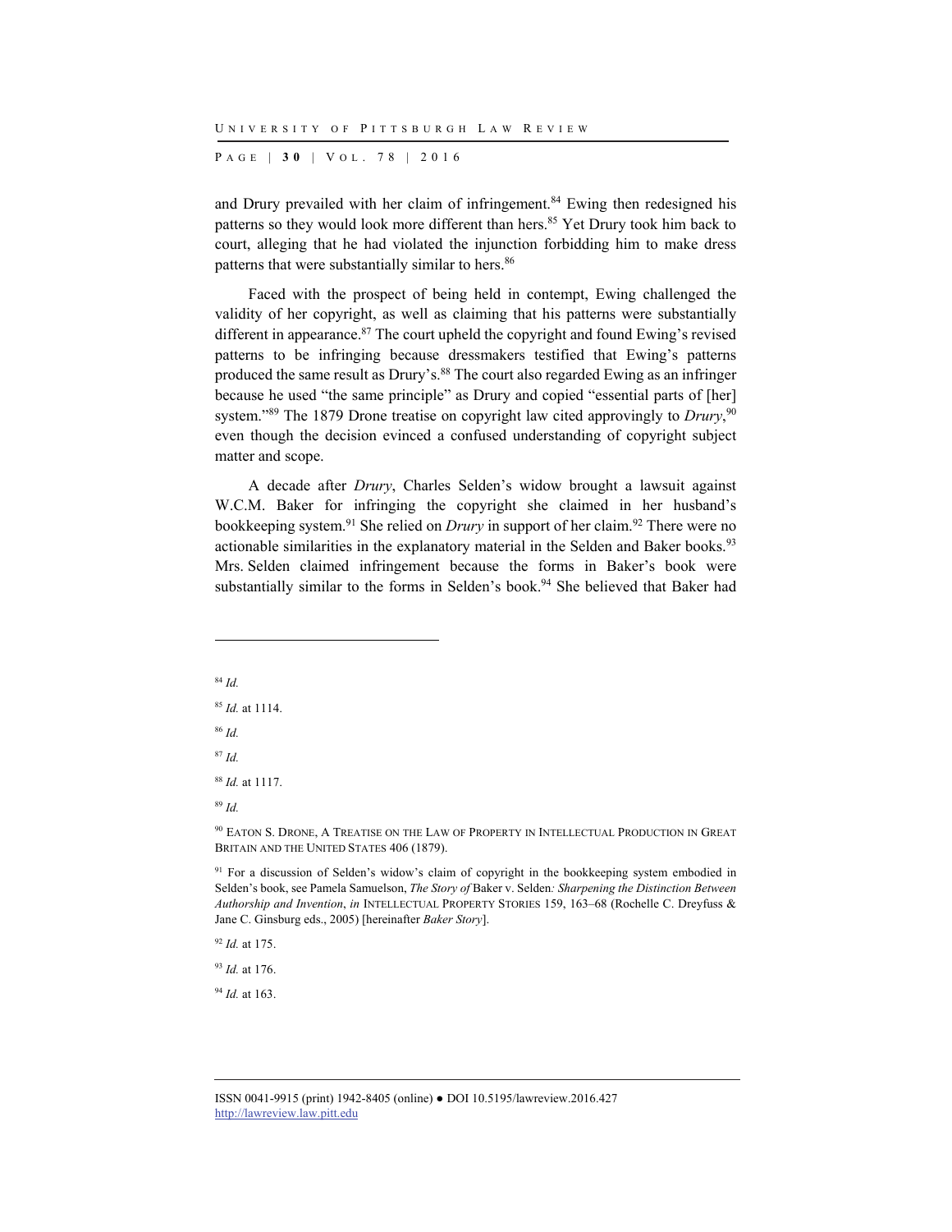and Drury prevailed with her claim of infringement.[84] Ewing then redesigned his patterns so they would look more different than hers.[85] Yet Drury took him back to court, alleging that he had violated the injunction forbidding him to make dress patterns that were substantially similar to hers.[86]

Faced with the prospect of being held in contempt, Ewing challenged the validity of her copyright, as well as claiming that his patterns were substantially different in appearance.[87] The court upheld the copyright and found Ewing's revised patterns to be infringing because dressmakers testified that Ewing's patterns produced the same result as Drury's.[88] The court also regarded Ewing as an infringer because he used "the same principle" as Drury and copied "essential parts of [her] system."[89] The 1879 Drone treatise on copyright law cited approvingly to *Drury*,[90] even though the decision evinced a confused understanding of copyright subject matter and scope.

A decade after *Drury*, Charles Selden's widow brought a lawsuit against W.C.M. Baker for infringing the copyright she claimed in her husband's bookkeeping system.[91] She relied on *Drury* in support of her claim.[92] There were no actionable similarities in the explanatory material in the Selden and Baker books.[93] Mrs. Selden claimed infringement because the forms in Baker's book were substantially similar to the forms in Selden's book.[94] She believed that Baker had

---

[84] *Id.*

[85] *Id.* at 1114.

[86] *Id.*

[87] *Id.*

[88] *Id.* at 1117.

[89] *Id.*

[90] EATON S. DRONE, A TREATISE ON THE LAW OF PROPERTY IN INTELLECTUAL PRODUCTION IN GREAT BRITAIN AND THE UNITED STATES 406 (1879).

[91] For a discussion of Selden's widow's claim of copyright in the bookkeeping system embodied in Selden's book, see Pamela Samuelson, *The Story of* Baker v. Selden*: Sharpening the Distinction Between Authorship and Invention*, *in* INTELLECTUAL PROPERTY STORIES 159, 163–68 (Rochelle C. Dreyfuss & Jane C. Ginsburg eds., 2005) [hereinafter *Baker Story*].

[92] *Id.* at 175.

[93] *Id.* at 176.

[94] *Id.* at 163.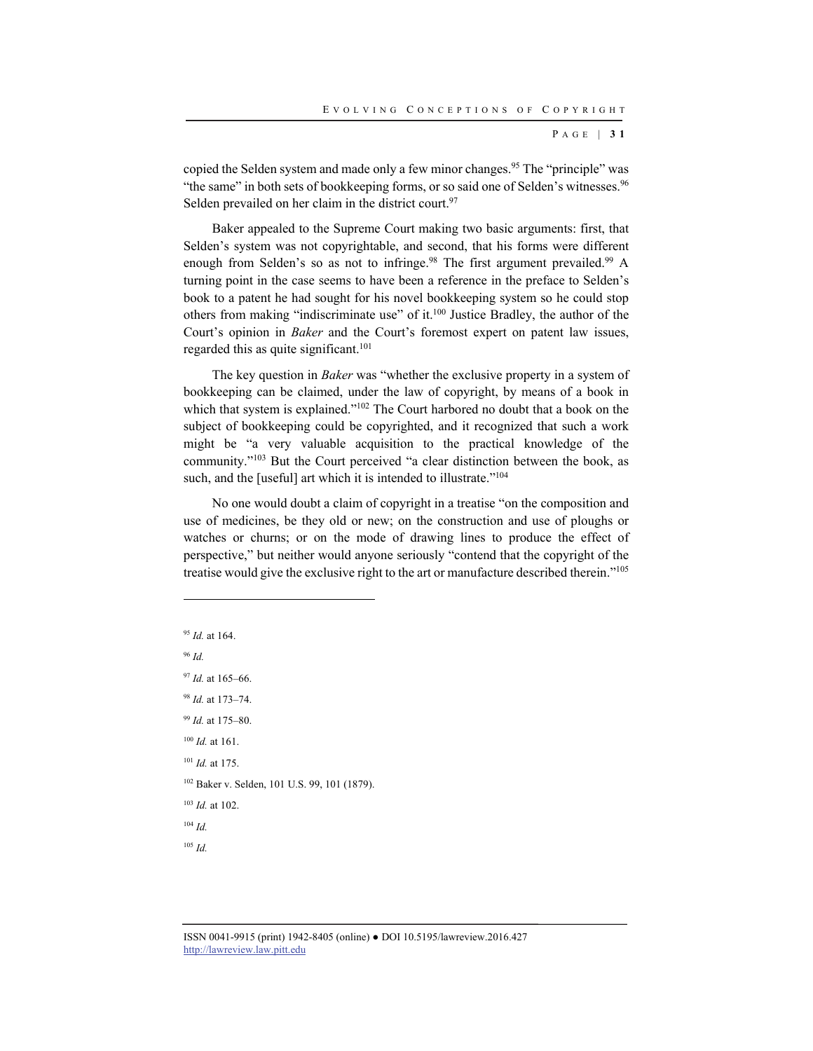copied the Selden system and made only a few minor changes.[95] The "principle" was "the same" in both sets of bookkeeping forms, or so said one of Selden's witnesses.[96] Selden prevailed on her claim in the district court.[97]

Baker appealed to the Supreme Court making two basic arguments: first, that Selden's system was not copyrightable, and second, that his forms were different enough from Selden's so as not to infringe.[98] The first argument prevailed.[99] A turning point in the case seems to have been a reference in the preface to Selden's book to a patent he had sought for his novel bookkeeping system so he could stop others from making "indiscriminate use" of it.[100] Justice Bradley, the author of the Court's opinion in *Baker* and the Court's foremost expert on patent law issues, regarded this as quite significant.[101]

The key question in *Baker* was "whether the exclusive property in a system of bookkeeping can be claimed, under the law of copyright, by means of a book in which that system is explained."[102] The Court harbored no doubt that a book on the subject of bookkeeping could be copyrighted, and it recognized that such a work might be "a very valuable acquisition to the practical knowledge of the community."[103] But the Court perceived "a clear distinction between the book, as such, and the [useful] art which it is intended to illustrate."[104]

No one would doubt a claim of copyright in a treatise "on the composition and use of medicines, be they old or new; on the construction and use of ploughs or watches or churns; or on the mode of drawing lines to produce the effect of perspective," but neither would anyone seriously "contend that the copyright of the treatise would give the exclusive right to the art or manufacture described therein."[105]

---

[95] *Id.* at 164.

[96] *Id.*

[97] *Id.* at 165–66.

[98] *Id.* at 173–74.

[99] *Id.* at 175–80.

[100] *Id.* at 161.

[101] *Id.* at 175.

[102] Baker v. Selden, 101 U.S. 99, 101 (1879).

[103] *Id.* at 102.

[104] *Id.*

[105] *Id.*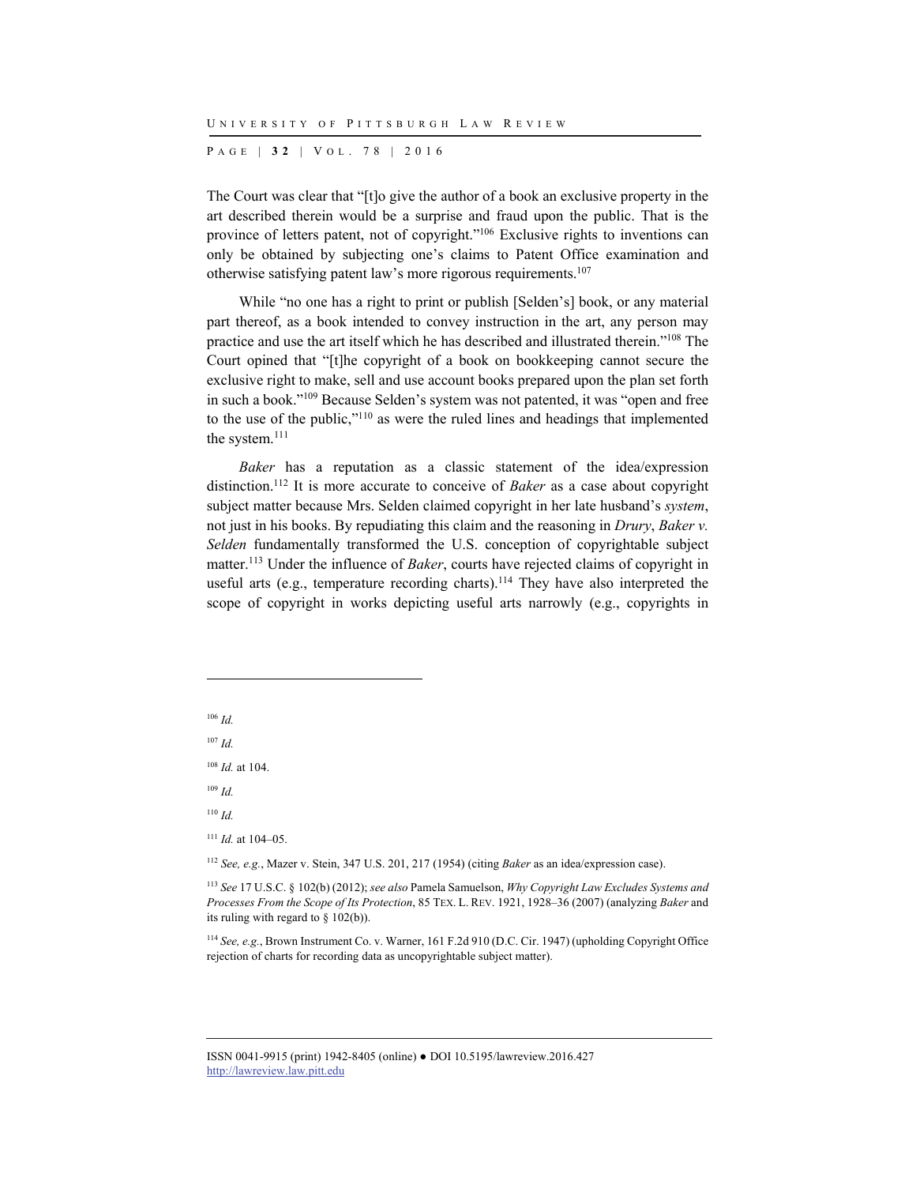The Court was clear that "[t]o give the author of a book an exclusive property in the art described therein would be a surprise and fraud upon the public. That is the province of letters patent, not of copyright."[106] Exclusive rights to inventions can only be obtained by subjecting one's claims to Patent Office examination and otherwise satisfying patent law's more rigorous requirements.[107]

While "no one has a right to print or publish [Selden's] book, or any material part thereof, as a book intended to convey instruction in the art, any person may practice and use the art itself which he has described and illustrated therein."[108] The Court opined that "[t]he copyright of a book on bookkeeping cannot secure the exclusive right to make, sell and use account books prepared upon the plan set forth in such a book."[109] Because Selden's system was not patented, it was "open and free to the use of the public,"[110] as were the ruled lines and headings that implemented the system.[111]

*Baker* has a reputation as a classic statement of the idea/expression distinction.[112] It is more accurate to conceive of *Baker* as a case about copyright subject matter because Mrs. Selden claimed copyright in her late husband's *system*, not just in his books. By repudiating this claim and the reasoning in *Drury*, *Baker v. Selden* fundamentally transformed the U.S. conception of copyrightable subject matter.[113] Under the influence of *Baker*, courts have rejected claims of copyright in useful arts (e.g., temperature recording charts).[114] They have also interpreted the scope of copyright in works depicting useful arts narrowly (e.g., copyrights in

---

[106] *Id.*

[107] *Id.*

[108] *Id.* at 104.

[109] *Id.*

[110] *Id.*

[111] *Id.* at 104–05.

[112] *See, e.g.*, Mazer v. Stein, 347 U.S. 201, 217 (1954) (citing *Baker* as an idea/expression case).

[113] *See* 17 U.S.C. § 102(b) (2012); *see also* Pamela Samuelson, *Why Copyright Law Excludes Systems and Processes From the Scope of Its Protection*, 85 TEX. L. REV. 1921, 1928–36 (2007) (analyzing *Baker* and its ruling with regard to § 102(b)).

[114] *See, e.g.*, Brown Instrument Co. v. Warner, 161 F.2d 910 (D.C. Cir. 1947) (upholding Copyright Office rejection of charts for recording data as uncopyrightable subject matter).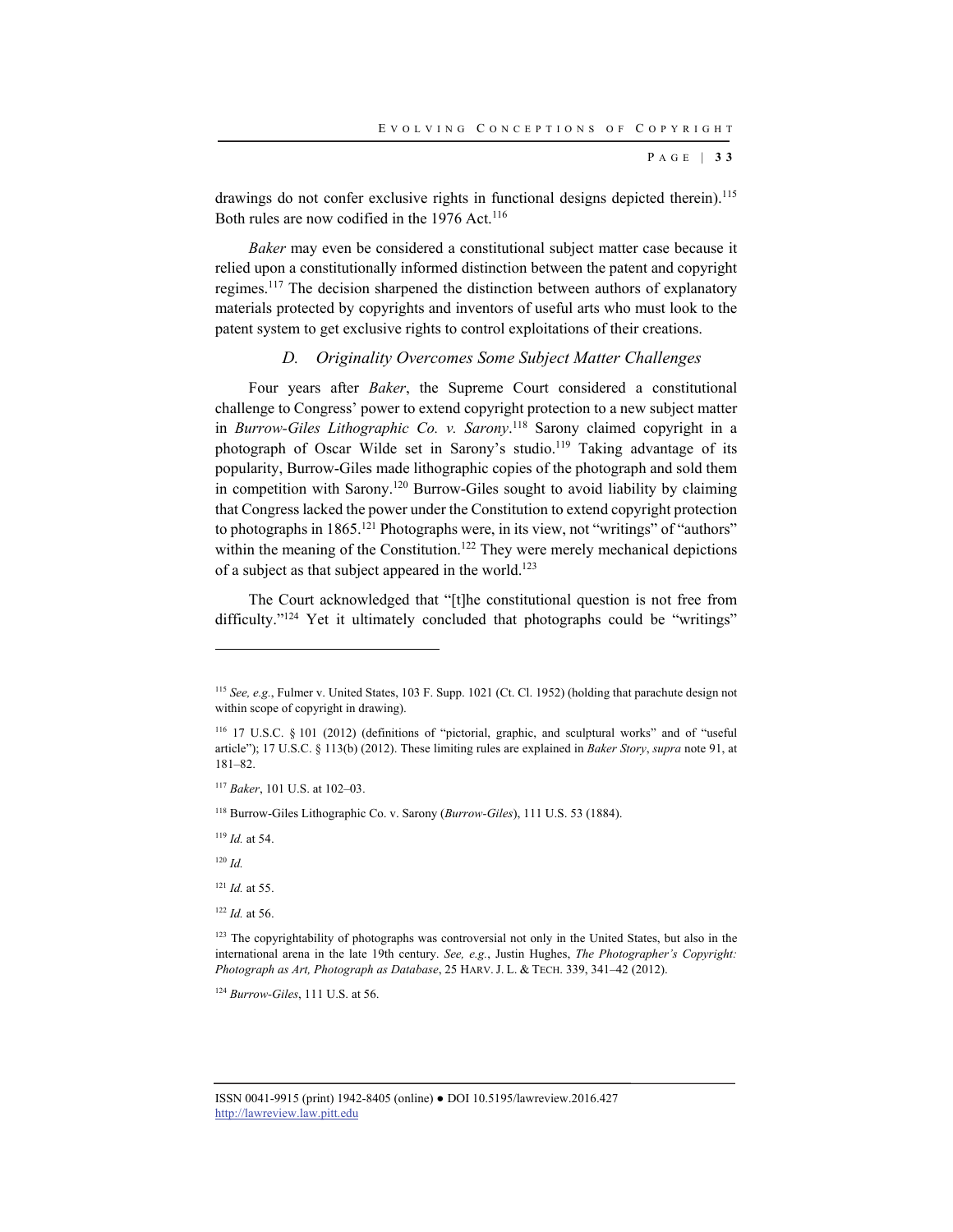drawings do not confer exclusive rights in functional designs depicted therein).[115] Both rules are now codified in the 1976 Act.[116]

*Baker* may even be considered a constitutional subject matter case because it relied upon a constitutionally informed distinction between the patent and copyright regimes.[117] The decision sharpened the distinction between authors of explanatory materials protected by copyrights and inventors of useful arts who must look to the patent system to get exclusive rights to control exploitations of their creations.

### *D. Originality Overcomes Some Subject Matter Challenges*

Four years after *Baker*, the Supreme Court considered a constitutional challenge to Congress' power to extend copyright protection to a new subject matter in *Burrow-Giles Lithographic Co. v. Sarony*.[118] Sarony claimed copyright in a photograph of Oscar Wilde set in Sarony's studio.[119] Taking advantage of its popularity, Burrow-Giles made lithographic copies of the photograph and sold them in competition with Sarony.[120] Burrow-Giles sought to avoid liability by claiming that Congress lacked the power under the Constitution to extend copyright protection to photographs in 1865.[121] Photographs were, in its view, not "writings" of "authors" within the meaning of the Constitution.[122] They were merely mechanical depictions of a subject as that subject appeared in the world.[123]

The Court acknowledged that "[t]he constitutional question is not free from difficulty."[124] Yet it ultimately concluded that photographs could be "writings"

---

[115] *See, e.g.*, Fulmer v. United States, 103 F. Supp. 1021 (Ct. Cl. 1952) (holding that parachute design not within scope of copyright in drawing).

[116] 17 U.S.C. § 101 (2012) (definitions of "pictorial, graphic, and sculptural works" and of "useful article"); 17 U.S.C. § 113(b) (2012). These limiting rules are explained in *Baker Story*, *supra* note 91, at 181–82.

[117] *Baker*, 101 U.S. at 102–03.

[118] Burrow-Giles Lithographic Co. v. Sarony (*Burrow-Giles*), 111 U.S. 53 (1884).

[119] *Id.* at 54.

[120] *Id.*

[121] *Id.* at 55.

[122] *Id.* at 56.

[123] The copyrightability of photographs was controversial not only in the United States, but also in the international arena in the late 19th century. *See, e.g.*, Justin Hughes, *The Photographer's Copyright: Photograph as Art, Photograph as Database*, 25 HARV. J. L. & TECH. 339, 341–42 (2012).

[124] *Burrow-Giles*, 111 U.S. at 56.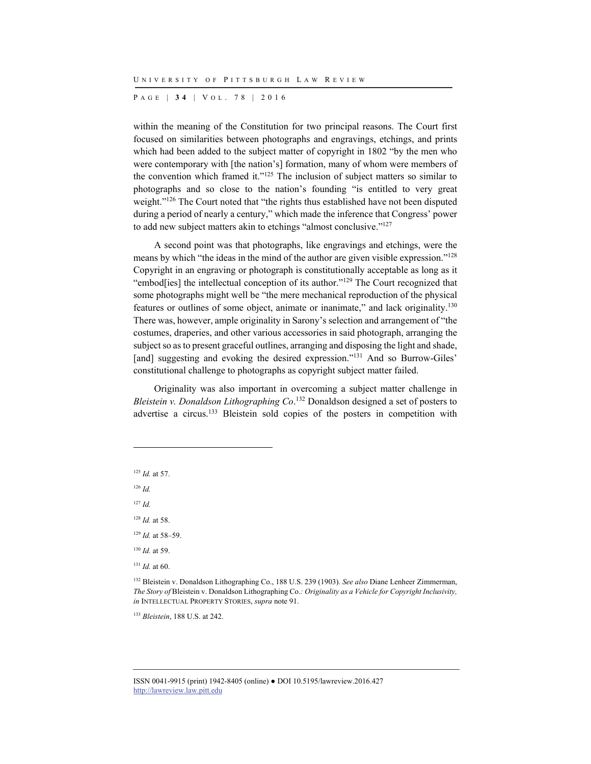within the meaning of the Constitution for two principal reasons. The Court first focused on similarities between photographs and engravings, etchings, and prints which had been added to the subject matter of copyright in 1802 "by the men who were contemporary with [the nation's] formation, many of whom were members of the convention which framed it."[125] The inclusion of subject matters so similar to photographs and so close to the nation's founding "is entitled to very great weight."[126] The Court noted that "the rights thus established have not been disputed during a period of nearly a century," which made the inference that Congress' power to add new subject matters akin to etchings "almost conclusive."[127]

A second point was that photographs, like engravings and etchings, were the means by which "the ideas in the mind of the author are given visible expression."[128] Copyright in an engraving or photograph is constitutionally acceptable as long as it "embod[ies] the intellectual conception of its author."[129] The Court recognized that some photographs might well be "the mere mechanical reproduction of the physical features or outlines of some object, animate or inanimate," and lack originality.[130] There was, however, ample originality in Sarony's selection and arrangement of "the costumes, draperies, and other various accessories in said photograph, arranging the subject so as to present graceful outlines, arranging and disposing the light and shade, [and] suggesting and evoking the desired expression."[131] And so Burrow-Giles' constitutional challenge to photographs as copyright subject matter failed.

Originality was also important in overcoming a subject matter challenge in *Bleistein v. Donaldson Lithographing Co*.[132] Donaldson designed a set of posters to advertise a circus.[133] Bleistein sold copies of the posters in competition with

---

[125] *Id.* at 57.

[126] *Id.*

[127] *Id.*

[128] *Id.* at 58.

[129] *Id.* at 58–59.

[130] *Id.* at 59.

[131] *Id.* at 60.

[132] Bleistein v. Donaldson Lithographing Co., 188 U.S. 239 (1903). *See also* Diane Lenheer Zimmerman, *The Story of* Bleistein v. Donaldson Lithographing Co.*: Originality as a Vehicle for Copyright Inclusivity, in* INTELLECTUAL PROPERTY STORIES, *supra* note 91.

[133] *Bleistein*, 188 U.S. at 242.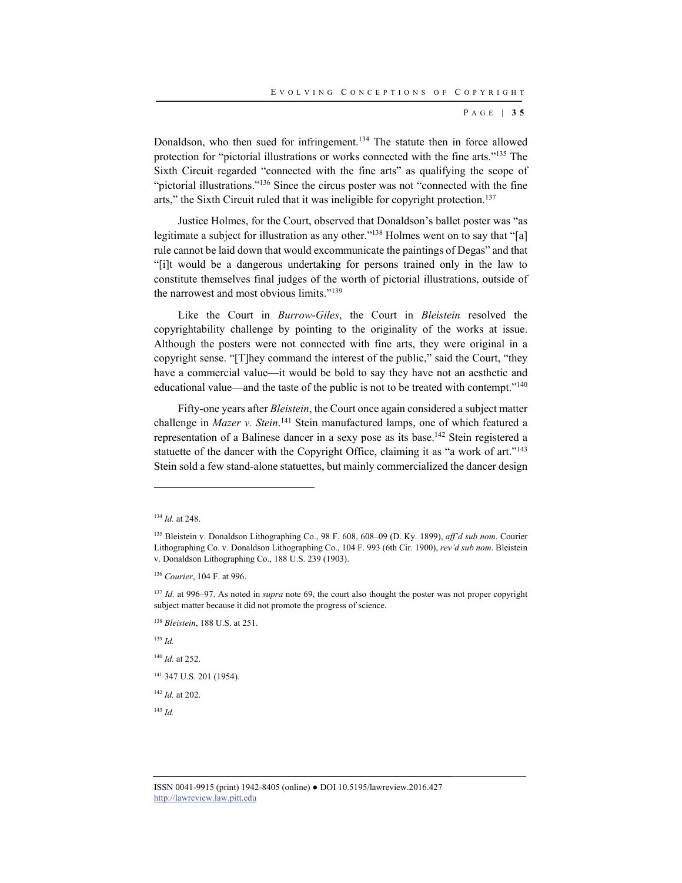Donaldson, who then sued for infringement.[134] The statute then in force allowed protection for "pictorial illustrations or works connected with the fine arts."[135] The Sixth Circuit regarded "connected with the fine arts" as qualifying the scope of "pictorial illustrations."[136] Since the circus poster was not "connected with the fine arts," the Sixth Circuit ruled that it was ineligible for copyright protection.[137]

Justice Holmes, for the Court, observed that Donaldson's ballet poster was "as legitimate a subject for illustration as any other."[138] Holmes went on to say that "[a] rule cannot be laid down that would excommunicate the paintings of Degas" and that "[i]t would be a dangerous undertaking for persons trained only in the law to constitute themselves final judges of the worth of pictorial illustrations, outside of the narrowest and most obvious limits."[139]

Like the Court in *Burrow-Giles*, the Court in *Bleistein* resolved the copyrightability challenge by pointing to the originality of the works at issue. Although the posters were not connected with fine arts, they were original in a copyright sense. "[T]hey command the interest of the public," said the Court, "they have a commercial value—it would be bold to say they have not an aesthetic and educational value—and the taste of the public is not to be treated with contempt."[140]

Fifty-one years after *Bleistein*, the Court once again considered a subject matter challenge in *Mazer v. Stein*.[141] Stein manufactured lamps, one of which featured a representation of a Balinese dancer in a sexy pose as its base.[142] Stein registered a statuette of the dancer with the Copyright Office, claiming it as "a work of art."[143] Stein sold a few stand-alone statuettes, but mainly commercialized the dancer design

---

[134] *Id.* at 248.

[135] Bleistein v. Donaldson Lithographing Co., 98 F. 608, 608–09 (D. Ky. 1899), *aff'd sub nom*. Courier Lithographing Co. v. Donaldson Lithographing Co., 104 F. 993 (6th Cir. 1900), *rev'd sub nom*. Bleistein v. Donaldson Lithographing Co., 188 U.S. 239 (1903).

[136] *Courier*, 104 F. at 996.

[137] *Id.* at 996–97. As noted in *supra* note 69, the court also thought the poster was not proper copyright subject matter because it did not promote the progress of science.

[138] *Bleistein*, 188 U.S. at 251.

[139] *Id.*

[140] *Id.* at 252.

[141] 347 U.S. 201 (1954).

[142] *Id.* at 202.

[143] *Id.*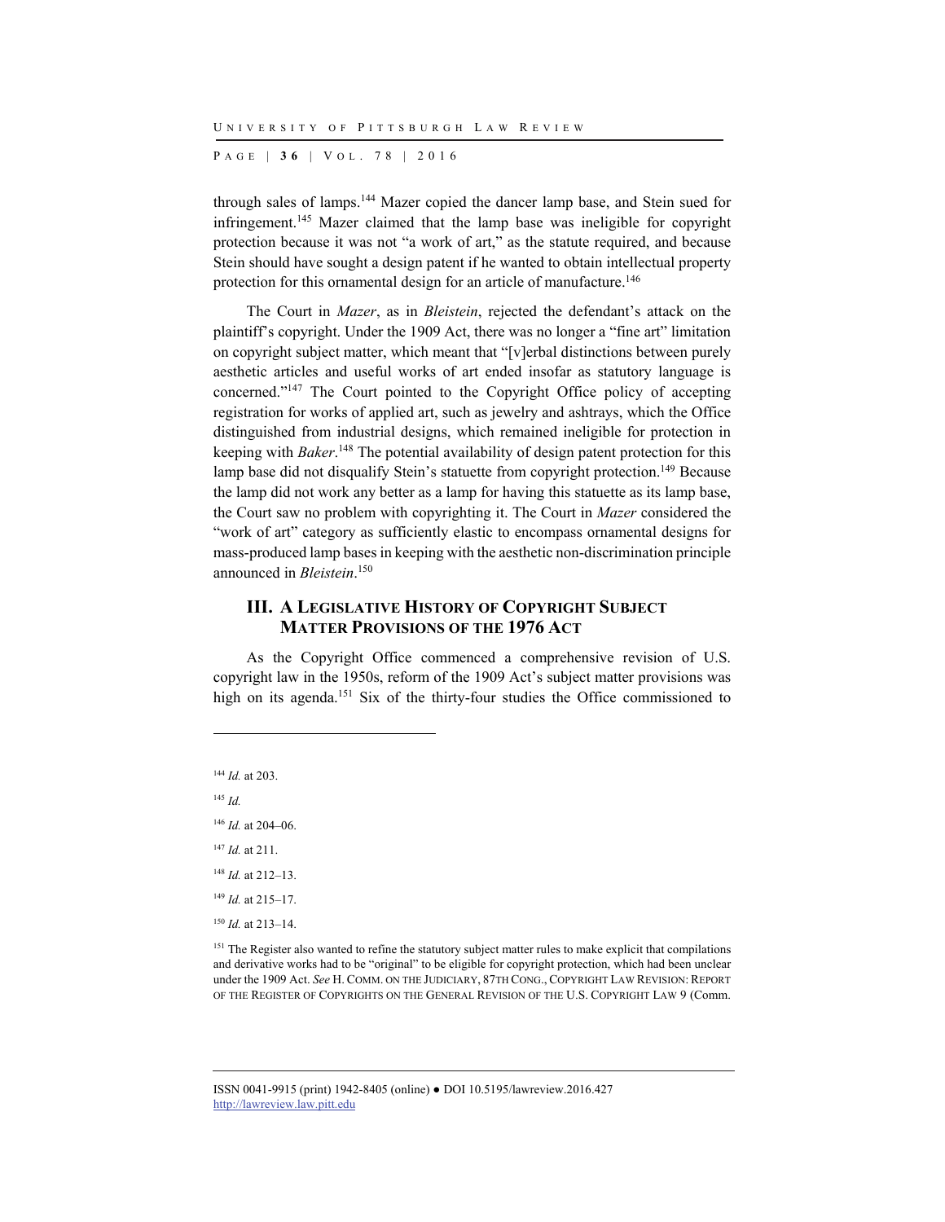through sales of lamps.[144] Mazer copied the dancer lamp base, and Stein sued for infringement.[145] Mazer claimed that the lamp base was ineligible for copyright protection because it was not "a work of art," as the statute required, and because Stein should have sought a design patent if he wanted to obtain intellectual property protection for this ornamental design for an article of manufacture.[146]

The Court in *Mazer*, as in *Bleistein*, rejected the defendant's attack on the plaintiff's copyright. Under the 1909 Act, there was no longer a "fine art" limitation on copyright subject matter, which meant that "[v]erbal distinctions between purely aesthetic articles and useful works of art ended insofar as statutory language is concerned."[147] The Court pointed to the Copyright Office policy of accepting registration for works of applied art, such as jewelry and ashtrays, which the Office distinguished from industrial designs, which remained ineligible for protection in keeping with *Baker*.[148] The potential availability of design patent protection for this lamp base did not disqualify Stein's statuette from copyright protection.[149] Because the lamp did not work any better as a lamp for having this statuette as its lamp base, the Court saw no problem with copyrighting it. The Court in *Mazer* considered the "work of art" category as sufficiently elastic to encompass ornamental designs for mass-produced lamp bases in keeping with the aesthetic non-discrimination principle announced in *Bleistein*.[150]

## III. A Legislative History of Copyright Subject Matter Provisions of the 1976 Act

As the Copyright Office commenced a comprehensive revision of U.S. copyright law in the 1950s, reform of the 1909 Act's subject matter provisions was high on its agenda.[151] Six of the thirty-four studies the Office commissioned to

---

[144] *Id.* at 203.

[145] *Id.*

[146] *Id.* at 204–06.

[147] *Id.* at 211.

[148] *Id.* at 212–13.

[149] *Id.* at 215–17.

[150] *Id.* at 213–14.

[151] The Register also wanted to refine the statutory subject matter rules to make explicit that compilations and derivative works had to be "original" to be eligible for copyright protection, which had been unclear under the 1909 Act. *See* H. COMM. ON THE JUDICIARY, 87TH CONG., COPYRIGHT LAW REVISION: REPORT OF THE REGISTER OF COPYRIGHTS ON THE GENERAL REVISION OF THE U.S. COPYRIGHT LAW 9 (Comm.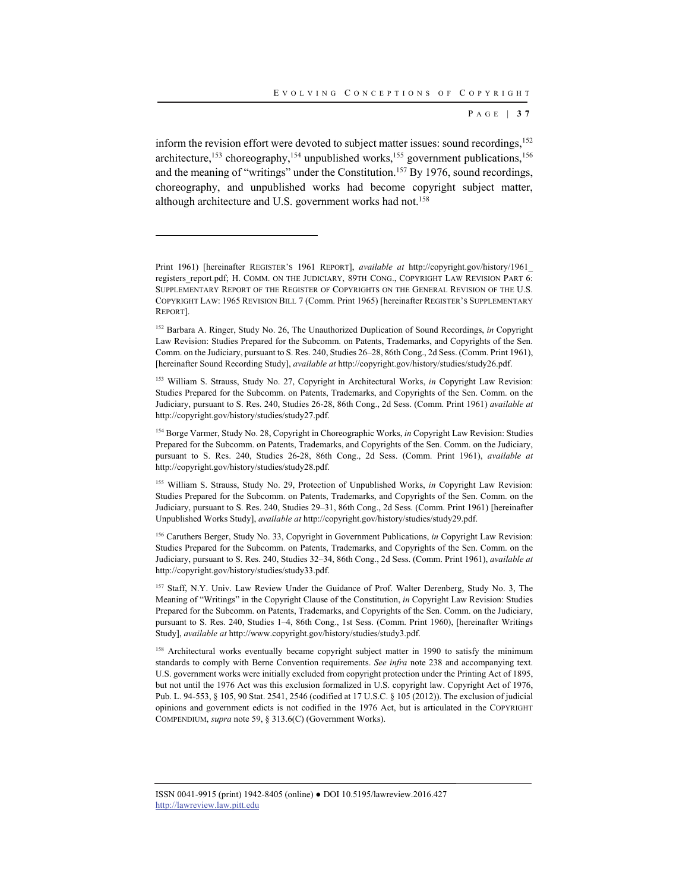inform the revision effort were devoted to subject matter issues: sound recordings,[152] architecture,[153] choreography,[154] unpublished works,[155] government publications,[156] and the meaning of "writings" under the Constitution.[157] By 1976, sound recordings, choreography, and unpublished works had become copyright subject matter, although architecture and U.S. government works had not.[158]

---

Print 1961) [hereinafter REGISTER'S 1961 REPORT], *available at* http://copyright.gov/history/1961_registers_report.pdf; H. COMM. ON THE JUDICIARY, 89TH CONG., COPYRIGHT LAW REVISION PART 6: SUPPLEMENTARY REPORT OF THE REGISTER OF COPYRIGHTS ON THE GENERAL REVISION OF THE U.S. COPYRIGHT LAW: 1965 REVISION BILL 7 (Comm. Print 1965) [hereinafter REGISTER'S SUPPLEMENTARY REPORT].

[152] Barbara A. Ringer, Study No. 26, The Unauthorized Duplication of Sound Recordings, *in* Copyright Law Revision: Studies Prepared for the Subcomm. on Patents, Trademarks, and Copyrights of the Sen. Comm. on the Judiciary, pursuant to S. Res. 240, Studies 26–28, 86th Cong., 2d Sess. (Comm. Print 1961), [hereinafter Sound Recording Study], *available at* http://copyright.gov/history/studies/study26.pdf.

[153] William S. Strauss, Study No. 27, Copyright in Architectural Works, *in* Copyright Law Revision: Studies Prepared for the Subcomm. on Patents, Trademarks, and Copyrights of the Sen. Comm. on the Judiciary, pursuant to S. Res. 240, Studies 26-28, 86th Cong., 2d Sess. (Comm. Print 1961) *available at* http://copyright.gov/history/studies/study27.pdf.

[154] Borge Varmer, Study No. 28, Copyright in Choreographic Works, *in* Copyright Law Revision: Studies Prepared for the Subcomm. on Patents, Trademarks, and Copyrights of the Sen. Comm. on the Judiciary, pursuant to S. Res. 240, Studies 26-28, 86th Cong., 2d Sess. (Comm. Print 1961), *available at* http://copyright.gov/history/studies/study28.pdf.

[155] William S. Strauss, Study No. 29, Protection of Unpublished Works, *in* Copyright Law Revision: Studies Prepared for the Subcomm. on Patents, Trademarks, and Copyrights of the Sen. Comm. on the Judiciary, pursuant to S. Res. 240, Studies 29–31, 86th Cong., 2d Sess. (Comm. Print 1961) [hereinafter Unpublished Works Study], *available at* http://copyright.gov/history/studies/study29.pdf.

[156] Caruthers Berger, Study No. 33, Copyright in Government Publications, *in* Copyright Law Revision: Studies Prepared for the Subcomm. on Patents, Trademarks, and Copyrights of the Sen. Comm. on the Judiciary, pursuant to S. Res. 240, Studies 32–34, 86th Cong., 2d Sess. (Comm. Print 1961), *available at* http://copyright.gov/history/studies/study33.pdf.

[157] Staff, N.Y. Univ. Law Review Under the Guidance of Prof. Walter Derenberg, Study No. 3, The Meaning of "Writings" in the Copyright Clause of the Constitution, *in* Copyright Law Revision: Studies Prepared for the Subcomm. on Patents, Trademarks, and Copyrights of the Sen. Comm. on the Judiciary, pursuant to S. Res. 240, Studies 1–4, 86th Cong., 1st Sess. (Comm. Print 1960), [hereinafter Writings Study], *available at* http://www.copyright.gov/history/studies/study3.pdf.

[158] Architectural works eventually became copyright subject matter in 1990 to satisfy the minimum standards to comply with Berne Convention requirements. *See infra* note 238 and accompanying text. U.S. government works were initially excluded from copyright protection under the Printing Act of 1895, but not until the 1976 Act was this exclusion formalized in U.S. copyright law. Copyright Act of 1976, Pub. L. 94-553, § 105, 90 Stat. 2541, 2546 (codified at 17 U.S.C. § 105 (2012)). The exclusion of judicial opinions and government edicts is not codified in the 1976 Act, but is articulated in the COPYRIGHT COMPENDIUM, *supra* note 59, § 313.6(C) (Government Works).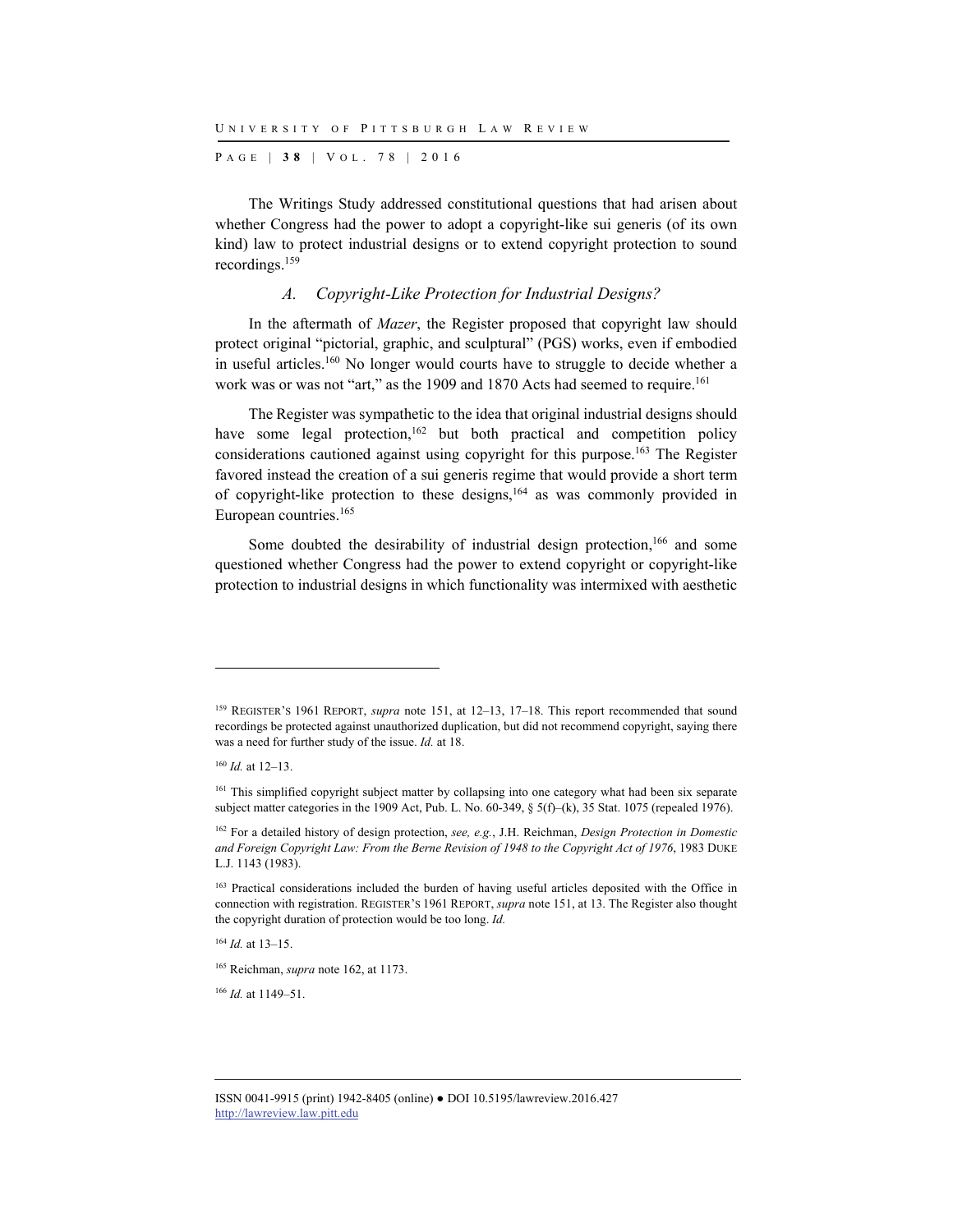The Writings Study addressed constitutional questions that had arisen about whether Congress had the power to adopt a copyright-like sui generis (of its own kind) law to protect industrial designs or to extend copyright protection to sound recordings.[159]

### *A. Copyright-Like Protection for Industrial Designs?*

In the aftermath of *Mazer*, the Register proposed that copyright law should protect original "pictorial, graphic, and sculptural" (PGS) works, even if embodied in useful articles.[160] No longer would courts have to struggle to decide whether a work was or was not "art," as the 1909 and 1870 Acts had seemed to require.[161]

The Register was sympathetic to the idea that original industrial designs should have some legal protection,[162] but both practical and competition policy considerations cautioned against using copyright for this purpose.[163] The Register favored instead the creation of a sui generis regime that would provide a short term of copyright-like protection to these designs,[164] as was commonly provided in European countries.[165]

Some doubted the desirability of industrial design protection,[166] and some questioned whether Congress had the power to extend copyright or copyright-like protection to industrial designs in which functionality was intermixed with aesthetic

---

[159] REGISTER'S 1961 REPORT, *supra* note 151, at 12–13, 17–18. This report recommended that sound recordings be protected against unauthorized duplication, but did not recommend copyright, saying there was a need for further study of the issue. *Id.* at 18.

[160] *Id.* at 12–13.

[161] This simplified copyright subject matter by collapsing into one category what had been six separate subject matter categories in the 1909 Act, Pub. L. No. 60-349, § 5(f)–(k), 35 Stat. 1075 (repealed 1976).

[162] For a detailed history of design protection, *see, e.g.*, J.H. Reichman, *Design Protection in Domestic and Foreign Copyright Law: From the Berne Revision of 1948 to the Copyright Act of 1976*, 1983 DUKE L.J. 1143 (1983).

[163] Practical considerations included the burden of having useful articles deposited with the Office in connection with registration. REGISTER'S 1961 REPORT, *supra* note 151, at 13. The Register also thought the copyright duration of protection would be too long. *Id.*

[164] *Id.* at 13–15.

[165] Reichman, *supra* note 162, at 1173.

[166] *Id.* at 1149–51.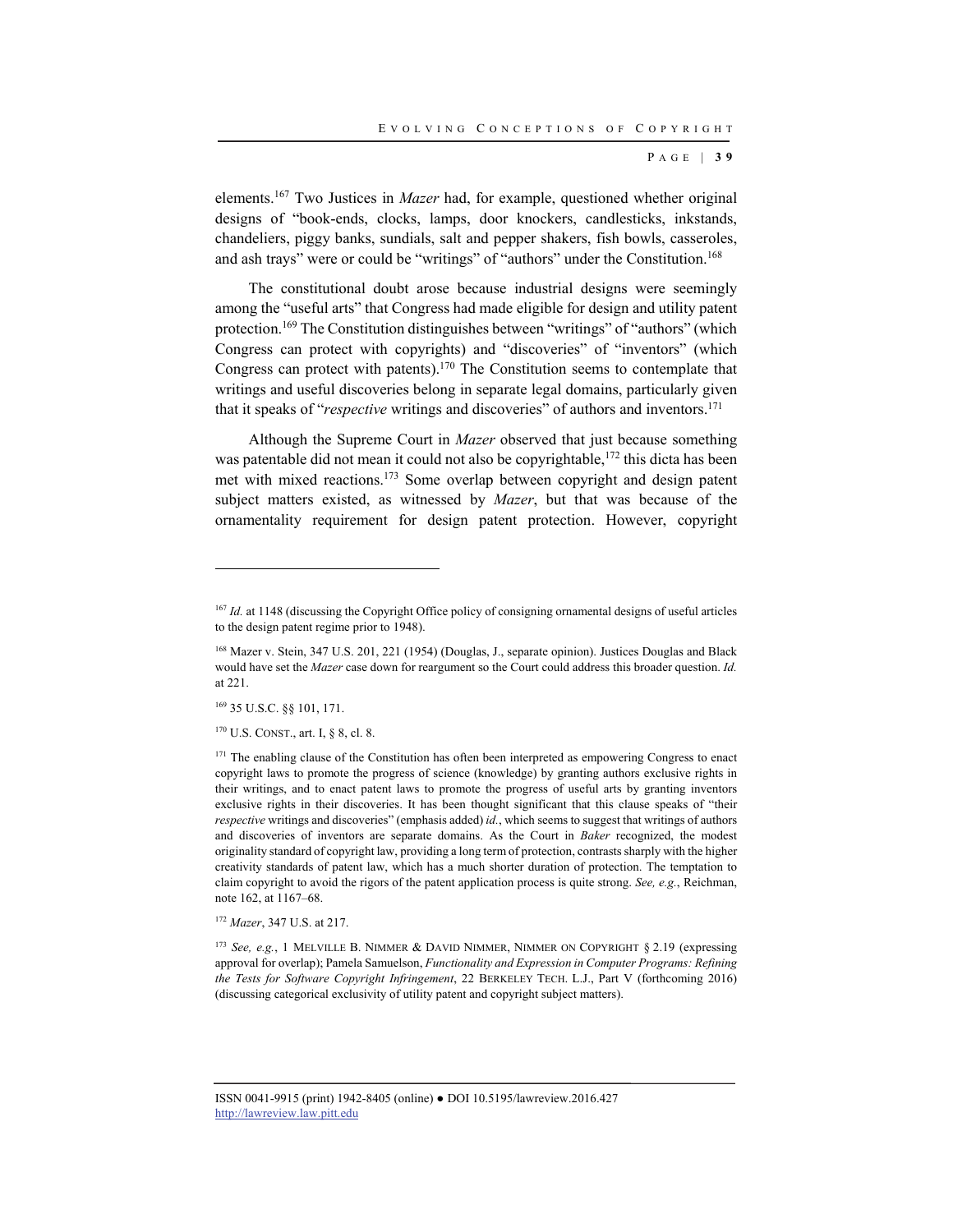elements.[167] Two Justices in *Mazer* had, for example, questioned whether original designs of "book-ends, clocks, lamps, door knockers, candlesticks, inkstands, chandeliers, piggy banks, sundials, salt and pepper shakers, fish bowls, casseroles, and ash trays" were or could be "writings" of "authors" under the Constitution.[168]

The constitutional doubt arose because industrial designs were seemingly among the "useful arts" that Congress had made eligible for design and utility patent protection.[169] The Constitution distinguishes between "writings" of "authors" (which Congress can protect with copyrights) and "discoveries" of "inventors" (which Congress can protect with patents).[170] The Constitution seems to contemplate that writings and useful discoveries belong in separate legal domains, particularly given that it speaks of "*respective* writings and discoveries" of authors and inventors.[171]

Although the Supreme Court in *Mazer* observed that just because something was patentable did not mean it could not also be copyrightable,[172] this dicta has been met with mixed reactions.[173] Some overlap between copyright and design patent subject matters existed, as witnessed by *Mazer*, but that was because of the ornamentality requirement for design patent protection. However, copyright

---

[167] *Id.* at 1148 (discussing the Copyright Office policy of consigning ornamental designs of useful articles to the design patent regime prior to 1948).

[168] Mazer v. Stein, 347 U.S. 201, 221 (1954) (Douglas, J., separate opinion). Justices Douglas and Black would have set the *Mazer* case down for reargument so the Court could address this broader question. *Id.* at 221.

[169] 35 U.S.C. §§ 101, 171.

[170] U.S. CONST., art. I, § 8, cl. 8.

[171] The enabling clause of the Constitution has often been interpreted as empowering Congress to enact copyright laws to promote the progress of science (knowledge) by granting authors exclusive rights in their writings, and to enact patent laws to promote the progress of useful arts by granting inventors exclusive rights in their discoveries. It has been thought significant that this clause speaks of "their *respective* writings and discoveries" (emphasis added) *id.*, which seems to suggest that writings of authors and discoveries of inventors are separate domains. As the Court in *Baker* recognized, the modest originality standard of copyright law, providing a long term of protection, contrasts sharply with the higher creativity standards of patent law, which has a much shorter duration of protection. The temptation to claim copyright to avoid the rigors of the patent application process is quite strong. *See, e.g.*, Reichman, note 162, at 1167–68.

[172] *Mazer*, 347 U.S. at 217.

[173] *See, e.g.*, 1 MELVILLE B. NIMMER & DAVID NIMMER, NIMMER ON COPYRIGHT § 2.19 (expressing approval for overlap); Pamela Samuelson, *Functionality and Expression in Computer Programs: Refining the Tests for Software Copyright Infringement*, 22 BERKELEY TECH. L.J., Part V (forthcoming 2016) (discussing categorical exclusivity of utility patent and copyright subject matters).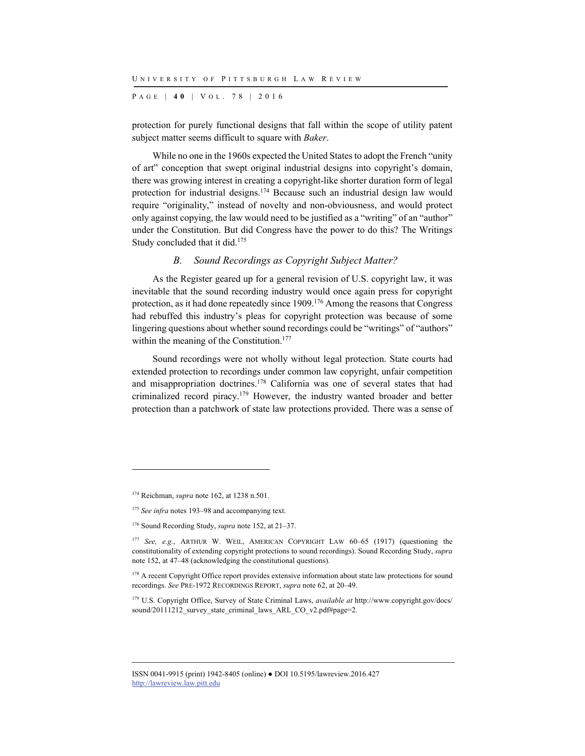protection for purely functional designs that fall within the scope of utility patent subject matter seems difficult to square with *Baker*.

While no one in the 1960s expected the United States to adopt the French "unity of art" conception that swept original industrial designs into copyright's domain, there was growing interest in creating a copyright-like shorter duration form of legal protection for industrial designs.[174] Because such an industrial design law would require "originality," instead of novelty and non-obviousness, and would protect only against copying, the law would need to be justified as a "writing" of an "author" under the Constitution. But did Congress have the power to do this? The Writings Study concluded that it did.[175]

### *B. Sound Recordings as Copyright Subject Matter?*

As the Register geared up for a general revision of U.S. copyright law, it was inevitable that the sound recording industry would once again press for copyright protection, as it had done repeatedly since 1909.[176] Among the reasons that Congress had rebuffed this industry's pleas for copyright protection was because of some lingering questions about whether sound recordings could be "writings" of "authors" within the meaning of the Constitution.[177]

Sound recordings were not wholly without legal protection. State courts had extended protection to recordings under common law copyright, unfair competition and misappropriation doctrines.[178] California was one of several states that had criminalized record piracy.[179] However, the industry wanted broader and better protection than a patchwork of state law protections provided. There was a sense of

---

[174] Reichman, *supra* note 162, at 1238 n.501.

[175] *See infra* notes 193–98 and accompanying text.

[176] Sound Recording Study, *supra* note 152, at 21–37.

[177] *See, e.g.*, ARTHUR W. WEIL, AMERICAN COPYRIGHT LAW 60–65 (1917) (questioning the constitutionality of extending copyright protections to sound recordings). Sound Recording Study, *supra* note 152, at 47–48 (acknowledging the constitutional questions).

[178] A recent Copyright Office report provides extensive information about state law protections for sound recordings. *See* PRE-1972 RECORDINGS REPORT, *supra* note 62, at 20–49.

[179] U.S. Copyright Office, Survey of State Criminal Laws, *available at* http://www.copyright.gov/docs/sound/20111212_survey_state_criminal_laws_ARL_CO_v2.pdf#page=2.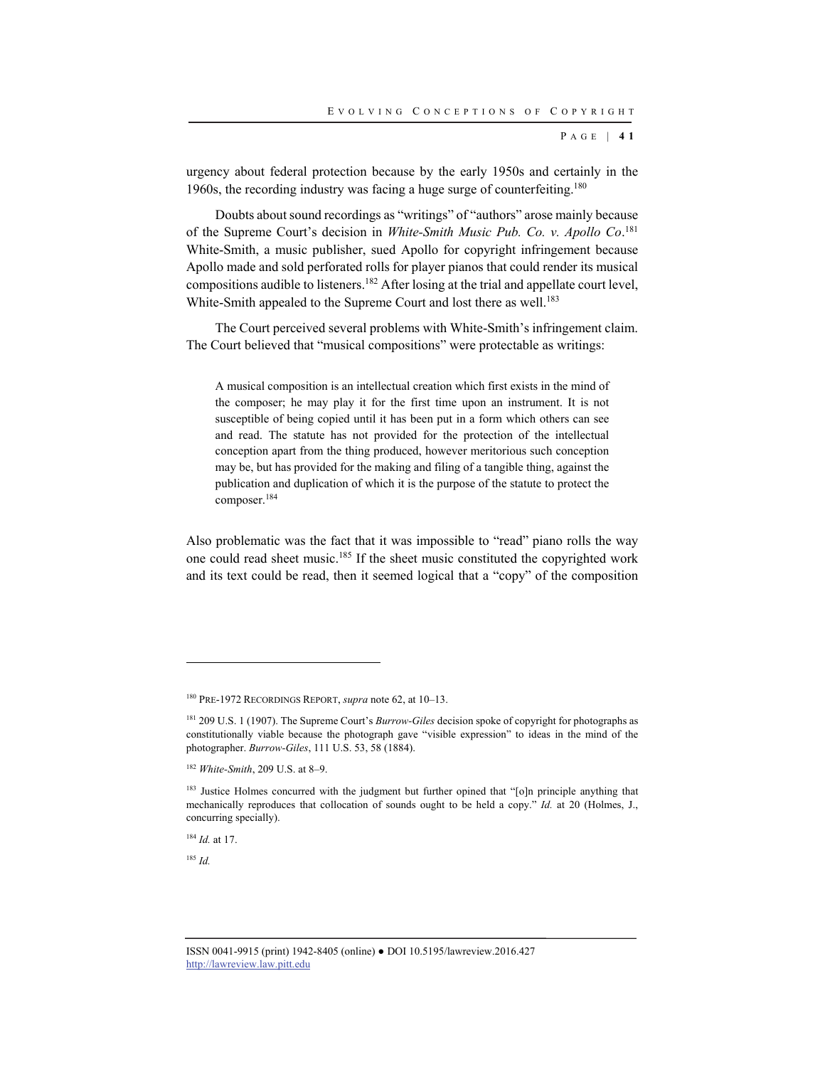urgency about federal protection because by the early 1950s and certainly in the 1960s, the recording industry was facing a huge surge of counterfeiting.[180]

Doubts about sound recordings as "writings" of "authors" arose mainly because of the Supreme Court's decision in *White-Smith Music Pub. Co. v. Apollo Co*.[181] White-Smith, a music publisher, sued Apollo for copyright infringement because Apollo made and sold perforated rolls for player pianos that could render its musical compositions audible to listeners.[182] After losing at the trial and appellate court level, White-Smith appealed to the Supreme Court and lost there as well.[183]

The Court perceived several problems with White-Smith's infringement claim. The Court believed that "musical compositions" were protectable as writings:

> A musical composition is an intellectual creation which first exists in the mind of the composer; he may play it for the first time upon an instrument. It is not susceptible of being copied until it has been put in a form which others can see and read. The statute has not provided for the protection of the intellectual conception apart from the thing produced, however meritorious such conception may be, but has provided for the making and filing of a tangible thing, against the publication and duplication of which it is the purpose of the statute to protect the composer.[184]

Also problematic was the fact that it was impossible to "read" piano rolls the way one could read sheet music.[185] If the sheet music constituted the copyrighted work and its text could be read, then it seemed logical that a "copy" of the composition

---

[180] PRE-1972 RECORDINGS REPORT, *supra* note 62, at 10–13.

[181] 209 U.S. 1 (1907). The Supreme Court's *Burrow-Giles* decision spoke of copyright for photographs as constitutionally viable because the photograph gave "visible expression" to ideas in the mind of the photographer. *Burrow-Giles*, 111 U.S. 53, 58 (1884).

[182] *White-Smith*, 209 U.S. at 8–9.

[183] Justice Holmes concurred with the judgment but further opined that "[o]n principle anything that mechanically reproduces that collocation of sounds ought to be held a copy." *Id.* at 20 (Holmes, J., concurring specially).

[184] *Id.* at 17.

[185] *Id.*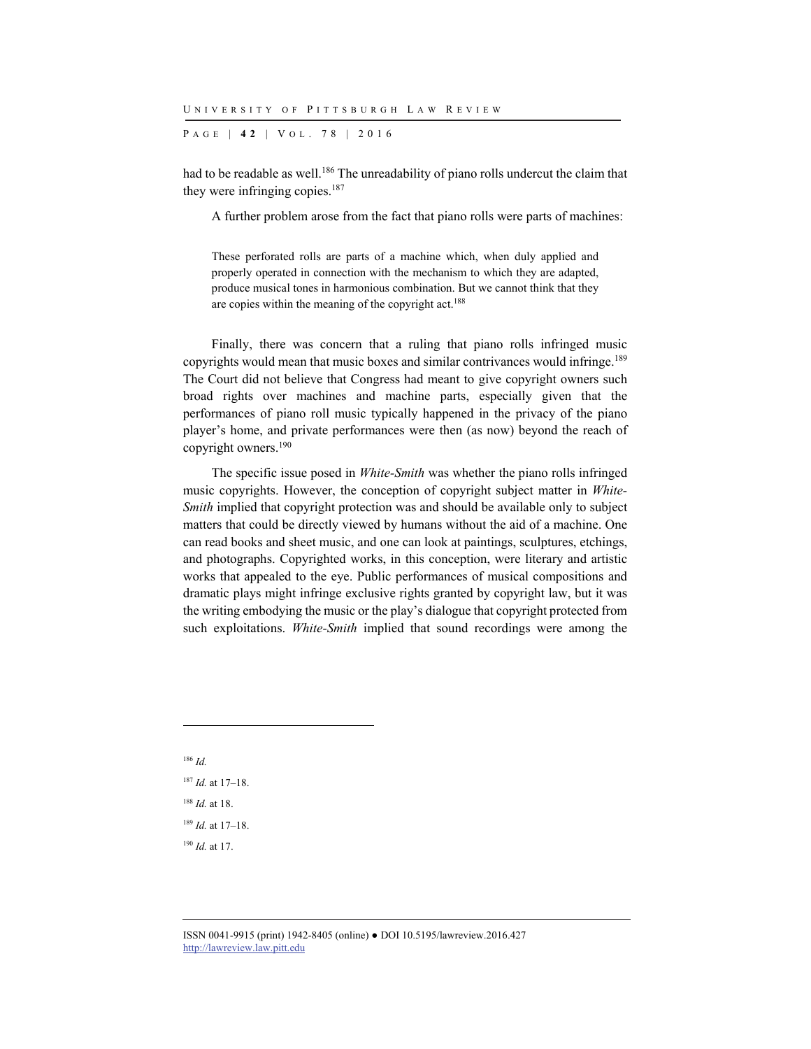had to be readable as well.[186] The unreadability of piano rolls undercut the claim that they were infringing copies.[187]

A further problem arose from the fact that piano rolls were parts of machines:

> These perforated rolls are parts of a machine which, when duly applied and properly operated in connection with the mechanism to which they are adapted, produce musical tones in harmonious combination. But we cannot think that they are copies within the meaning of the copyright act.[188]

Finally, there was concern that a ruling that piano rolls infringed music copyrights would mean that music boxes and similar contrivances would infringe.[189] The Court did not believe that Congress had meant to give copyright owners such broad rights over machines and machine parts, especially given that the performances of piano roll music typically happened in the privacy of the piano player's home, and private performances were then (as now) beyond the reach of copyright owners.[190]

The specific issue posed in *White-Smith* was whether the piano rolls infringed music copyrights. However, the conception of copyright subject matter in *White-Smith* implied that copyright protection was and should be available only to subject matters that could be directly viewed by humans without the aid of a machine. One can read books and sheet music, and one can look at paintings, sculptures, etchings, and photographs. Copyrighted works, in this conception, were literary and artistic works that appealed to the eye. Public performances of musical compositions and dramatic plays might infringe exclusive rights granted by copyright law, but it was the writing embodying the music or the play's dialogue that copyright protected from such exploitations. *White-Smith* implied that sound recordings were among the

---

[186] *Id.*

[187] *Id.* at 17–18.

[188] *Id.* at 18.

[189] *Id.* at 17–18.

[190] *Id.* at 17.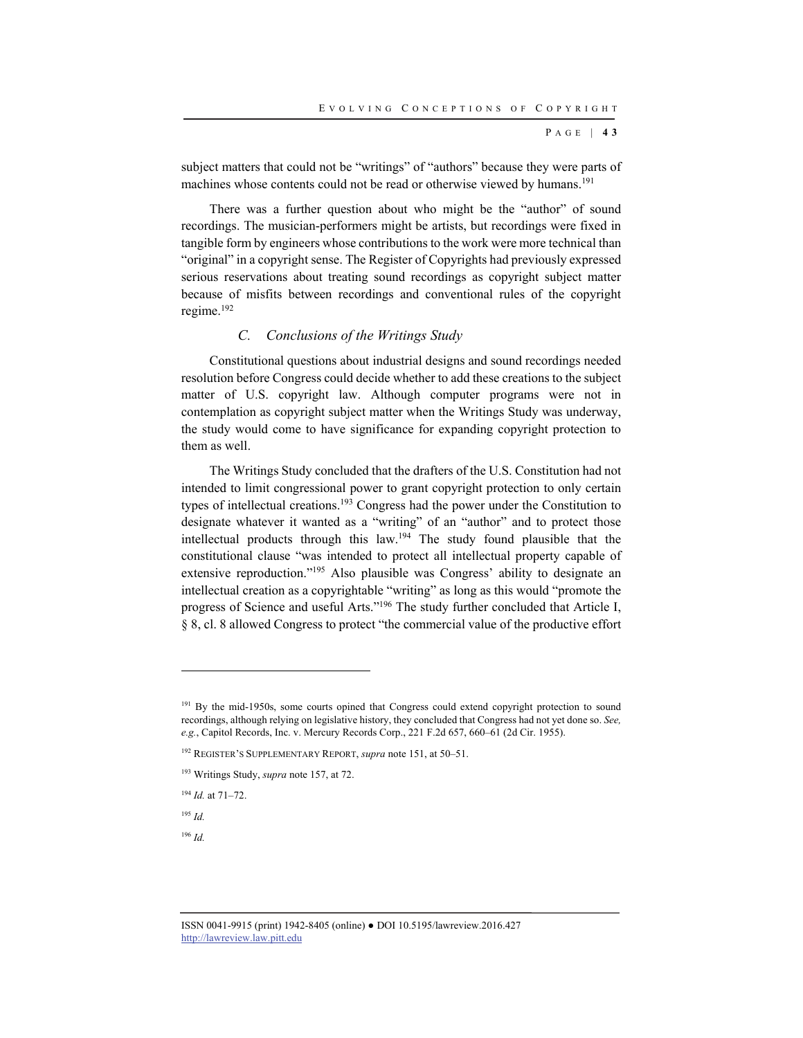subject matters that could not be "writings" of "authors" because they were parts of machines whose contents could not be read or otherwise viewed by humans.[191]

There was a further question about who might be the "author" of sound recordings. The musician-performers might be artists, but recordings were fixed in tangible form by engineers whose contributions to the work were more technical than "original" in a copyright sense. The Register of Copyrights had previously expressed serious reservations about treating sound recordings as copyright subject matter because of misfits between recordings and conventional rules of the copyright regime.[192]

### *C. Conclusions of the Writings Study*

Constitutional questions about industrial designs and sound recordings needed resolution before Congress could decide whether to add these creations to the subject matter of U.S. copyright law. Although computer programs were not in contemplation as copyright subject matter when the Writings Study was underway, the study would come to have significance for expanding copyright protection to them as well.

The Writings Study concluded that the drafters of the U.S. Constitution had not intended to limit congressional power to grant copyright protection to only certain types of intellectual creations.[193] Congress had the power under the Constitution to designate whatever it wanted as a "writing" of an "author" and to protect those intellectual products through this law.[194] The study found plausible that the constitutional clause "was intended to protect all intellectual property capable of extensive reproduction."[195] Also plausible was Congress' ability to designate an intellectual creation as a copyrightable "writing" as long as this would "promote the progress of Science and useful Arts."[196] The study further concluded that Article I, § 8, cl. 8 allowed Congress to protect "the commercial value of the productive effort

---

[191] By the mid-1950s, some courts opined that Congress could extend copyright protection to sound recordings, although relying on legislative history, they concluded that Congress had not yet done so. *See, e.g.*, Capitol Records, Inc. v. Mercury Records Corp., 221 F.2d 657, 660–61 (2d Cir. 1955).

[192] REGISTER'S SUPPLEMENTARY REPORT, *supra* note 151, at 50–51.

[193] Writings Study, *supra* note 157, at 72.

[194] *Id.* at 71–72.

[195] *Id.*

[196] *Id.*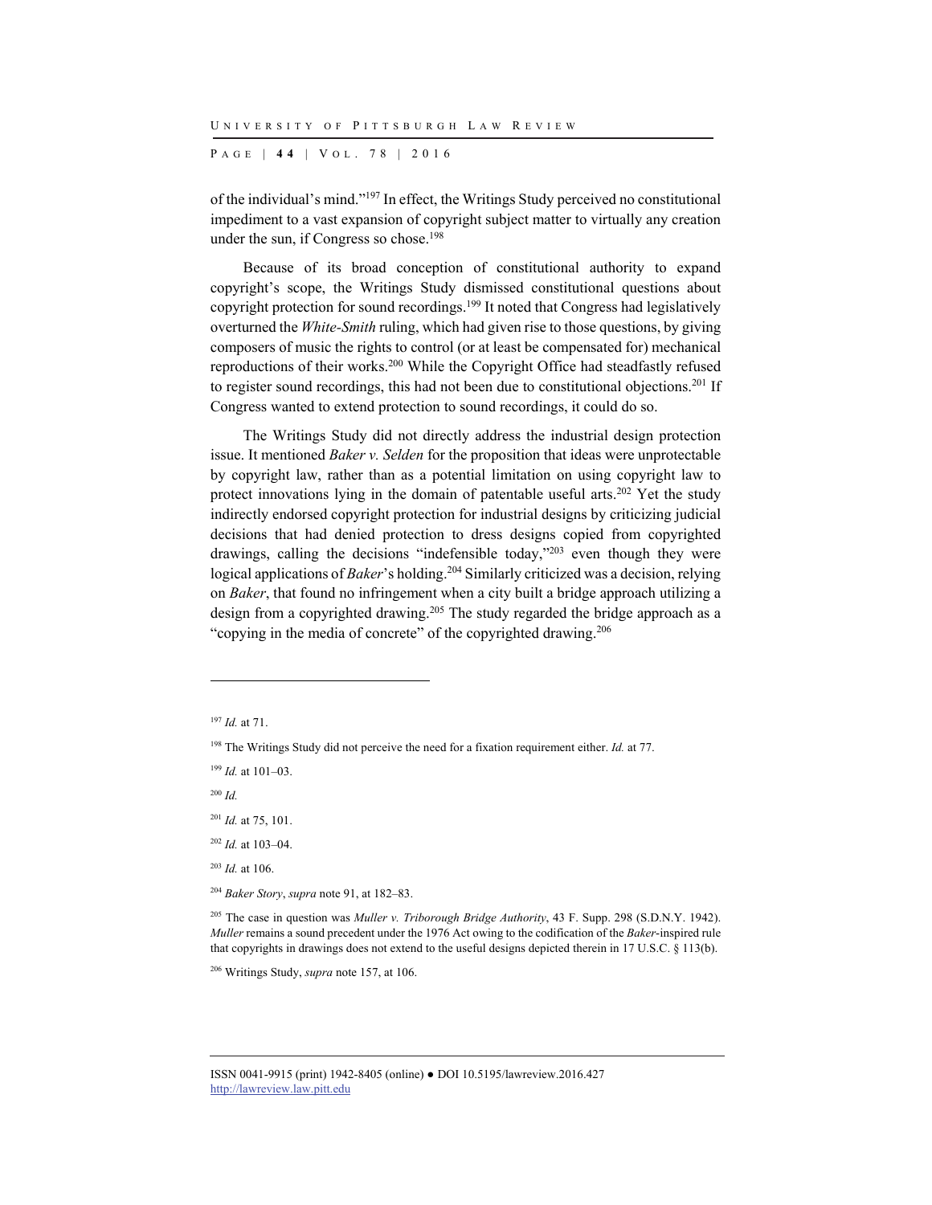of the individual's mind."[197] In effect, the Writings Study perceived no constitutional impediment to a vast expansion of copyright subject matter to virtually any creation under the sun, if Congress so chose.[198]

Because of its broad conception of constitutional authority to expand copyright's scope, the Writings Study dismissed constitutional questions about copyright protection for sound recordings.[199] It noted that Congress had legislatively overturned the *White-Smith* ruling, which had given rise to those questions, by giving composers of music the rights to control (or at least be compensated for) mechanical reproductions of their works.[200] While the Copyright Office had steadfastly refused to register sound recordings, this had not been due to constitutional objections.[201] If Congress wanted to extend protection to sound recordings, it could do so.

The Writings Study did not directly address the industrial design protection issue. It mentioned *Baker v. Selden* for the proposition that ideas were unprotectable by copyright law, rather than as a potential limitation on using copyright law to protect innovations lying in the domain of patentable useful arts.[202] Yet the study indirectly endorsed copyright protection for industrial designs by criticizing judicial decisions that had denied protection to dress designs copied from copyrighted drawings, calling the decisions "indefensible today,"[203] even though they were logical applications of *Baker*'s holding.[204] Similarly criticized was a decision, relying on *Baker*, that found no infringement when a city built a bridge approach utilizing a design from a copyrighted drawing.[205] The study regarded the bridge approach as a "copying in the media of concrete" of the copyrighted drawing.[206]

---

[197] *Id.* at 71.

[198] The Writings Study did not perceive the need for a fixation requirement either. *Id.* at 77.

[199] *Id.* at 101–03.

[200] *Id.*

[201] *Id.* at 75, 101.

[202] *Id.* at 103–04.

[203] *Id.* at 106.

[204] *Baker Story*, *supra* note 91, at 182–83.

[205] The case in question was *Muller v. Triborough Bridge Authority*, 43 F. Supp. 298 (S.D.N.Y. 1942). *Muller* remains a sound precedent under the 1976 Act owing to the codification of the *Baker*-inspired rule that copyrights in drawings does not extend to the useful designs depicted therein in 17 U.S.C. § 113(b).

[206] Writings Study, *supra* note 157, at 106.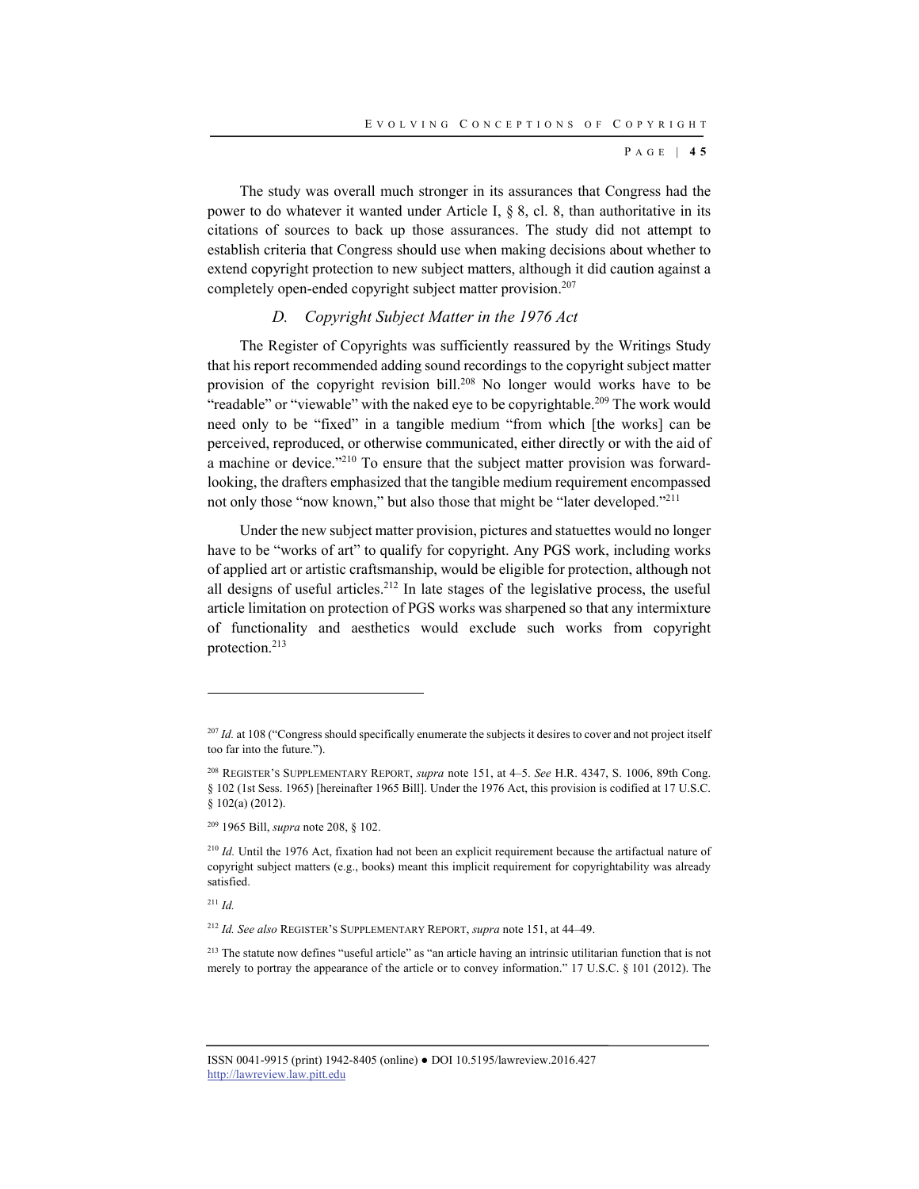The study was overall much stronger in its assurances that Congress had the power to do whatever it wanted under Article I, § 8, cl. 8, than authoritative in its citations of sources to back up those assurances. The study did not attempt to establish criteria that Congress should use when making decisions about whether to extend copyright protection to new subject matters, although it did caution against a completely open-ended copyright subject matter provision.[207]

### *D. Copyright Subject Matter in the 1976 Act*

The Register of Copyrights was sufficiently reassured by the Writings Study that his report recommended adding sound recordings to the copyright subject matter provision of the copyright revision bill.[208] No longer would works have to be "readable" or "viewable" with the naked eye to be copyrightable.[209] The work would need only to be "fixed" in a tangible medium "from which [the works] can be perceived, reproduced, or otherwise communicated, either directly or with the aid of a machine or device."[210] To ensure that the subject matter provision was forward-looking, the drafters emphasized that the tangible medium requirement encompassed not only those "now known," but also those that might be "later developed."[211]

Under the new subject matter provision, pictures and statuettes would no longer have to be "works of art" to qualify for copyright. Any PGS work, including works of applied art or artistic craftsmanship, would be eligible for protection, although not all designs of useful articles.[212] In late stages of the legislative process, the useful article limitation on protection of PGS works was sharpened so that any intermixture of functionality and aesthetics would exclude such works from copyright protection.[213]

---

[207] *Id.* at 108 ("Congress should specifically enumerate the subjects it desires to cover and not project itself too far into the future.").

[208] REGISTER'S SUPPLEMENTARY REPORT, *supra* note 151, at 4–5. *See* H.R. 4347, S. 1006, 89th Cong. § 102 (1st Sess. 1965) [hereinafter 1965 Bill]. Under the 1976 Act, this provision is codified at 17 U.S.C. § 102(a) (2012).

[209] 1965 Bill, *supra* note 208, § 102.

[210] *Id.* Until the 1976 Act, fixation had not been an explicit requirement because the artifactual nature of copyright subject matters (e.g., books) meant this implicit requirement for copyrightability was already satisfied.

[211] *Id.*

[212] *Id. See also* REGISTER'S SUPPLEMENTARY REPORT, *supra* note 151, at 44–49.

[213] The statute now defines "useful article" as "an article having an intrinsic utilitarian function that is not merely to portray the appearance of the article or to convey information." 17 U.S.C. § 101 (2012). The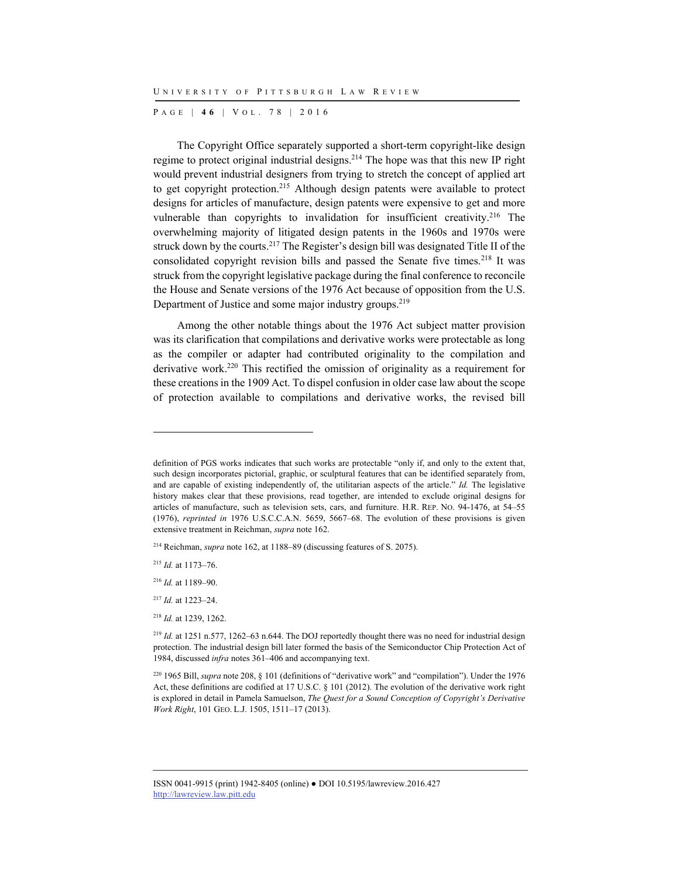The Copyright Office separately supported a short-term copyright-like design regime to protect original industrial designs.[214] The hope was that this new IP right would prevent industrial designers from trying to stretch the concept of applied art to get copyright protection.[215] Although design patents were available to protect designs for articles of manufacture, design patents were expensive to get and more vulnerable than copyrights to invalidation for insufficient creativity.[216] The overwhelming majority of litigated design patents in the 1960s and 1970s were struck down by the courts.[217] The Register's design bill was designated Title II of the consolidated copyright revision bills and passed the Senate five times.[218] It was struck from the copyright legislative package during the final conference to reconcile the House and Senate versions of the 1976 Act because of opposition from the U.S. Department of Justice and some major industry groups.[219]

Among the other notable things about the 1976 Act subject matter provision was its clarification that compilations and derivative works were protectable as long as the compiler or adapter had contributed originality to the compilation and derivative work.[220] This rectified the omission of originality as a requirement for these creations in the 1909 Act. To dispel confusion in older case law about the scope of protection available to compilations and derivative works, the revised bill

---

definition of PGS works indicates that such works are protectable "only if, and only to the extent that, such design incorporates pictorial, graphic, or sculptural features that can be identified separately from, and are capable of existing independently of, the utilitarian aspects of the article." *Id.* The legislative history makes clear that these provisions, read together, are intended to exclude original designs for articles of manufacture, such as television sets, cars, and furniture. H.R. REP. NO. 94-1476, at 54–55 (1976), *reprinted in* 1976 U.S.C.C.A.N. 5659, 5667–68. The evolution of these provisions is given extensive treatment in Reichman, *supra* note 162.

[214] Reichman, *supra* note 162, at 1188–89 (discussing features of S. 2075).

[215] *Id.* at 1173–76.

[216] *Id.* at 1189–90.

[217] *Id.* at 1223–24.

[218] *Id.* at 1239, 1262.

[219] *Id.* at 1251 n.577, 1262–63 n.644. The DOJ reportedly thought there was no need for industrial design protection. The industrial design bill later formed the basis of the Semiconductor Chip Protection Act of 1984, discussed *infra* notes 361–406 and accompanying text.

[220] 1965 Bill, *supra* note 208, § 101 (definitions of "derivative work" and "compilation"). Under the 1976 Act, these definitions are codified at 17 U.S.C. § 101 (2012). The evolution of the derivative work right is explored in detail in Pamela Samuelson, *The Quest for a Sound Conception of Copyright's Derivative Work Right*, 101 GEO. L.J. 1505, 1511–17 (2013).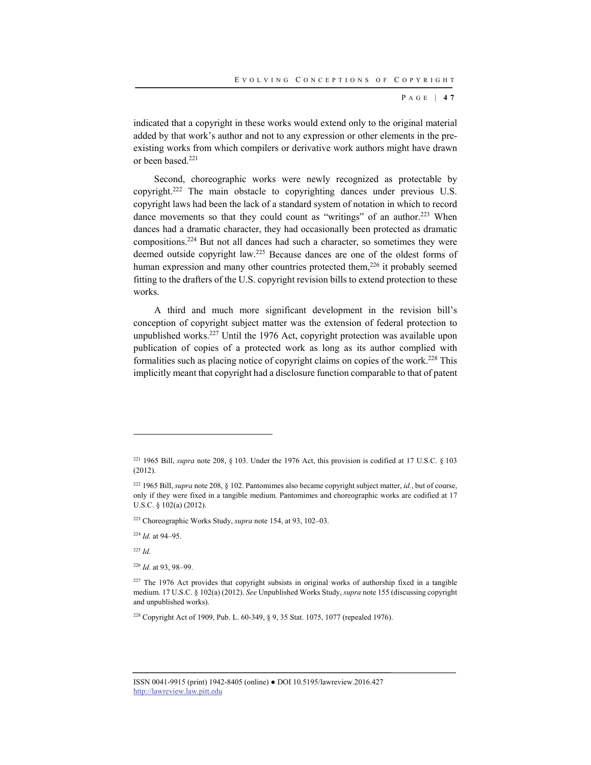indicated that a copyright in these works would extend only to the original material added by that work's author and not to any expression or other elements in the pre-existing works from which compilers or derivative work authors might have drawn or been based.[221]

Second, choreographic works were newly recognized as protectable by copyright.[222] The main obstacle to copyrighting dances under previous U.S. copyright laws had been the lack of a standard system of notation in which to record dance movements so that they could count as "writings" of an author.[223] When dances had a dramatic character, they had occasionally been protected as dramatic compositions.[224] But not all dances had such a character, so sometimes they were deemed outside copyright law.[225] Because dances are one of the oldest forms of human expression and many other countries protected them,[226] it probably seemed fitting to the drafters of the U.S. copyright revision bills to extend protection to these works.

A third and much more significant development in the revision bill's conception of copyright subject matter was the extension of federal protection to unpublished works.[227] Until the 1976 Act, copyright protection was available upon publication of copies of a protected work as long as its author complied with formalities such as placing notice of copyright claims on copies of the work.[228] This implicitly meant that copyright had a disclosure function comparable to that of patent

---

[221] 1965 Bill, *supra* note 208, § 103. Under the 1976 Act, this provision is codified at 17 U.S.C. § 103 (2012).

[222] 1965 Bill, *supra* note 208, § 102. Pantomimes also became copyright subject matter, *id.*, but of course, only if they were fixed in a tangible medium. Pantomimes and choreographic works are codified at 17 U.S.C. § 102(a) (2012).

[223] Choreographic Works Study, *supra* note 154, at 93, 102–03.

[224] *Id.* at 94–95.

[225] *Id.*

[226] *Id.* at 93, 98–99.

[227] The 1976 Act provides that copyright subsists in original works of authorship fixed in a tangible medium. 17 U.S.C. § 102(a) (2012). *See* Unpublished Works Study, *supra* note 155 (discussing copyright and unpublished works).

[228] Copyright Act of 1909, Pub. L. 60-349, § 9, 35 Stat. 1075, 1077 (repealed 1976).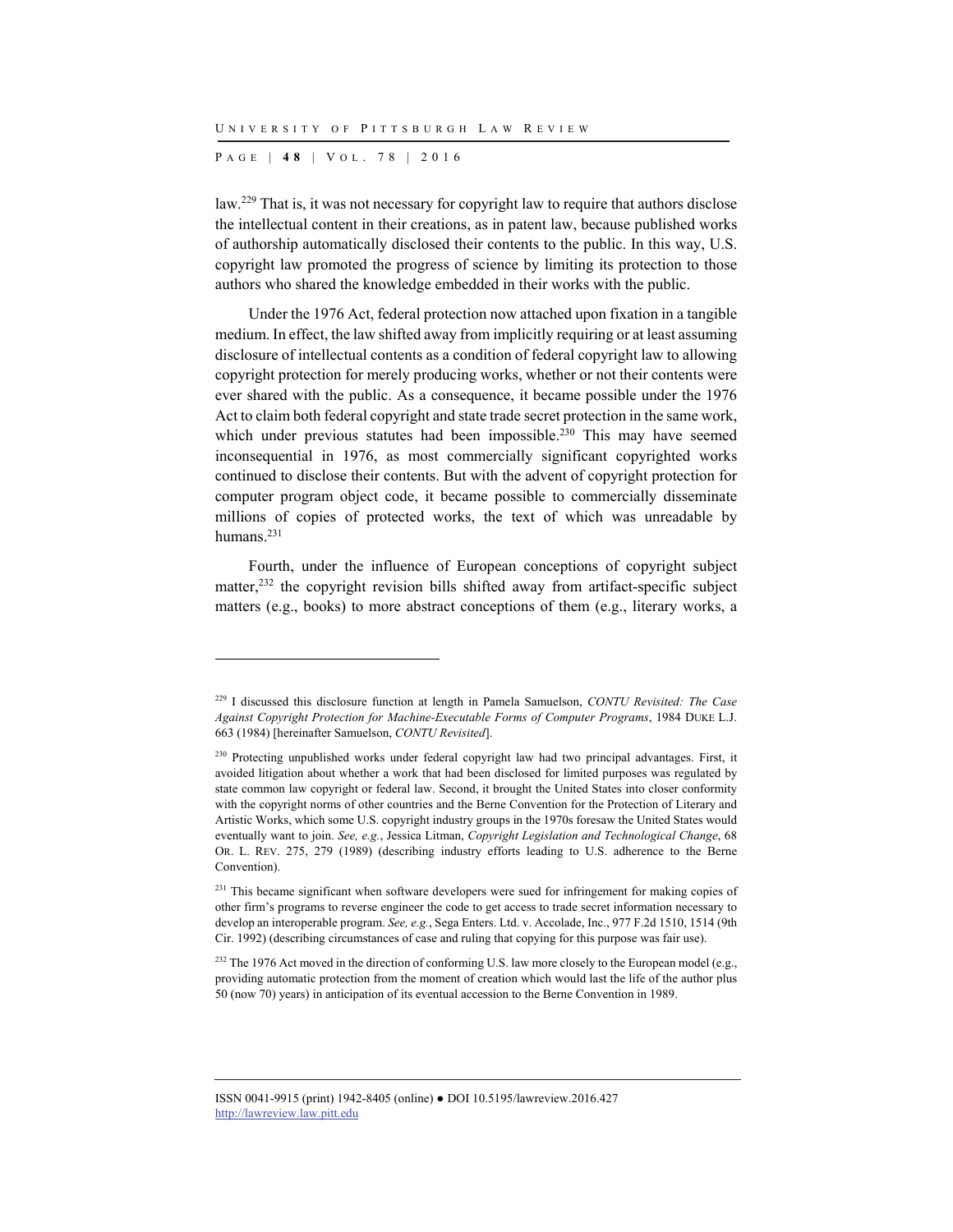law.[229] That is, it was not necessary for copyright law to require that authors disclose the intellectual content in their creations, as in patent law, because published works of authorship automatically disclosed their contents to the public. In this way, U.S. copyright law promoted the progress of science by limiting its protection to those authors who shared the knowledge embedded in their works with the public.

Under the 1976 Act, federal protection now attached upon fixation in a tangible medium. In effect, the law shifted away from implicitly requiring or at least assuming disclosure of intellectual contents as a condition of federal copyright law to allowing copyright protection for merely producing works, whether or not their contents were ever shared with the public. As a consequence, it became possible under the 1976 Act to claim both federal copyright and state trade secret protection in the same work, which under previous statutes had been impossible.[230] This may have seemed inconsequential in 1976, as most commercially significant copyrighted works continued to disclose their contents. But with the advent of copyright protection for computer program object code, it became possible to commercially disseminate millions of copies of protected works, the text of which was unreadable by humans.[231]

Fourth, under the influence of European conceptions of copyright subject matter,[232] the copyright revision bills shifted away from artifact-specific subject matters (e.g., books) to more abstract conceptions of them (e.g., literary works, a

---

[229] I discussed this disclosure function at length in Pamela Samuelson, *CONTU Revisited: The Case Against Copyright Protection for Machine-Executable Forms of Computer Programs*, 1984 DUKE L.J. 663 (1984) [hereinafter Samuelson, *CONTU Revisited*].

[230] Protecting unpublished works under federal copyright law had two principal advantages. First, it avoided litigation about whether a work that had been disclosed for limited purposes was regulated by state common law copyright or federal law. Second, it brought the United States into closer conformity with the copyright norms of other countries and the Berne Convention for the Protection of Literary and Artistic Works, which some U.S. copyright industry groups in the 1970s foresaw the United States would eventually want to join. *See, e.g.*, Jessica Litman, *Copyright Legislation and Technological Change*, 68 OR. L. REV. 275, 279 (1989) (describing industry efforts leading to U.S. adherence to the Berne Convention).

[231] This became significant when software developers were sued for infringement for making copies of other firm's programs to reverse engineer the code to get access to trade secret information necessary to develop an interoperable program. *See, e.g.*, Sega Enters. Ltd. v. Accolade, Inc., 977 F.2d 1510, 1514 (9th Cir. 1992) (describing circumstances of case and ruling that copying for this purpose was fair use).

[232] The 1976 Act moved in the direction of conforming U.S. law more closely to the European model (e.g., providing automatic protection from the moment of creation which would last the life of the author plus 50 (now 70) years) in anticipation of its eventual accession to the Berne Convention in 1989.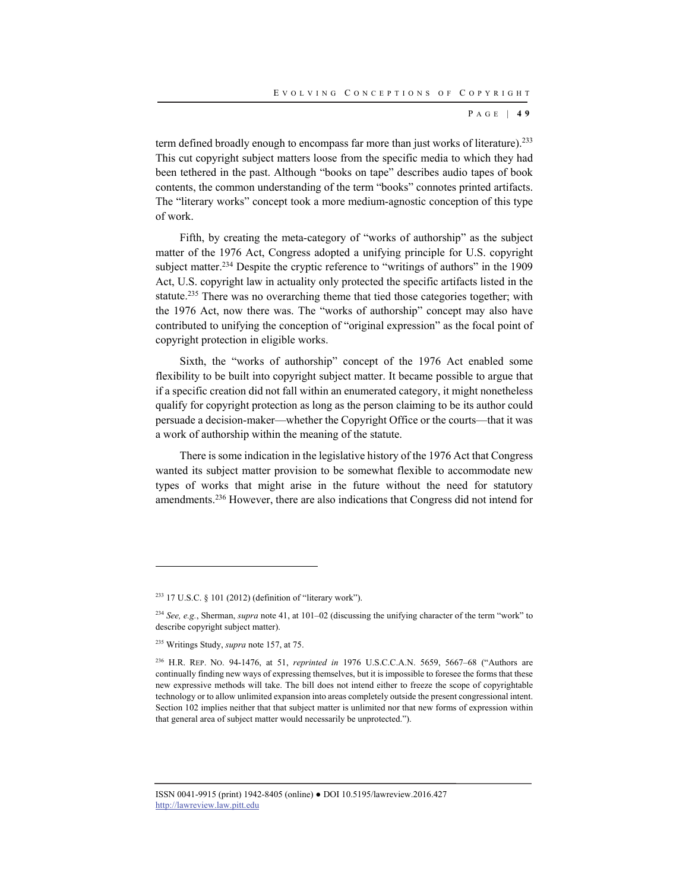term defined broadly enough to encompass far more than just works of literature).[233] This cut copyright subject matters loose from the specific media to which they had been tethered in the past. Although "books on tape" describes audio tapes of book contents, the common understanding of the term "books" connotes printed artifacts. The "literary works" concept took a more medium-agnostic conception of this type of work.

Fifth, by creating the meta-category of "works of authorship" as the subject matter of the 1976 Act, Congress adopted a unifying principle for U.S. copyright subject matter.[234] Despite the cryptic reference to "writings of authors" in the 1909 Act, U.S. copyright law in actuality only protected the specific artifacts listed in the statute.[235] There was no overarching theme that tied those categories together; with the 1976 Act, now there was. The "works of authorship" concept may also have contributed to unifying the conception of "original expression" as the focal point of copyright protection in eligible works.

Sixth, the "works of authorship" concept of the 1976 Act enabled some flexibility to be built into copyright subject matter. It became possible to argue that if a specific creation did not fall within an enumerated category, it might nonetheless qualify for copyright protection as long as the person claiming to be its author could persuade a decision-maker—whether the Copyright Office or the courts—that it was a work of authorship within the meaning of the statute.

There is some indication in the legislative history of the 1976 Act that Congress wanted its subject matter provision to be somewhat flexible to accommodate new types of works that might arise in the future without the need for statutory amendments.[236] However, there are also indications that Congress did not intend for

---

[233] 17 U.S.C. § 101 (2012) (definition of "literary work").

[234] *See, e.g.*, Sherman, *supra* note 41, at 101–02 (discussing the unifying character of the term "work" to describe copyright subject matter).

[235] Writings Study, *supra* note 157, at 75.

[236] H.R. REP. NO. 94-1476, at 51, *reprinted in* 1976 U.S.C.C.A.N. 5659, 5667–68 ("Authors are continually finding new ways of expressing themselves, but it is impossible to foresee the forms that these new expressive methods will take. The bill does not intend either to freeze the scope of copyrightable technology or to allow unlimited expansion into areas completely outside the present congressional intent. Section 102 implies neither that that subject matter is unlimited nor that new forms of expression within that general area of subject matter would necessarily be unprotected.").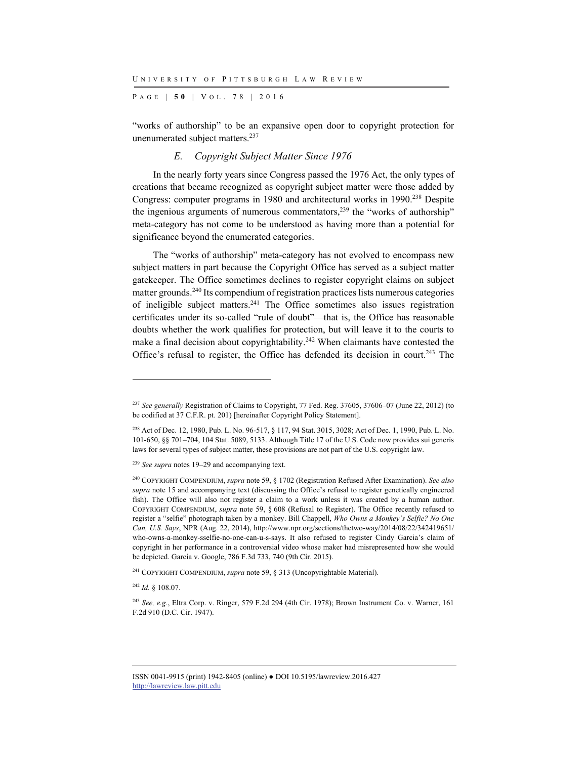"works of authorship" to be an expansive open door to copyright protection for unenumerated subject matters.[237]

### *E. Copyright Subject Matter Since 1976*

In the nearly forty years since Congress passed the 1976 Act, the only types of creations that became recognized as copyright subject matter were those added by Congress: computer programs in 1980 and architectural works in 1990.[238] Despite the ingenious arguments of numerous commentators,[239] the "works of authorship" meta-category has not come to be understood as having more than a potential for significance beyond the enumerated categories.

The "works of authorship" meta-category has not evolved to encompass new subject matters in part because the Copyright Office has served as a subject matter gatekeeper. The Office sometimes declines to register copyright claims on subject matter grounds.[240] Its compendium of registration practices lists numerous categories of ineligible subject matters.[241] The Office sometimes also issues registration certificates under its so-called "rule of doubt"—that is, the Office has reasonable doubts whether the work qualifies for protection, but will leave it to the courts to make a final decision about copyrightability.[242] When claimants have contested the Office's refusal to register, the Office has defended its decision in court.[243] The

---

[237] *See generally* Registration of Claims to Copyright, 77 Fed. Reg. 37605, 37606–07 (June 22, 2012) (to be codified at 37 C.F.R. pt. 201) [hereinafter Copyright Policy Statement].

[238] Act of Dec. 12, 1980, Pub. L. No. 96-517, § 117, 94 Stat. 3015, 3028; Act of Dec. 1, 1990, Pub. L. No. 101-650, §§ 701–704, 104 Stat. 5089, 5133. Although Title 17 of the U.S. Code now provides sui generis laws for several types of subject matter, these provisions are not part of the U.S. copyright law.

[239] *See supra* notes 19–29 and accompanying text.

[240] COPYRIGHT COMPENDIUM, *supra* note 59, § 1702 (Registration Refused After Examination). *See also supra* note 15 and accompanying text (discussing the Office's refusal to register genetically engineered fish). The Office will also not register a claim to a work unless it was created by a human author. COPYRIGHT COMPENDIUM, *supra* note 59, § 608 (Refusal to Register). The Office recently refused to register a "selfie" photograph taken by a monkey. Bill Chappell, *Who Owns a Monkey's Selfie? No One Can, U.S. Says*, NPR (Aug. 22, 2014), http://www.npr.org/sections/thetwo-way/2014/08/22/342419651/who-owns-a-monkey-sselfie-no-one-can-u-s-says. It also refused to register Cindy Garcia's claim of copyright in her performance in a controversial video whose maker had misrepresented how she would be depicted. Garcia v. Google, 786 F.3d 733, 740 (9th Cir. 2015).

[241] COPYRIGHT COMPENDIUM, *supra* note 59, § 313 (Uncopyrightable Material).

[242] *Id.* § 108.07.

[243] *See, e.g.*, Eltra Corp. v. Ringer, 579 F.2d 294 (4th Cir. 1978); Brown Instrument Co. v. Warner, 161 F.2d 910 (D.C. Cir. 1947).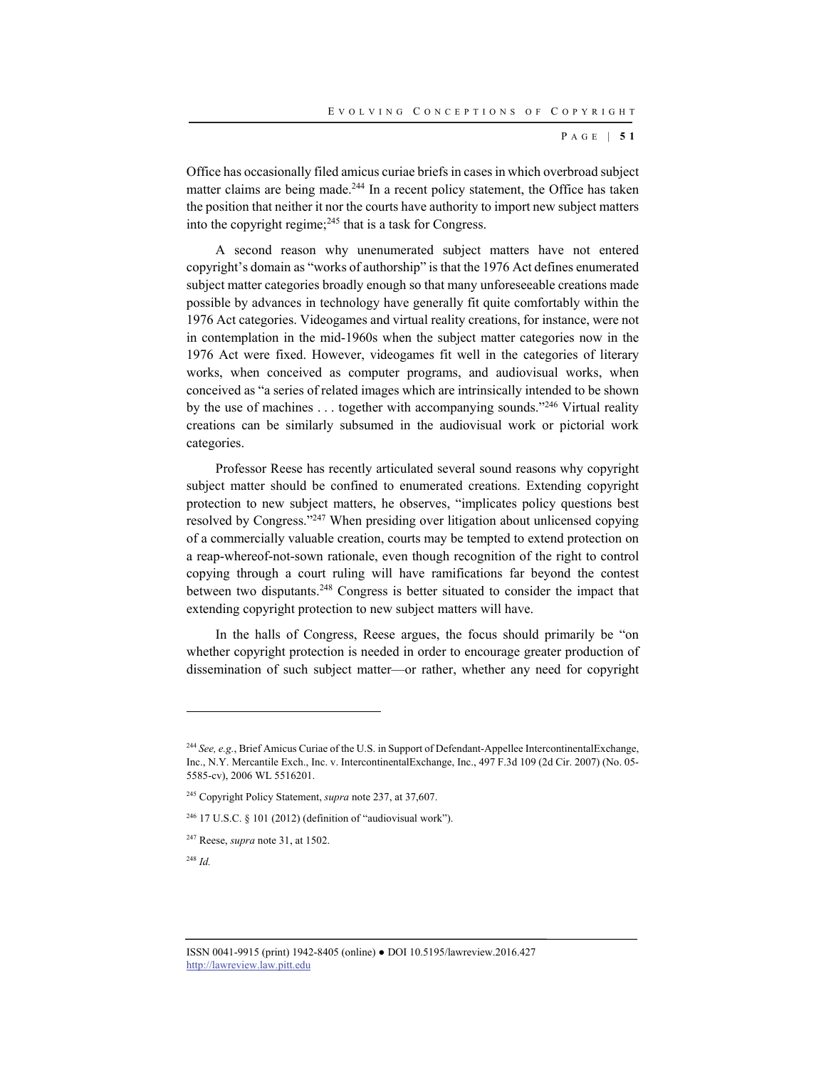Office has occasionally filed amicus curiae briefs in cases in which overbroad subject matter claims are being made.[244] In a recent policy statement, the Office has taken the position that neither it nor the courts have authority to import new subject matters into the copyright regime;[245] that is a task for Congress.

A second reason why unenumerated subject matters have not entered copyright's domain as "works of authorship" is that the 1976 Act defines enumerated subject matter categories broadly enough so that many unforeseeable creations made possible by advances in technology have generally fit quite comfortably within the 1976 Act categories. Videogames and virtual reality creations, for instance, were not in contemplation in the mid-1960s when the subject matter categories now in the 1976 Act were fixed. However, videogames fit well in the categories of literary works, when conceived as computer programs, and audiovisual works, when conceived as "a series of related images which are intrinsically intended to be shown by the use of machines . . . together with accompanying sounds."[246] Virtual reality creations can be similarly subsumed in the audiovisual work or pictorial work categories.

Professor Reese has recently articulated several sound reasons why copyright subject matter should be confined to enumerated creations. Extending copyright protection to new subject matters, he observes, "implicates policy questions best resolved by Congress."[247] When presiding over litigation about unlicensed copying of a commercially valuable creation, courts may be tempted to extend protection on a reap-whereof-not-sown rationale, even though recognition of the right to control copying through a court ruling will have ramifications far beyond the contest between two disputants.[248] Congress is better situated to consider the impact that extending copyright protection to new subject matters will have.

In the halls of Congress, Reese argues, the focus should primarily be "on whether copyright protection is needed in order to encourage greater production of dissemination of such subject matter—or rather, whether any need for copyright

---

[244] *See, e.g.*, Brief Amicus Curiae of the U.S. in Support of Defendant-Appellee IntercontinentalExchange, Inc., N.Y. Mercantile Exch., Inc. v. IntercontinentalExchange, Inc., 497 F.3d 109 (2d Cir. 2007) (No. 05-5585-cv), 2006 WL 5516201.

[245] Copyright Policy Statement, *supra* note 237, at 37,607.

[246] 17 U.S.C. § 101 (2012) (definition of "audiovisual work").

[247] Reese, *supra* note 31, at 1502.

[248] *Id.*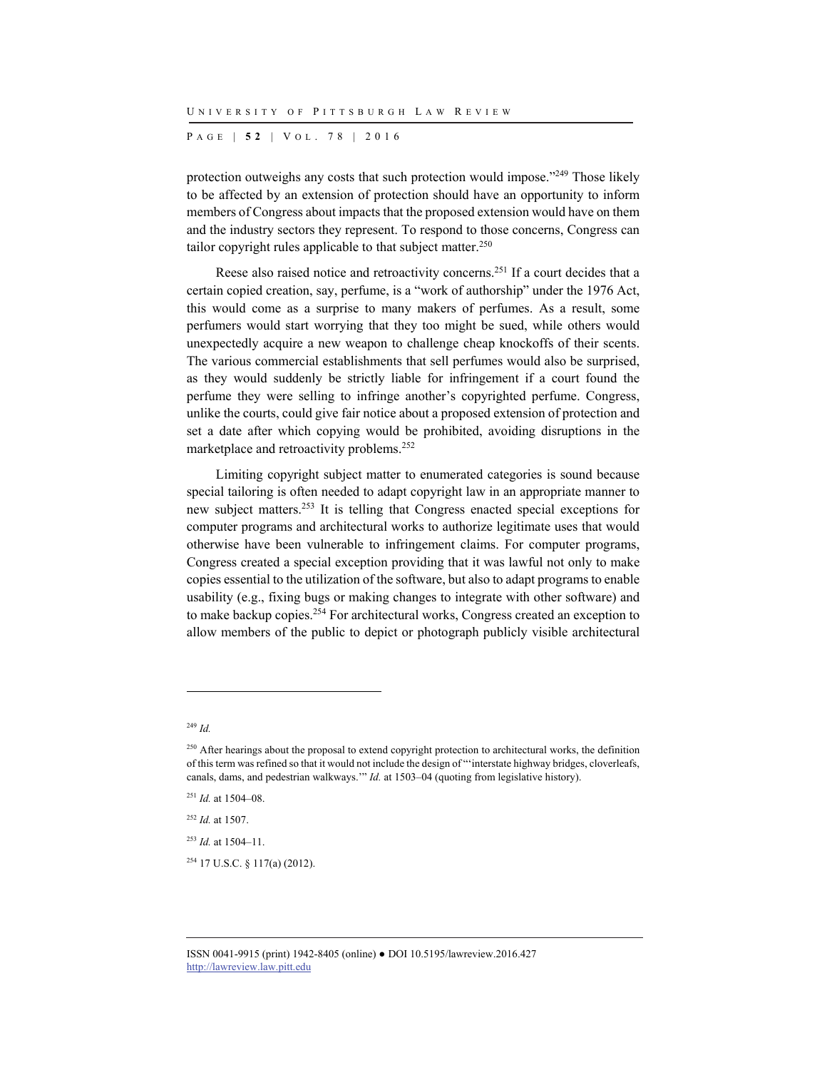protection outweighs any costs that such protection would impose."[249] Those likely to be affected by an extension of protection should have an opportunity to inform members of Congress about impacts that the proposed extension would have on them and the industry sectors they represent. To respond to those concerns, Congress can tailor copyright rules applicable to that subject matter.[250]

Reese also raised notice and retroactivity concerns.[251] If a court decides that a certain copied creation, say, perfume, is a "work of authorship" under the 1976 Act, this would come as a surprise to many makers of perfumes. As a result, some perfumers would start worrying that they too might be sued, while others would unexpectedly acquire a new weapon to challenge cheap knockoffs of their scents. The various commercial establishments that sell perfumes would also be surprised, as they would suddenly be strictly liable for infringement if a court found the perfume they were selling to infringe another's copyrighted perfume. Congress, unlike the courts, could give fair notice about a proposed extension of protection and set a date after which copying would be prohibited, avoiding disruptions in the marketplace and retroactivity problems.[252]

Limiting copyright subject matter to enumerated categories is sound because special tailoring is often needed to adapt copyright law in an appropriate manner to new subject matters.[253] It is telling that Congress enacted special exceptions for computer programs and architectural works to authorize legitimate uses that would otherwise have been vulnerable to infringement claims. For computer programs, Congress created a special exception providing that it was lawful not only to make copies essential to the utilization of the software, but also to adapt programs to enable usability (e.g., fixing bugs or making changes to integrate with other software) and to make backup copies.[254] For architectural works, Congress created an exception to allow members of the public to depict or photograph publicly visible architectural

---

[249] *Id.*

[250] After hearings about the proposal to extend copyright protection to architectural works, the definition of this term was refined so that it would not include the design of "'interstate highway bridges, cloverleafs, canals, dams, and pedestrian walkways.'" *Id.* at 1503–04 (quoting from legislative history).

[251] *Id.* at 1504–08.

[252] *Id.* at 1507.

[253] *Id.* at 1504–11.

[254] 17 U.S.C. § 117(a) (2012).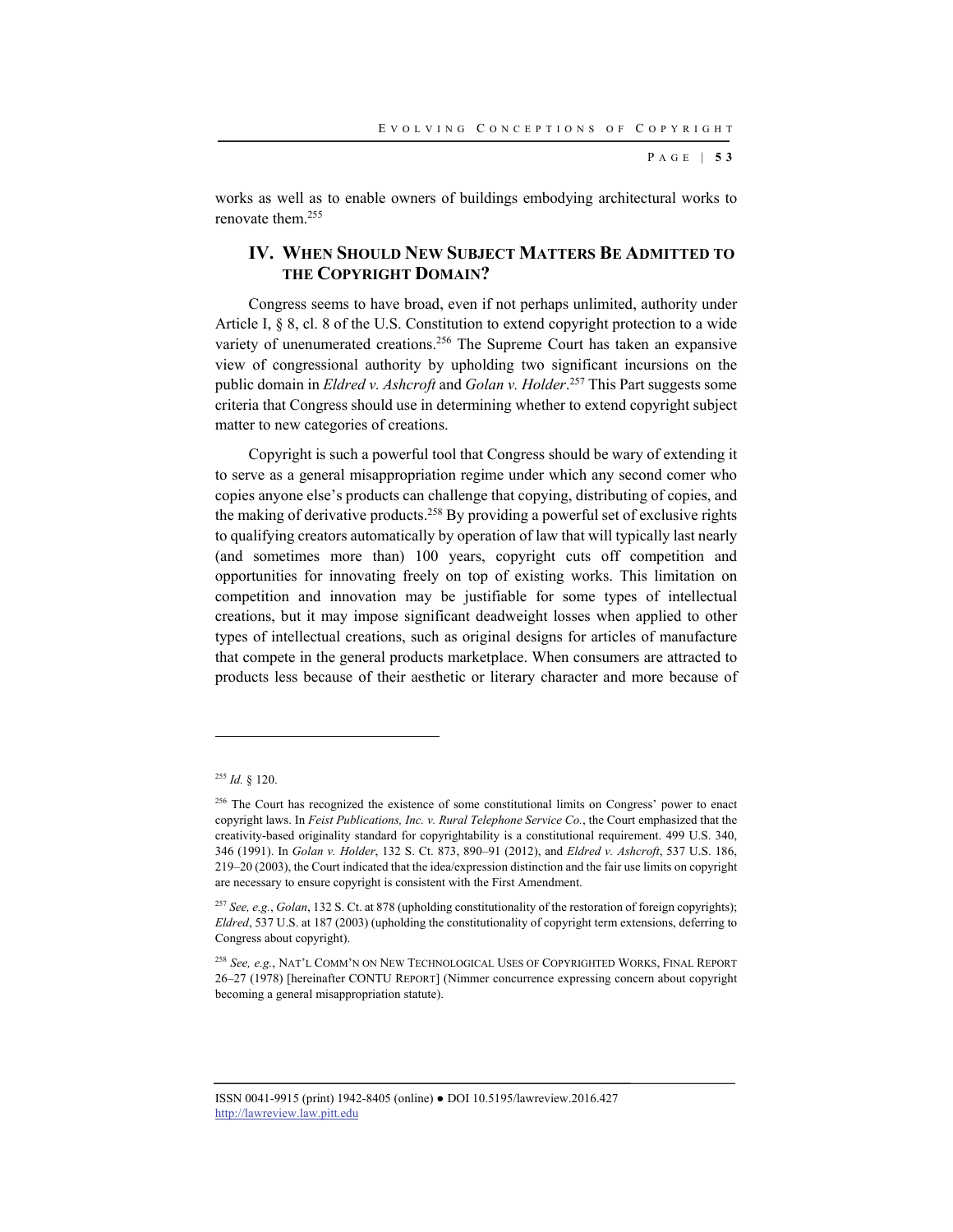works as well as to enable owners of buildings embodying architectural works to renovate them.[255]

## IV. When Should New Subject Matters Be Admitted to the Copyright Domain?

Congress seems to have broad, even if not perhaps unlimited, authority under Article I, § 8, cl. 8 of the U.S. Constitution to extend copyright protection to a wide variety of unenumerated creations.[256] The Supreme Court has taken an expansive view of congressional authority by upholding two significant incursions on the public domain in *Eldred v. Ashcroft* and *Golan v. Holder*.[257] This Part suggests some criteria that Congress should use in determining whether to extend copyright subject matter to new categories of creations.

Copyright is such a powerful tool that Congress should be wary of extending it to serve as a general misappropriation regime under which any second comer who copies anyone else's products can challenge that copying, distributing of copies, and the making of derivative products.[258] By providing a powerful set of exclusive rights to qualifying creators automatically by operation of law that will typically last nearly (and sometimes more than) 100 years, copyright cuts off competition and opportunities for innovating freely on top of existing works. This limitation on competition and innovation may be justifiable for some types of intellectual creations, but it may impose significant deadweight losses when applied to other types of intellectual creations, such as original designs for articles of manufacture that compete in the general products marketplace. When consumers are attracted to products less because of their aesthetic or literary character and more because of

---

[255] *Id.* § 120.

[256] The Court has recognized the existence of some constitutional limits on Congress' power to enact copyright laws. In *Feist Publications, Inc. v. Rural Telephone Service Co.*, the Court emphasized that the creativity-based originality standard for copyrightability is a constitutional requirement. 499 U.S. 340, 346 (1991). In *Golan v. Holder*, 132 S. Ct. 873, 890–91 (2012), and *Eldred v. Ashcroft*, 537 U.S. 186, 219–20 (2003), the Court indicated that the idea/expression distinction and the fair use limits on copyright are necessary to ensure copyright is consistent with the First Amendment.

[257] *See, e.g.*, *Golan*, 132 S. Ct. at 878 (upholding constitutionality of the restoration of foreign copyrights); *Eldred*, 537 U.S. at 187 (2003) (upholding the constitutionality of copyright term extensions, deferring to Congress about copyright).

[258] *See, e.g.*, NAT'L COMM'N ON NEW TECHNOLOGICAL USES OF COPYRIGHTED WORKS, FINAL REPORT 26–27 (1978) [hereinafter CONTU REPORT] (Nimmer concurrence expressing concern about copyright becoming a general misappropriation statute).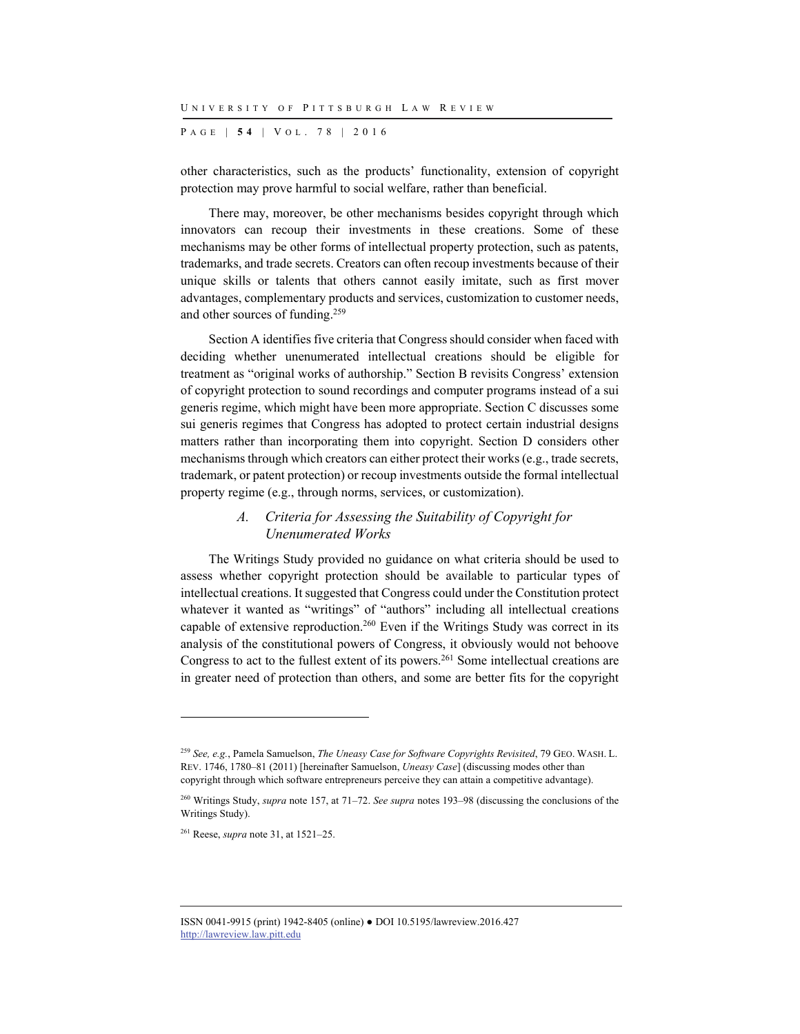other characteristics, such as the products' functionality, extension of copyright protection may prove harmful to social welfare, rather than beneficial.

There may, moreover, be other mechanisms besides copyright through which innovators can recoup their investments in these creations. Some of these mechanisms may be other forms of intellectual property protection, such as patents, trademarks, and trade secrets. Creators can often recoup investments because of their unique skills or talents that others cannot easily imitate, such as first mover advantages, complementary products and services, customization to customer needs, and other sources of funding.[259]

Section A identifies five criteria that Congress should consider when faced with deciding whether unenumerated intellectual creations should be eligible for treatment as "original works of authorship." Section B revisits Congress' extension of copyright protection to sound recordings and computer programs instead of a sui generis regime, which might have been more appropriate. Section C discusses some sui generis regimes that Congress has adopted to protect certain industrial designs matters rather than incorporating them into copyright. Section D considers other mechanisms through which creators can either protect their works (e.g., trade secrets, trademark, or patent protection) or recoup investments outside the formal intellectual property regime (e.g., through norms, services, or customization).

### *A. Criteria for Assessing the Suitability of Copyright for Unenumerated Works*

The Writings Study provided no guidance on what criteria should be used to assess whether copyright protection should be available to particular types of intellectual creations. It suggested that Congress could under the Constitution protect whatever it wanted as "writings" of "authors" including all intellectual creations capable of extensive reproduction.[260] Even if the Writings Study was correct in its analysis of the constitutional powers of Congress, it obviously would not behoove Congress to act to the fullest extent of its powers.[261] Some intellectual creations are in greater need of protection than others, and some are better fits for the copyright

---

[259] *See, e.g.*, Pamela Samuelson, *The Uneasy Case for Software Copyrights Revisited*, 79 GEO. WASH. L. REV. 1746, 1780–81 (2011) [hereinafter Samuelson, *Uneasy Case*] (discussing modes other than copyright through which software entrepreneurs perceive they can attain a competitive advantage).

[260] Writings Study, *supra* note 157, at 71–72. *See supra* notes 193–98 (discussing the conclusions of the Writings Study).

[261] Reese, *supra* note 31, at 1521–25.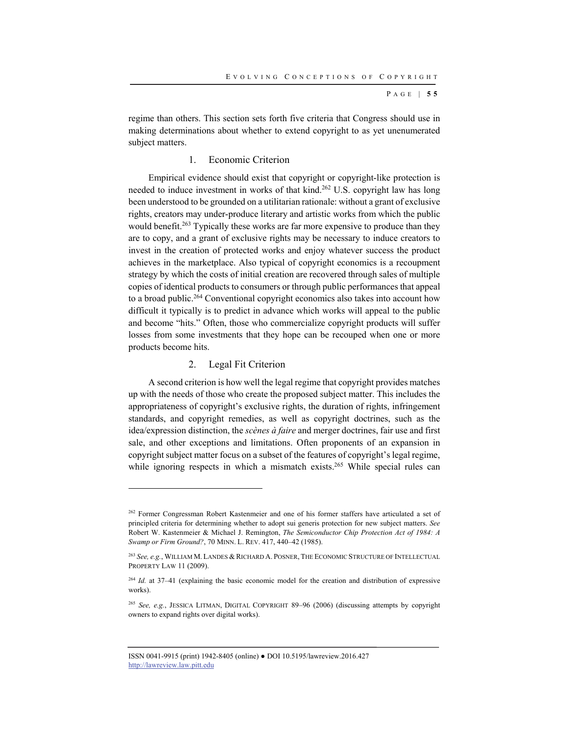regime than others. This section sets forth five criteria that Congress should use in making determinations about whether to extend copyright to as yet unenumerated subject matters.

### 1. Economic Criterion

Empirical evidence should exist that copyright or copyright-like protection is needed to induce investment in works of that kind.[262] U.S. copyright law has long been understood to be grounded on a utilitarian rationale: without a grant of exclusive rights, creators may under-produce literary and artistic works from which the public would benefit.[263] Typically these works are far more expensive to produce than they are to copy, and a grant of exclusive rights may be necessary to induce creators to invest in the creation of protected works and enjoy whatever success the product achieves in the marketplace. Also typical of copyright economics is a recoupment strategy by which the costs of initial creation are recovered through sales of multiple copies of identical products to consumers or through public performances that appeal to a broad public.[264] Conventional copyright economics also takes into account how difficult it typically is to predict in advance which works will appeal to the public and become "hits." Often, those who commercialize copyright products will suffer losses from some investments that they hope can be recouped when one or more products become hits.

### 2. Legal Fit Criterion

A second criterion is how well the legal regime that copyright provides matches up with the needs of those who create the proposed subject matter. This includes the appropriateness of copyright's exclusive rights, the duration of rights, infringement standards, and copyright remedies, as well as copyright doctrines, such as the idea/expression distinction, the *scènes à faire* and merger doctrines, fair use and first sale, and other exceptions and limitations. Often proponents of an expansion in copyright subject matter focus on a subset of the features of copyright's legal regime, while ignoring respects in which a mismatch exists.[265] While special rules can

---

[262] Former Congressman Robert Kastenmeier and one of his former staffers have articulated a set of principled criteria for determining whether to adopt sui generis protection for new subject matters. *See* Robert W. Kastenmeier & Michael J. Remington, *The Semiconductor Chip Protection Act of 1984: A Swamp or Firm Ground?*, 70 MINN. L. REV. 417, 440–42 (1985).

[263] *See, e.g.*, WILLIAM M. LANDES & RICHARD A. POSNER, THE ECONOMIC STRUCTURE OF INTELLECTUAL PROPERTY LAW 11 (2009).

[264] *Id.* at 37–41 (explaining the basic economic model for the creation and distribution of expressive works).

[265] *See, e.g.*, JESSICA LITMAN, DIGITAL COPYRIGHT 89–96 (2006) (discussing attempts by copyright owners to expand rights over digital works).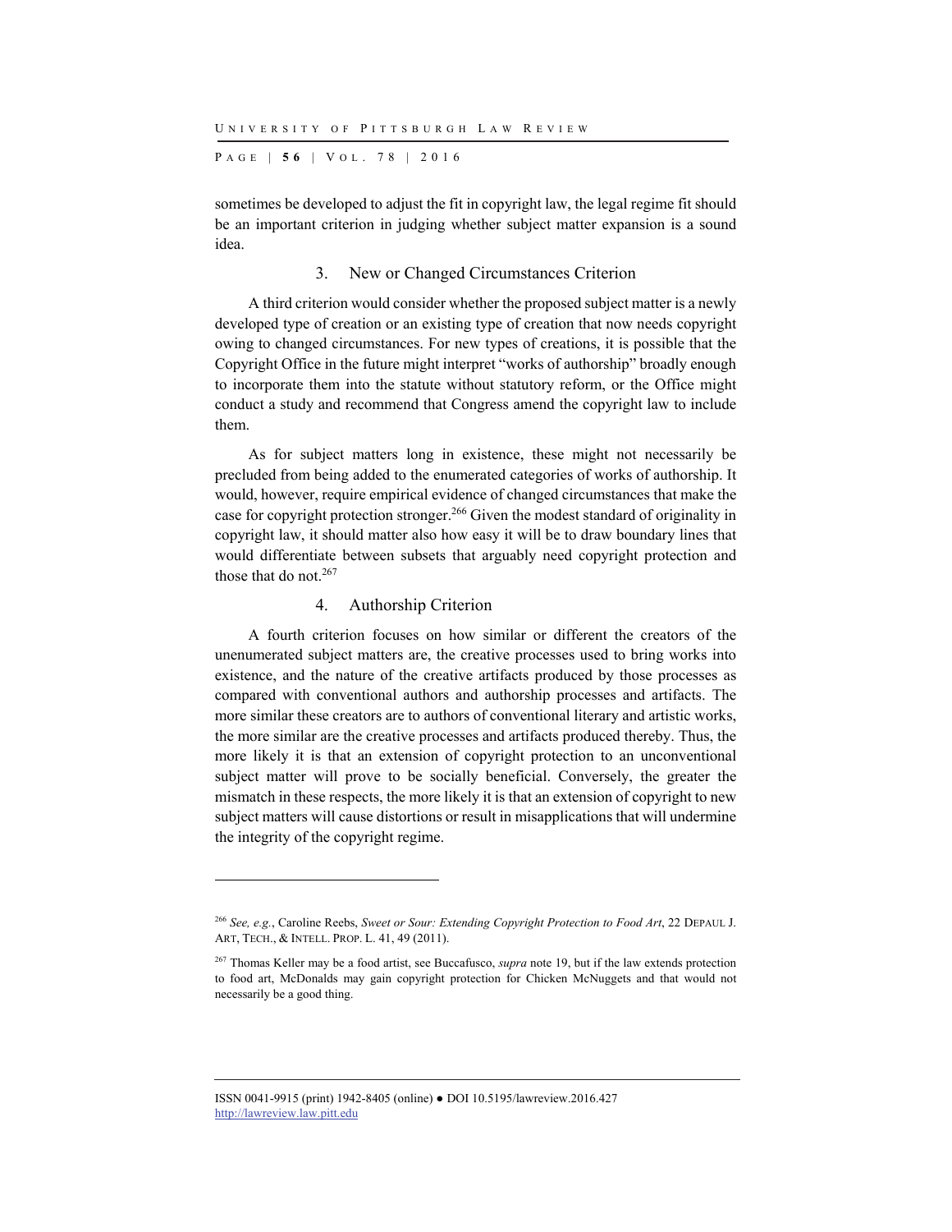sometimes be developed to adjust the fit in copyright law, the legal regime fit should be an important criterion in judging whether subject matter expansion is a sound idea.

### 3. New or Changed Circumstances Criterion

A third criterion would consider whether the proposed subject matter is a newly developed type of creation or an existing type of creation that now needs copyright owing to changed circumstances. For new types of creations, it is possible that the Copyright Office in the future might interpret "works of authorship" broadly enough to incorporate them into the statute without statutory reform, or the Office might conduct a study and recommend that Congress amend the copyright law to include them.

As for subject matters long in existence, these might not necessarily be precluded from being added to the enumerated categories of works of authorship. It would, however, require empirical evidence of changed circumstances that make the case for copyright protection stronger.[266] Given the modest standard of originality in copyright law, it should matter also how easy it will be to draw boundary lines that would differentiate between subsets that arguably need copyright protection and those that do not.[267]

### 4. Authorship Criterion

A fourth criterion focuses on how similar or different the creators of the unenumerated subject matters are, the creative processes used to bring works into existence, and the nature of the creative artifacts produced by those processes as compared with conventional authors and authorship processes and artifacts. The more similar these creators are to authors of conventional literary and artistic works, the more similar are the creative processes and artifacts produced thereby. Thus, the more likely it is that an extension of copyright protection to an unconventional subject matter will prove to be socially beneficial. Conversely, the greater the mismatch in these respects, the more likely it is that an extension of copyright to new subject matters will cause distortions or result in misapplications that will undermine the integrity of the copyright regime.

---

[266] *See, e.g.*, Caroline Reebs, *Sweet or Sour: Extending Copyright Protection to Food Art*, 22 DEPAUL J. ART, TECH., & INTELL. PROP. L. 41, 49 (2011).

[267] Thomas Keller may be a food artist, see Buccafusco, *supra* note 19, but if the law extends protection to food art, McDonalds may gain copyright protection for Chicken McNuggets and that would not necessarily be a good thing.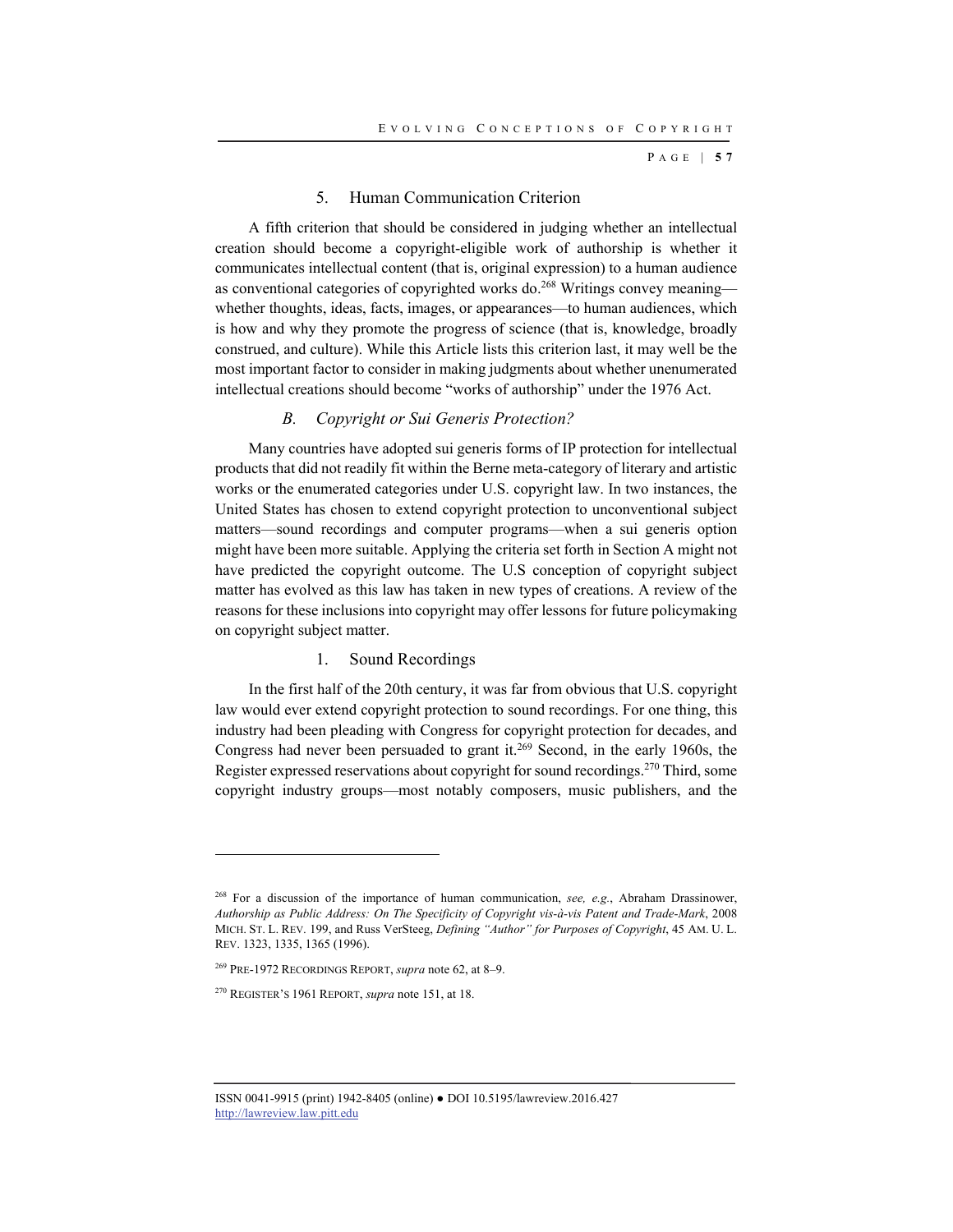### 5. Human Communication Criterion

A fifth criterion that should be considered in judging whether an intellectual creation should become a copyright-eligible work of authorship is whether it communicates intellectual content (that is, original expression) to a human audience as conventional categories of copyrighted works do.[268] Writings convey meaning—whether thoughts, ideas, facts, images, or appearances—to human audiences, which is how and why they promote the progress of science (that is, knowledge, broadly construed, and culture). While this Article lists this criterion last, it may well be the most important factor to consider in making judgments about whether unenumerated intellectual creations should become "works of authorship" under the 1976 Act.

## *B. Copyright or Sui Generis Protection?*

Many countries have adopted sui generis forms of IP protection for intellectual products that did not readily fit within the Berne meta-category of literary and artistic works or the enumerated categories under U.S. copyright law. In two instances, the United States has chosen to extend copyright protection to unconventional subject matters—sound recordings and computer programs—when a sui generis option might have been more suitable. Applying the criteria set forth in Section A might not have predicted the copyright outcome. The U.S conception of copyright subject matter has evolved as this law has taken in new types of creations. A review of the reasons for these inclusions into copyright may offer lessons for future policymaking on copyright subject matter.

### 1. Sound Recordings

In the first half of the 20th century, it was far from obvious that U.S. copyright law would ever extend copyright protection to sound recordings. For one thing, this industry had been pleading with Congress for copyright protection for decades, and Congress had never been persuaded to grant it.[269] Second, in the early 1960s, the Register expressed reservations about copyright for sound recordings.[270] Third, some copyright industry groups—most notably composers, music publishers, and the

---

[268] For a discussion of the importance of human communication, *see, e.g.*, Abraham Drassinower, *Authorship as Public Address: On The Specificity of Copyright vis-à-vis Patent and Trade-Mark*, 2008 MICH. ST. L. REV. 199, and Russ VerSteeg, *Defining "Author" for Purposes of Copyright*, 45 AM. U. L. REV. 1323, 1335, 1365 (1996).

[269] PRE-1972 RECORDINGS REPORT, *supra* note 62, at 8–9.

[270] REGISTER'S 1961 REPORT, *supra* note 151, at 18.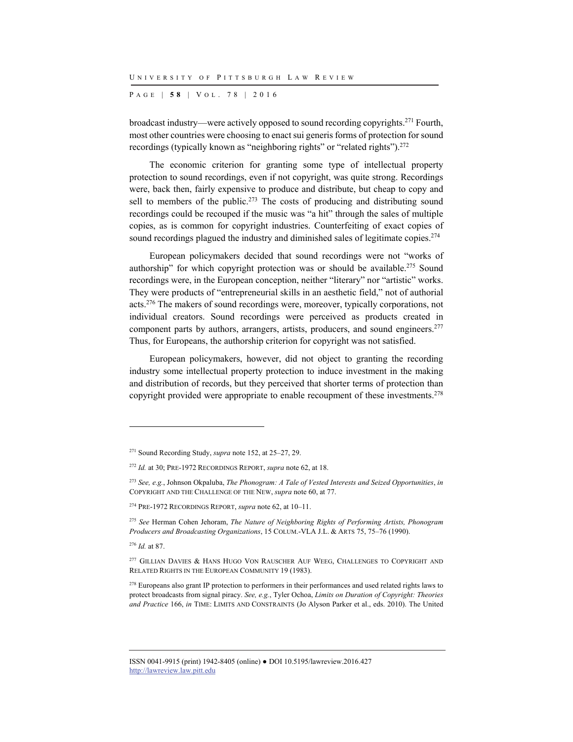broadcast industry—were actively opposed to sound recording copyrights.[271] Fourth, most other countries were choosing to enact sui generis forms of protection for sound recordings (typically known as "neighboring rights" or "related rights").[272]

The economic criterion for granting some type of intellectual property protection to sound recordings, even if not copyright, was quite strong. Recordings were, back then, fairly expensive to produce and distribute, but cheap to copy and sell to members of the public.[273] The costs of producing and distributing sound recordings could be recouped if the music was "a hit" through the sales of multiple copies, as is common for copyright industries. Counterfeiting of exact copies of sound recordings plagued the industry and diminished sales of legitimate copies.[274]

European policymakers decided that sound recordings were not "works of authorship" for which copyright protection was or should be available.[275] Sound recordings were, in the European conception, neither "literary" nor "artistic" works. They were products of "entrepreneurial skills in an aesthetic field," not of authorial acts.[276] The makers of sound recordings were, moreover, typically corporations, not individual creators. Sound recordings were perceived as products created in component parts by authors, arrangers, artists, producers, and sound engineers.[277] Thus, for Europeans, the authorship criterion for copyright was not satisfied.

European policymakers, however, did not object to granting the recording industry some intellectual property protection to induce investment in the making and distribution of records, but they perceived that shorter terms of protection than copyright provided were appropriate to enable recoupment of these investments.[278]

---

[271] Sound Recording Study, *supra* note 152, at 25–27, 29.

[272] *Id.* at 30; PRE-1972 RECORDINGS REPORT, *supra* note 62, at 18.

[273] *See, e.g.*, Johnson Okpaluba, *The Phonogram: A Tale of Vested Interests and Seized Opportunities*, *in* COPYRIGHT AND THE CHALLENGE OF THE NEW, *supra* note 60, at 77.

[274] PRE-1972 RECORDINGS REPORT, *supra* note 62, at 10–11.

[275] *See* Herman Cohen Jehoram, *The Nature of Neighboring Rights of Performing Artists, Phonogram Producers and Broadcasting Organizations*, 15 COLUM.-VLA J.L. & ARTS 75, 75–76 (1990).

[276] *Id.* at 87.

[277] GILLIAN DAVIES & HANS HUGO VON RAUSCHER AUF WEEG, CHALLENGES TO COPYRIGHT AND RELATED RIGHTS IN THE EUROPEAN COMMUNITY 19 (1983).

[278] Europeans also grant IP protection to performers in their performances and used related rights laws to protect broadcasts from signal piracy. *See, e.g.*, Tyler Ochoa, *Limits on Duration of Copyright: Theories and Practice* 166, *in* TIME: LIMITS AND CONSTRAINTS (Jo Alyson Parker et al., eds. 2010). The United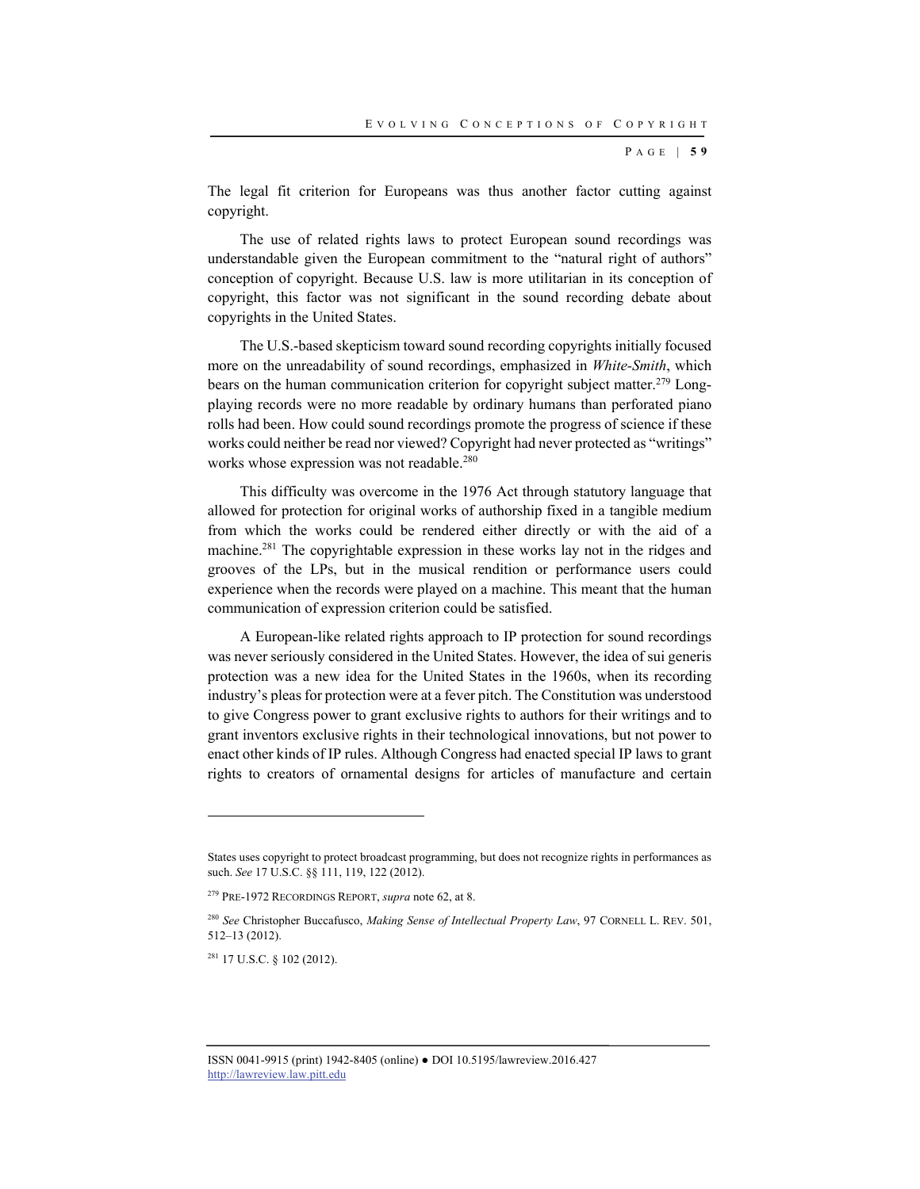The legal fit criterion for Europeans was thus another factor cutting against copyright.

The use of related rights laws to protect European sound recordings was understandable given the European commitment to the "natural right of authors" conception of copyright. Because U.S. law is more utilitarian in its conception of copyright, this factor was not significant in the sound recording debate about copyrights in the United States.

The U.S.-based skepticism toward sound recording copyrights initially focused more on the unreadability of sound recordings, emphasized in *White-Smith*, which bears on the human communication criterion for copyright subject matter.[279] Long-playing records were no more readable by ordinary humans than perforated piano rolls had been. How could sound recordings promote the progress of science if these works could neither be read nor viewed? Copyright had never protected as "writings" works whose expression was not readable.[280]

This difficulty was overcome in the 1976 Act through statutory language that allowed for protection for original works of authorship fixed in a tangible medium from which the works could be rendered either directly or with the aid of a machine.[281] The copyrightable expression in these works lay not in the ridges and grooves of the LPs, but in the musical rendition or performance users could experience when the records were played on a machine. This meant that the human communication of expression criterion could be satisfied.

A European-like related rights approach to IP protection for sound recordings was never seriously considered in the United States. However, the idea of sui generis protection was a new idea for the United States in the 1960s, when its recording industry's pleas for protection were at a fever pitch. The Constitution was understood to give Congress power to grant exclusive rights to authors for their writings and to grant inventors exclusive rights in their technological innovations, but not power to enact other kinds of IP rules. Although Congress had enacted special IP laws to grant rights to creators of ornamental designs for articles of manufacture and certain

---

States uses copyright to protect broadcast programming, but does not recognize rights in performances as such. *See* 17 U.S.C. §§ 111, 119, 122 (2012).

[279] PRE-1972 RECORDINGS REPORT, *supra* note 62, at 8.

[280] *See* Christopher Buccafusco, *Making Sense of Intellectual Property Law*, 97 CORNELL L. REV. 501, 512–13 (2012).

[281] 17 U.S.C. § 102 (2012).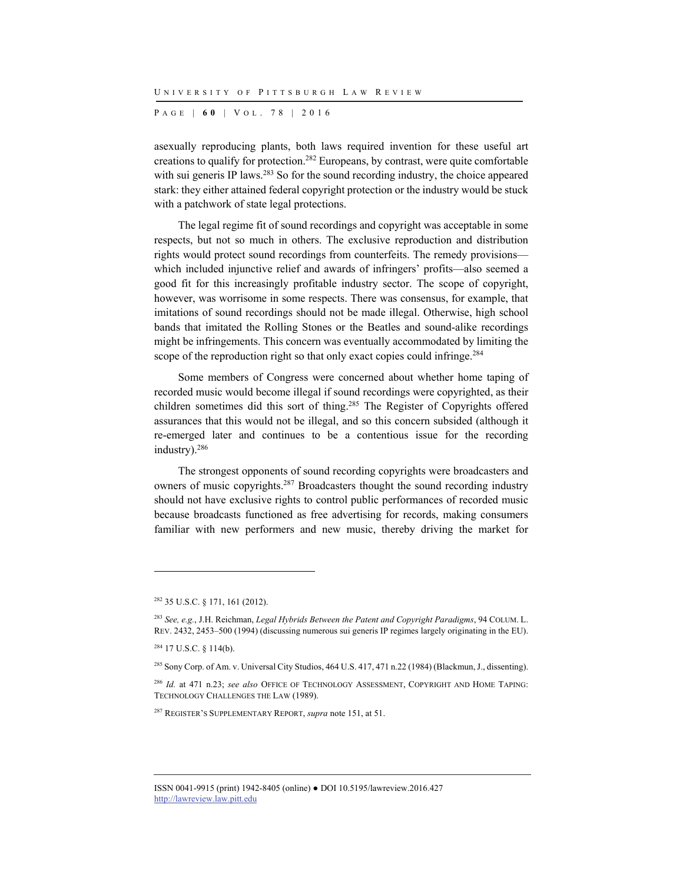asexually reproducing plants, both laws required invention for these useful art creations to qualify for protection.[282] Europeans, by contrast, were quite comfortable with sui generis IP laws.[283] So for the sound recording industry, the choice appeared stark: they either attained federal copyright protection or the industry would be stuck with a patchwork of state legal protections.

The legal regime fit of sound recordings and copyright was acceptable in some respects, but not so much in others. The exclusive reproduction and distribution rights would protect sound recordings from counterfeits. The remedy provisions—which included injunctive relief and awards of infringers' profits—also seemed a good fit for this increasingly profitable industry sector. The scope of copyright, however, was worrisome in some respects. There was consensus, for example, that imitations of sound recordings should not be made illegal. Otherwise, high school bands that imitated the Rolling Stones or the Beatles and sound-alike recordings might be infringements. This concern was eventually accommodated by limiting the scope of the reproduction right so that only exact copies could infringe.[284]

Some members of Congress were concerned about whether home taping of recorded music would become illegal if sound recordings were copyrighted, as their children sometimes did this sort of thing.[285] The Register of Copyrights offered assurances that this would not be illegal, and so this concern subsided (although it re-emerged later and continues to be a contentious issue for the recording industry).[286]

The strongest opponents of sound recording copyrights were broadcasters and owners of music copyrights.[287] Broadcasters thought the sound recording industry should not have exclusive rights to control public performances of recorded music because broadcasts functioned as free advertising for records, making consumers familiar with new performers and new music, thereby driving the market for

---

[282] 35 U.S.C. § 171, 161 (2012).

[283] *See, e.g.*, J.H. Reichman, *Legal Hybrids Between the Patent and Copyright Paradigms*, 94 COLUM. L. REV. 2432, 2453–500 (1994) (discussing numerous sui generis IP regimes largely originating in the EU).

[284] 17 U.S.C. § 114(b).

[285] Sony Corp. of Am. v. Universal City Studios, 464 U.S. 417, 471 n.22 (1984) (Blackmun, J., dissenting).

[286] *Id.* at 471 n.23; *see also* OFFICE OF TECHNOLOGY ASSESSMENT, COPYRIGHT AND HOME TAPING: TECHNOLOGY CHALLENGES THE LAW (1989).

[287] REGISTER'S SUPPLEMENTARY REPORT, *supra* note 151, at 51.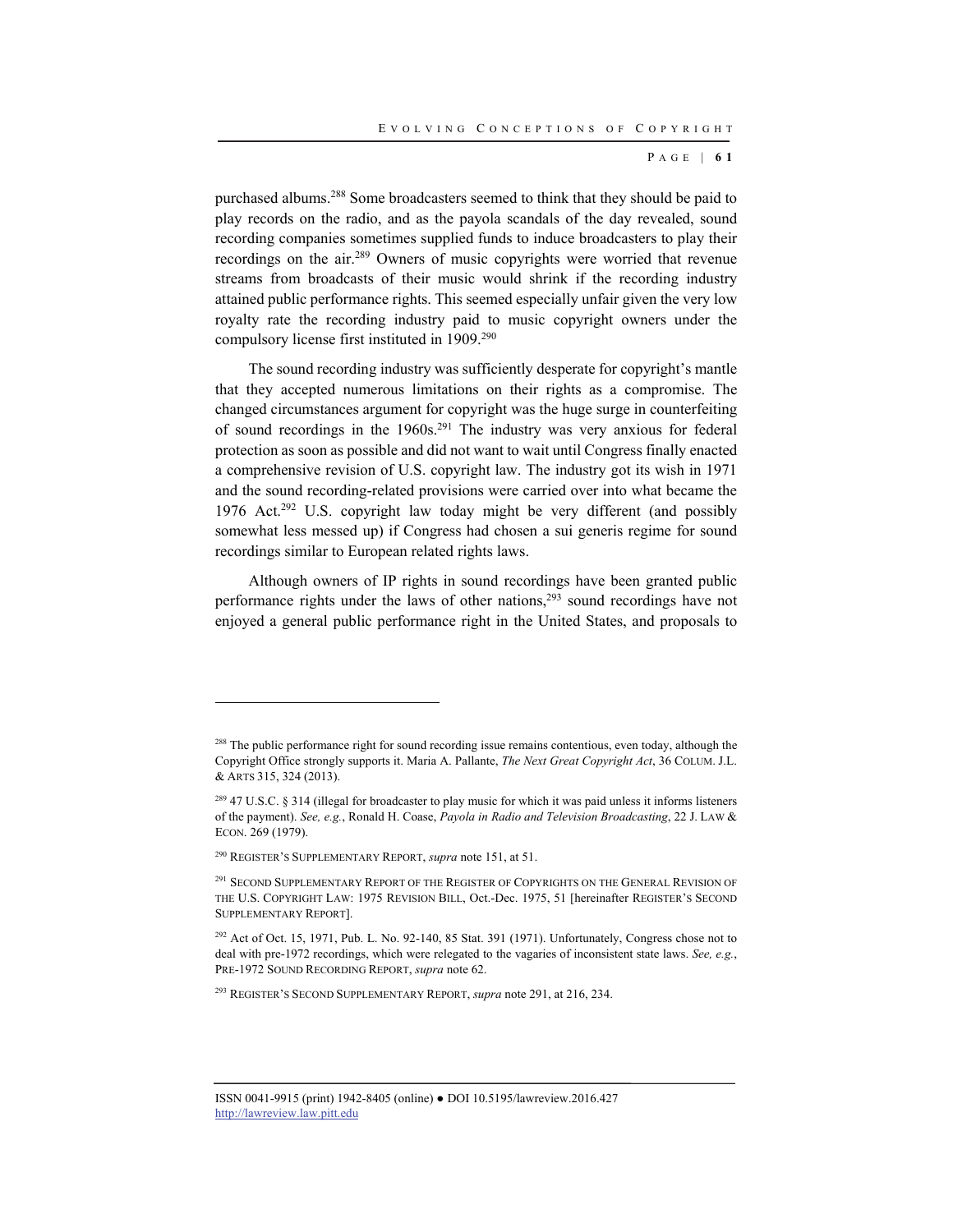purchased albums.[288] Some broadcasters seemed to think that they should be paid to play records on the radio, and as the payola scandals of the day revealed, sound recording companies sometimes supplied funds to induce broadcasters to play their recordings on the air.[289] Owners of music copyrights were worried that revenue streams from broadcasts of their music would shrink if the recording industry attained public performance rights. This seemed especially unfair given the very low royalty rate the recording industry paid to music copyright owners under the compulsory license first instituted in 1909.[290]

The sound recording industry was sufficiently desperate for copyright's mantle that they accepted numerous limitations on their rights as a compromise. The changed circumstances argument for copyright was the huge surge in counterfeiting of sound recordings in the 1960s.[291] The industry was very anxious for federal protection as soon as possible and did not want to wait until Congress finally enacted a comprehensive revision of U.S. copyright law. The industry got its wish in 1971 and the sound recording-related provisions were carried over into what became the 1976 Act.[292] U.S. copyright law today might be very different (and possibly somewhat less messed up) if Congress had chosen a sui generis regime for sound recordings similar to European related rights laws.

Although owners of IP rights in sound recordings have been granted public performance rights under the laws of other nations,[293] sound recordings have not enjoyed a general public performance right in the United States, and proposals to

---

[288] The public performance right for sound recording issue remains contentious, even today, although the Copyright Office strongly supports it. Maria A. Pallante, *The Next Great Copyright Act*, 36 COLUM. J.L. & ARTS 315, 324 (2013).

[289] 47 U.S.C. § 314 (illegal for broadcaster to play music for which it was paid unless it informs listeners of the payment). *See, e.g.*, Ronald H. Coase, *Payola in Radio and Television Broadcasting*, 22 J. LAW & ECON. 269 (1979).

[290] REGISTER'S SUPPLEMENTARY REPORT, *supra* note 151, at 51.

[291] SECOND SUPPLEMENTARY REPORT OF THE REGISTER OF COPYRIGHTS ON THE GENERAL REVISION OF THE U.S. COPYRIGHT LAW: 1975 REVISION BILL, Oct.-Dec. 1975, 51 [hereinafter REGISTER'S SECOND SUPPLEMENTARY REPORT].

[292] Act of Oct. 15, 1971, Pub. L. No. 92-140, 85 Stat. 391 (1971). Unfortunately, Congress chose not to deal with pre-1972 recordings, which were relegated to the vagaries of inconsistent state laws. *See, e.g.*, PRE-1972 SOUND RECORDING REPORT, *supra* note 62.

[293] REGISTER'S SECOND SUPPLEMENTARY REPORT, *supra* note 291, at 216, 234.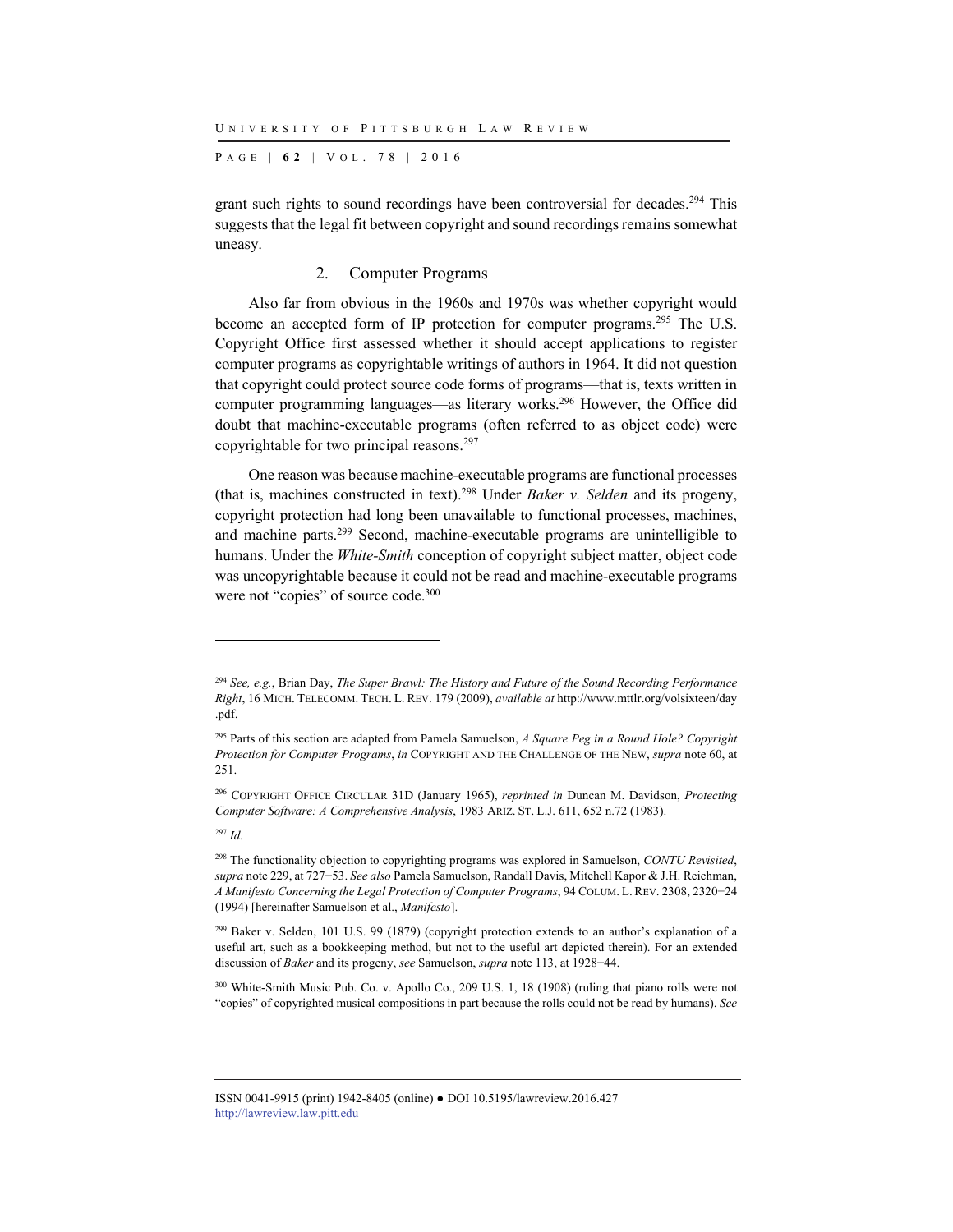grant such rights to sound recordings have been controversial for decades.[294] This suggests that the legal fit between copyright and sound recordings remains somewhat uneasy.

### 2. Computer Programs

Also far from obvious in the 1960s and 1970s was whether copyright would become an accepted form of IP protection for computer programs.[295] The U.S. Copyright Office first assessed whether it should accept applications to register computer programs as copyrightable writings of authors in 1964. It did not question that copyright could protect source code forms of programs—that is, texts written in computer programming languages—as literary works.[296] However, the Office did doubt that machine-executable programs (often referred to as object code) were copyrightable for two principal reasons.[297]

One reason was because machine-executable programs are functional processes (that is, machines constructed in text).[298] Under *Baker v. Selden* and its progeny, copyright protection had long been unavailable to functional processes, machines, and machine parts.[299] Second, machine-executable programs are unintelligible to humans. Under the *White-Smith* conception of copyright subject matter, object code was uncopyrightable because it could not be read and machine-executable programs were not "copies" of source code.[300]

---

[294] *See, e.g.*, Brian Day, *The Super Brawl: The History and Future of the Sound Recording Performance Right*, 16 MICH. TELECOMM. TECH. L. REV. 179 (2009), *available at* http://www.mttlr.org/volsixteen/day.pdf.

[295] Parts of this section are adapted from Pamela Samuelson, *A Square Peg in a Round Hole? Copyright Protection for Computer Programs*, *in* COPYRIGHT AND THE CHALLENGE OF THE NEW, *supra* note 60, at 251.

[296] COPYRIGHT OFFICE CIRCULAR 31D (January 1965), *reprinted in* Duncan M. Davidson, *Protecting Computer Software: A Comprehensive Analysis*, 1983 ARIZ. ST. L.J. 611, 652 n.72 (1983).

[297] *Id.*

[298] The functionality objection to copyrighting programs was explored in Samuelson, *CONTU Revisited*, *supra* note 229, at 727−53. *See also* Pamela Samuelson, Randall Davis, Mitchell Kapor & J.H. Reichman, *A Manifesto Concerning the Legal Protection of Computer Programs*, 94 COLUM. L. REV. 2308, 2320−24 (1994) [hereinafter Samuelson et al., *Manifesto*].

[299] Baker v. Selden, 101 U.S. 99 (1879) (copyright protection extends to an author's explanation of a useful art, such as a bookkeeping method, but not to the useful art depicted therein). For an extended discussion of *Baker* and its progeny, *see* Samuelson, *supra* note 113, at 1928−44.

[300] White-Smith Music Pub. Co. v. Apollo Co., 209 U.S. 1, 18 (1908) (ruling that piano rolls were not "copies" of copyrighted musical compositions in part because the rolls could not be read by humans). *See*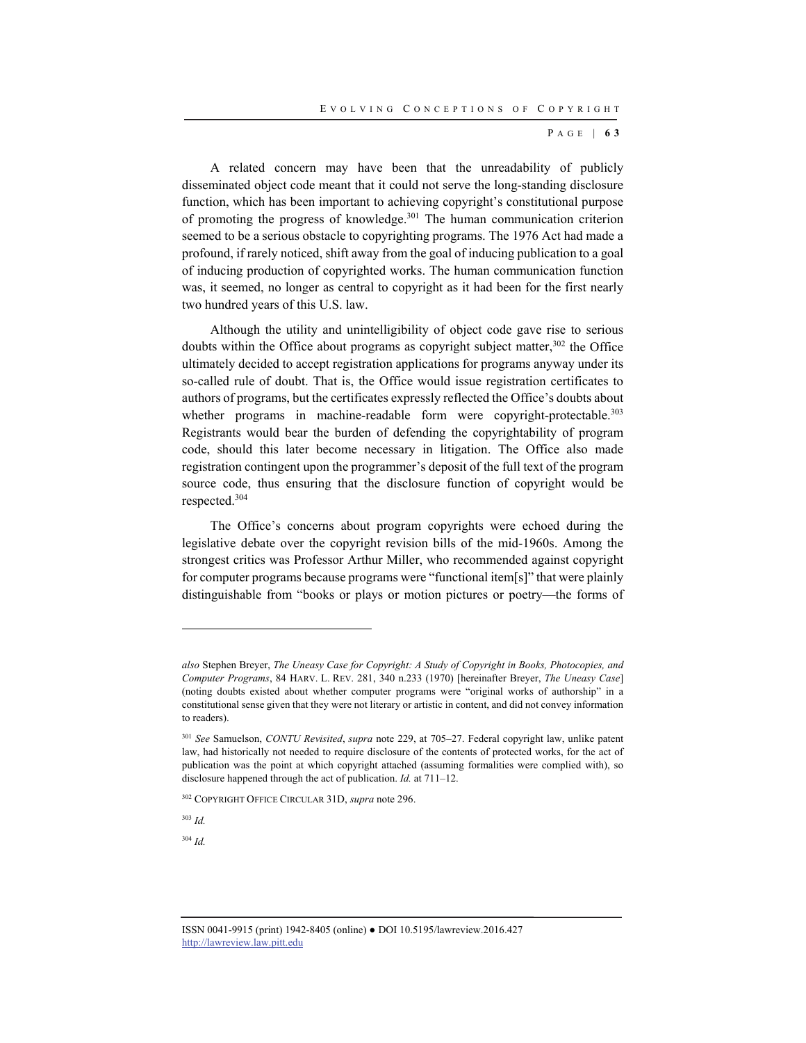A related concern may have been that the unreadability of publicly disseminated object code meant that it could not serve the long-standing disclosure function, which has been important to achieving copyright's constitutional purpose of promoting the progress of knowledge.[301] The human communication criterion seemed to be a serious obstacle to copyrighting programs. The 1976 Act had made a profound, if rarely noticed, shift away from the goal of inducing publication to a goal of inducing production of copyrighted works. The human communication function was, it seemed, no longer as central to copyright as it had been for the first nearly two hundred years of this U.S. law.

Although the utility and unintelligibility of object code gave rise to serious doubts within the Office about programs as copyright subject matter,[302] the Office ultimately decided to accept registration applications for programs anyway under its so-called rule of doubt. That is, the Office would issue registration certificates to authors of programs, but the certificates expressly reflected the Office's doubts about whether programs in machine-readable form were copyright-protectable.[303] Registrants would bear the burden of defending the copyrightability of program code, should this later become necessary in litigation. The Office also made registration contingent upon the programmer's deposit of the full text of the program source code, thus ensuring that the disclosure function of copyright would be respected.[304]

The Office's concerns about program copyrights were echoed during the legislative debate over the copyright revision bills of the mid-1960s. Among the strongest critics was Professor Arthur Miller, who recommended against copyright for computer programs because programs were "functional item[s]" that were plainly distinguishable from "books or plays or motion pictures or poetry—the forms of

---

*also* Stephen Breyer, *The Uneasy Case for Copyright: A Study of Copyright in Books, Photocopies, and Computer Programs*, 84 HARV. L. REV. 281, 340 n.233 (1970) [hereinafter Breyer, *The Uneasy Case*] (noting doubts existed about whether computer programs were "original works of authorship" in a constitutional sense given that they were not literary or artistic in content, and did not convey information to readers).

[301] *See* Samuelson, *CONTU Revisited*, *supra* note 229, at 705–27. Federal copyright law, unlike patent law, had historically not needed to require disclosure of the contents of protected works, for the act of publication was the point at which copyright attached (assuming formalities were complied with), so disclosure happened through the act of publication. *Id.* at 711–12.

[302] COPYRIGHT OFFICE CIRCULAR 31D, *supra* note 296.

[303] *Id.*

[304] *Id.*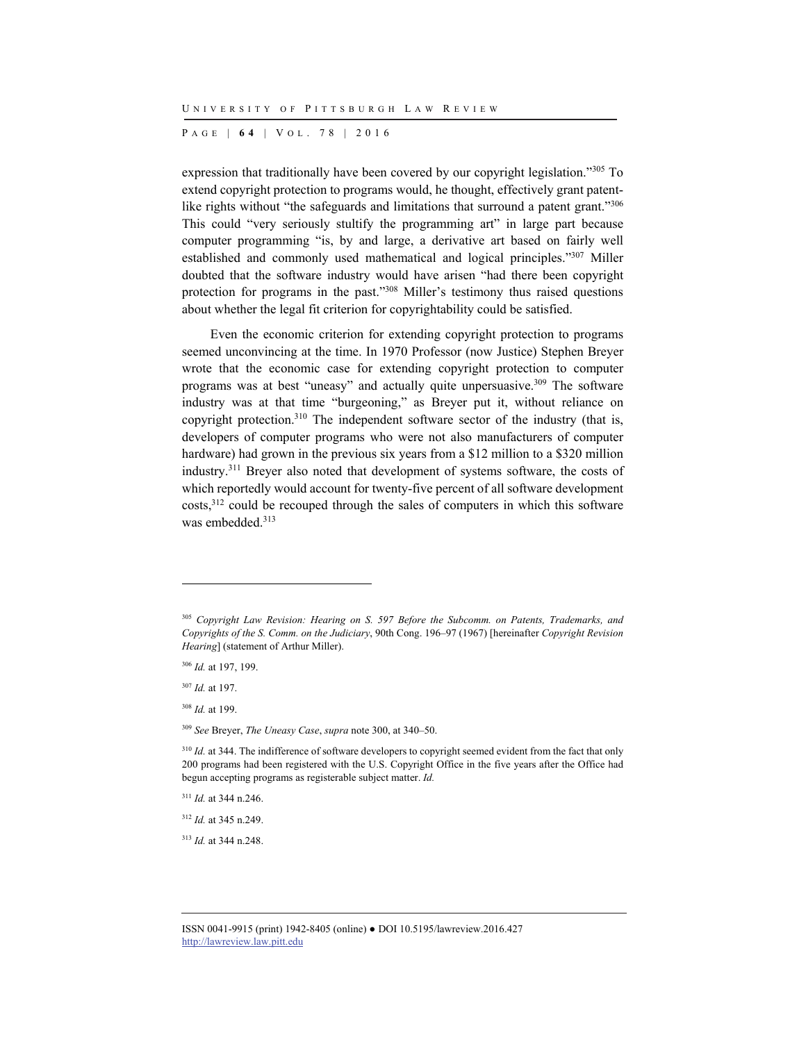expression that traditionally have been covered by our copyright legislation."[305] To extend copyright protection to programs would, he thought, effectively grant patent-like rights without "the safeguards and limitations that surround a patent grant."[306] This could "very seriously stultify the programming art" in large part because computer programming "is, by and large, a derivative art based on fairly well established and commonly used mathematical and logical principles."[307] Miller doubted that the software industry would have arisen "had there been copyright protection for programs in the past."[308] Miller's testimony thus raised questions about whether the legal fit criterion for copyrightability could be satisfied.

Even the economic criterion for extending copyright protection to programs seemed unconvincing at the time. In 1970 Professor (now Justice) Stephen Breyer wrote that the economic case for extending copyright protection to computer programs was at best "uneasy" and actually quite unpersuasive.[309] The software industry was at that time "burgeoning," as Breyer put it, without reliance on copyright protection.[310] The independent software sector of the industry (that is, developers of computer programs who were not also manufacturers of computer hardware) had grown in the previous six years from a $12 million to a $320 million industry.[311] Breyer also noted that development of systems software, the costs of which reportedly would account for twenty-five percent of all software development costs,[312] could be recouped through the sales of computers in which this software was embedded.[313]

---

[305] *Copyright Law Revision: Hearing on S. 597 Before the Subcomm. on Patents, Trademarks, and Copyrights of the S. Comm. on the Judiciary*, 90th Cong. 196–97 (1967) [hereinafter *Copyright Revision Hearing*] (statement of Arthur Miller).

[306] *Id.* at 197, 199.

[307] *Id.* at 197.

[308] *Id.* at 199.

[309] *See* Breyer, *The Uneasy Case*, *supra* note 300, at 340–50.

[310] *Id.* at 344. The indifference of software developers to copyright seemed evident from the fact that only 200 programs had been registered with the U.S. Copyright Office in the five years after the Office had begun accepting programs as registerable subject matter. *Id.*

[311] *Id.* at 344 n.246.

[312] *Id.* at 345 n.249.

[313] *Id.* at 344 n.248.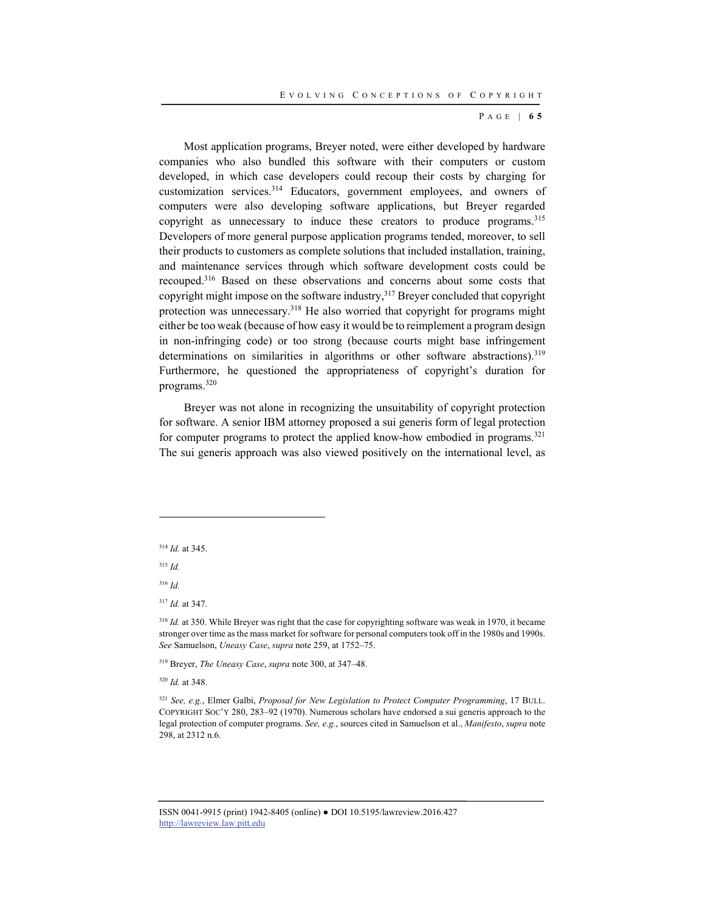Most application programs, Breyer noted, were either developed by hardware companies who also bundled this software with their computers or custom developed, in which case developers could recoup their costs by charging for customization services.[314] Educators, government employees, and owners of computers were also developing software applications, but Breyer regarded copyright as unnecessary to induce these creators to produce programs.[315] Developers of more general purpose application programs tended, moreover, to sell their products to customers as complete solutions that included installation, training, and maintenance services through which software development costs could be recouped.[316] Based on these observations and concerns about some costs that copyright might impose on the software industry,[317] Breyer concluded that copyright protection was unnecessary.[318] He also worried that copyright for programs might either be too weak (because of how easy it would be to reimplement a program design in non-infringing code) or too strong (because courts might base infringement determinations on similarities in algorithms or other software abstractions).[319] Furthermore, he questioned the appropriateness of copyright's duration for programs.[320]

Breyer was not alone in recognizing the unsuitability of copyright protection for software. A senior IBM attorney proposed a sui generis form of legal protection for computer programs to protect the applied know-how embodied in programs.[321] The sui generis approach was also viewed positively on the international level, as

---

[314] *Id.* at 345.

[315] *Id.*

[316] *Id.*

[317] *Id.* at 347.

[318] *Id.* at 350. While Breyer was right that the case for copyrighting software was weak in 1970, it became stronger over time as the mass market for software for personal computers took off in the 1980s and 1990s. *See* Samuelson, *Uneasy Case*, *supra* note 259, at 1752–75.

[319] Breyer, *The Uneasy Case*, *supra* note 300, at 347–48.

[320] *Id.* at 348.

[321] *See, e.g.*, Elmer Galbi, *Proposal for New Legislation to Protect Computer Programming*, 17 BULL. COPYRIGHT SOC'Y 280, 283–92 (1970). Numerous scholars have endorsed a sui generis approach to the legal protection of computer programs. *See, e.g.*, sources cited in Samuelson et al., *Manifesto*, *supra* note 298, at 2312 n.6.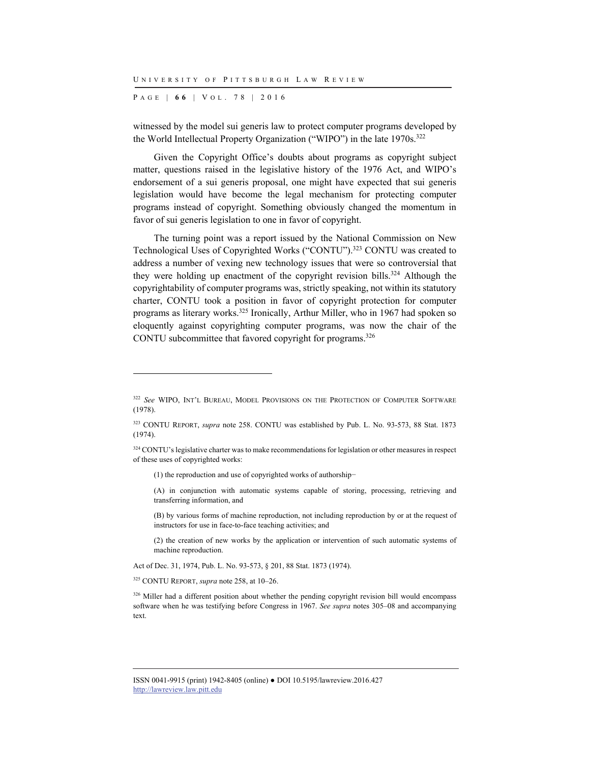witnessed by the model sui generis law to protect computer programs developed by the World Intellectual Property Organization ("WIPO") in the late 1970s.[322]

Given the Copyright Office's doubts about programs as copyright subject matter, questions raised in the legislative history of the 1976 Act, and WIPO's endorsement of a sui generis proposal, one might have expected that sui generis legislation would have become the legal mechanism for protecting computer programs instead of copyright. Something obviously changed the momentum in favor of sui generis legislation to one in favor of copyright.

The turning point was a report issued by the National Commission on New Technological Uses of Copyrighted Works ("CONTU").[323] CONTU was created to address a number of vexing new technology issues that were so controversial that they were holding up enactment of the copyright revision bills.[324] Although the copyrightability of computer programs was, strictly speaking, not within its statutory charter, CONTU took a position in favor of copyright protection for computer programs as literary works.[325] Ironically, Arthur Miller, who in 1967 had spoken so eloquently against copyrighting computer programs, was now the chair of the CONTU subcommittee that favored copyright for programs.[326]

---

[322] *See* WIPO, INT'L BUREAU, MODEL PROVISIONS ON THE PROTECTION OF COMPUTER SOFTWARE (1978).

[323] CONTU REPORT, *supra* note 258. CONTU was established by Pub. L. No. 93-573, 88 Stat. 1873 (1974).

[324] CONTU's legislative charter was to make recommendations for legislation or other measures in respect of these uses of copyrighted works:

> (1) the reproduction and use of copyrighted works of authorship–
>
> (A) in conjunction with automatic systems capable of storing, processing, retrieving and transferring information, and
>
> (B) by various forms of machine reproduction, not including reproduction by or at the request of instructors for use in face-to-face teaching activities; and
>
> (2) the creation of new works by the application or intervention of such automatic systems of machine reproduction.

Act of Dec. 31, 1974, Pub. L. No. 93-573, § 201, 88 Stat. 1873 (1974).

[325] CONTU REPORT, *supra* note 258, at 10–26.

[326] Miller had a different position about whether the pending copyright revision bill would encompass software when he was testifying before Congress in 1967. *See supra* notes 305–08 and accompanying text.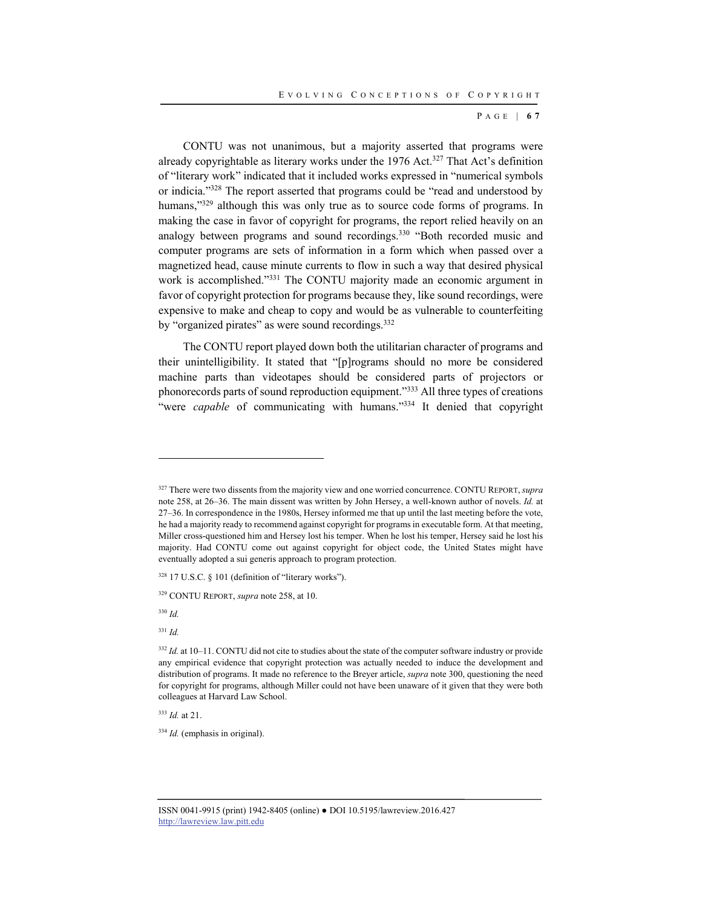CONTU was not unanimous, but a majority asserted that programs were already copyrightable as literary works under the 1976 Act.[327] That Act's definition of "literary work" indicated that it included works expressed in "numerical symbols or indicia."[328] The report asserted that programs could be "read and understood by humans,"[329] although this was only true as to source code forms of programs. In making the case in favor of copyright for programs, the report relied heavily on an analogy between programs and sound recordings.[330] "Both recorded music and computer programs are sets of information in a form which when passed over a magnetized head, cause minute currents to flow in such a way that desired physical work is accomplished."[331] The CONTU majority made an economic argument in favor of copyright protection for programs because they, like sound recordings, were expensive to make and cheap to copy and would be as vulnerable to counterfeiting by "organized pirates" as were sound recordings.[332]

The CONTU report played down both the utilitarian character of programs and their unintelligibility. It stated that "[p]rograms should no more be considered machine parts than videotapes should be considered parts of projectors or phonorecords parts of sound reproduction equipment."[333] All three types of creations "were *capable* of communicating with humans."[334] It denied that copyright

---

[327] There were two dissents from the majority view and one worried concurrence. CONTU REPORT, *supra* note 258, at 26–36. The main dissent was written by John Hersey, a well-known author of novels. *Id.* at 27–36. In correspondence in the 1980s, Hersey informed me that up until the last meeting before the vote, he had a majority ready to recommend against copyright for programs in executable form. At that meeting, Miller cross-questioned him and Hersey lost his temper. When he lost his temper, Hersey said he lost his majority. Had CONTU come out against copyright for object code, the United States might have eventually adopted a sui generis approach to program protection.

[328] 17 U.S.C. § 101 (definition of "literary works").

[329] CONTU REPORT, *supra* note 258, at 10.

[330] *Id.*

[331] *Id.*

[332] *Id.* at 10–11. CONTU did not cite to studies about the state of the computer software industry or provide any empirical evidence that copyright protection was actually needed to induce the development and distribution of programs. It made no reference to the Breyer article, *supra* note 300, questioning the need for copyright for programs, although Miller could not have been unaware of it given that they were both colleagues at Harvard Law School.

[333] *Id.* at 21.

[334] *Id.* (emphasis in original).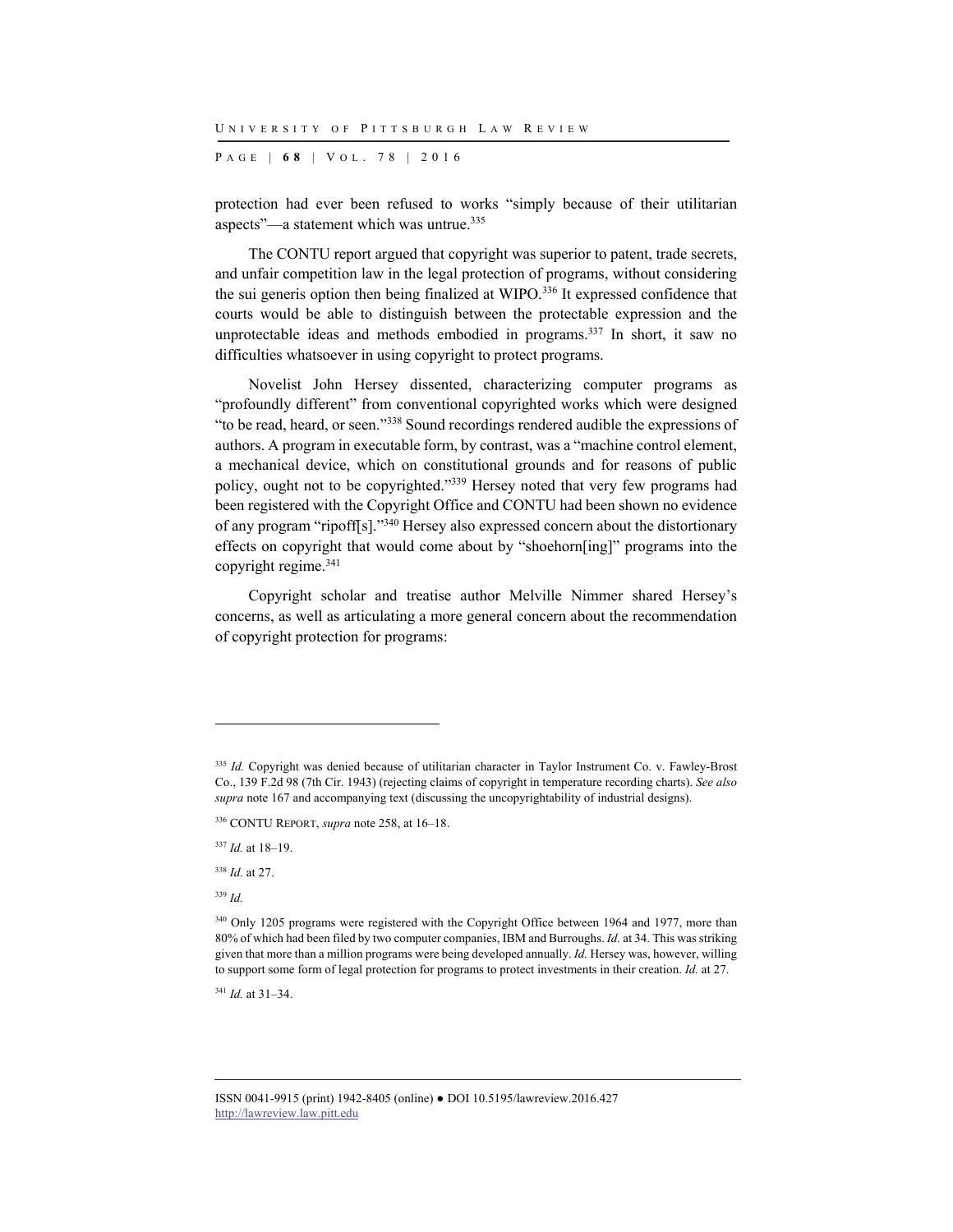protection had ever been refused to works "simply because of their utilitarian aspects"—a statement which was untrue.[335]

The CONTU report argued that copyright was superior to patent, trade secrets, and unfair competition law in the legal protection of programs, without considering the sui generis option then being finalized at WIPO.[336] It expressed confidence that courts would be able to distinguish between the protectable expression and the unprotectable ideas and methods embodied in programs.[337] In short, it saw no difficulties whatsoever in using copyright to protect programs.

Novelist John Hersey dissented, characterizing computer programs as "profoundly different" from conventional copyrighted works which were designed "to be read, heard, or seen."[338] Sound recordings rendered audible the expressions of authors. A program in executable form, by contrast, was a "machine control element, a mechanical device, which on constitutional grounds and for reasons of public policy, ought not to be copyrighted."[339] Hersey noted that very few programs had been registered with the Copyright Office and CONTU had been shown no evidence of any program "ripoff[s]."[340] Hersey also expressed concern about the distortionary effects on copyright that would come about by "shoehorn[ing]" programs into the copyright regime.[341]

Copyright scholar and treatise author Melville Nimmer shared Hersey's concerns, as well as articulating a more general concern about the recommendation of copyright protection for programs:

---

[335] *Id.* Copyright was denied because of utilitarian character in Taylor Instrument Co. v. Fawley-Brost Co., 139 F.2d 98 (7th Cir. 1943) (rejecting claims of copyright in temperature recording charts). *See also supra* note 167 and accompanying text (discussing the uncopyrightability of industrial designs).

[336] CONTU REPORT, *supra* note 258, at 16–18.

[337] *Id.* at 18–19.

[338] *Id.* at 27.

[339] *Id.*

[340] Only 1205 programs were registered with the Copyright Office between 1964 and 1977, more than 80% of which had been filed by two computer companies, IBM and Burroughs. *Id.* at 34. This was striking given that more than a million programs were being developed annually. *Id.* Hersey was, however, willing to support some form of legal protection for programs to protect investments in their creation. *Id.* at 27.

[341] *Id.* at 31–34.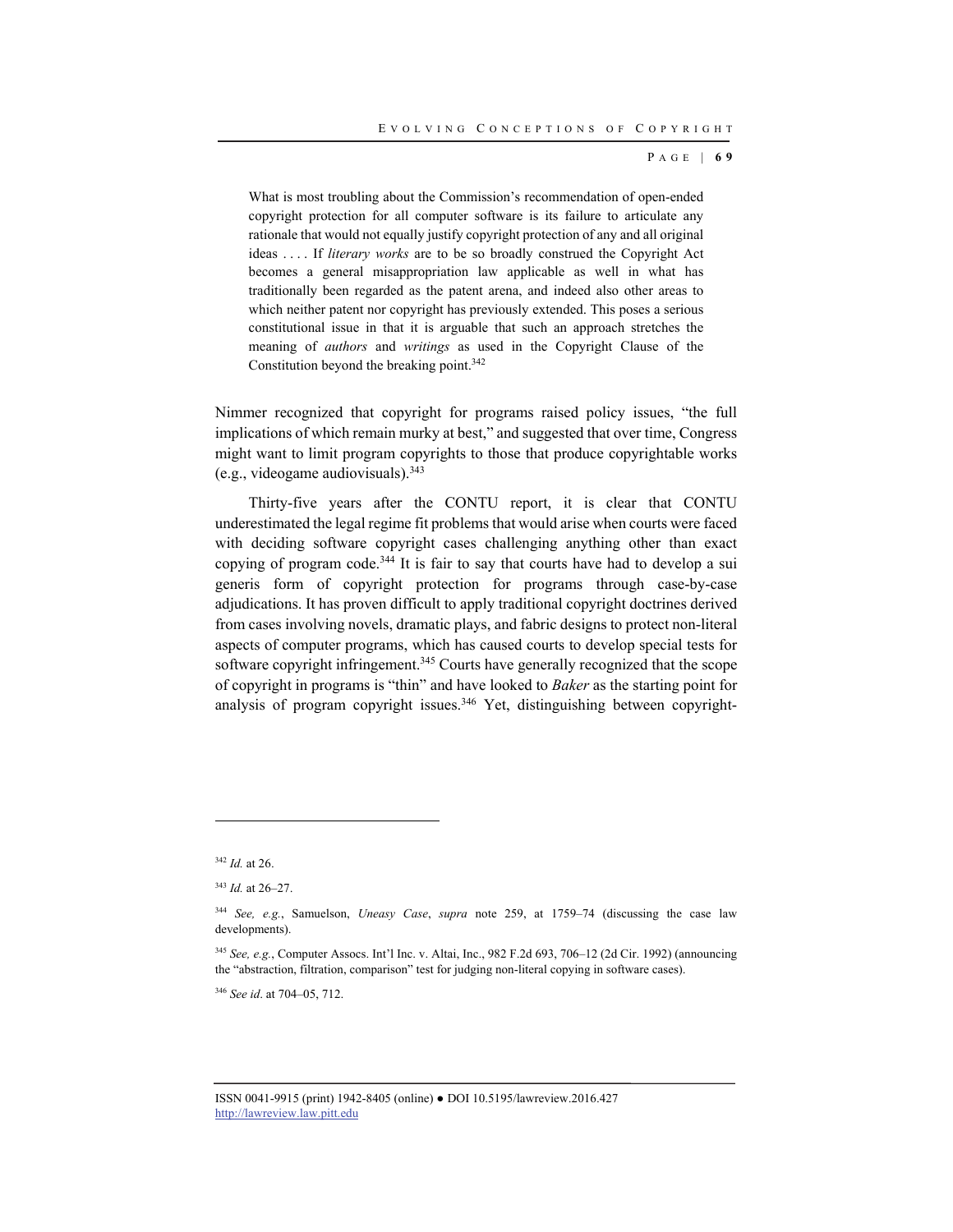> What is most troubling about the Commission's recommendation of open-ended copyright protection for all computer software is its failure to articulate any rationale that would not equally justify copyright protection of any and all original ideas . . . . If *literary works* are to be so broadly construed the Copyright Act becomes a general misappropriation law applicable as well in what has traditionally been regarded as the patent arena, and indeed also other areas to which neither patent nor copyright has previously extended. This poses a serious constitutional issue in that it is arguable that such an approach stretches the meaning of *authors* and *writings* as used in the Copyright Clause of the Constitution beyond the breaking point.[342]

Nimmer recognized that copyright for programs raised policy issues, "the full implications of which remain murky at best," and suggested that over time, Congress might want to limit program copyrights to those that produce copyrightable works (e.g., videogame audiovisuals).[343]

Thirty-five years after the CONTU report, it is clear that CONTU underestimated the legal regime fit problems that would arise when courts were faced with deciding software copyright cases challenging anything other than exact copying of program code.[344] It is fair to say that courts have had to develop a sui generis form of copyright protection for programs through case-by-case adjudications. It has proven difficult to apply traditional copyright doctrines derived from cases involving novels, dramatic plays, and fabric designs to protect non-literal aspects of computer programs, which has caused courts to develop special tests for software copyright infringement.[345] Courts have generally recognized that the scope of copyright in programs is "thin" and have looked to *Baker* as the starting point for analysis of program copyright issues.[346] Yet, distinguishing between copyright-

---

[342] *Id.* at 26.

[343] *Id.* at 26–27.

[344] *See, e.g.*, Samuelson, *Uneasy Case*, *supra* note 259, at 1759–74 (discussing the case law developments).

[345] *See, e.g.*, Computer Assocs. Int'l Inc. v. Altai, Inc., 982 F.2d 693, 706–12 (2d Cir. 1992) (announcing the "abstraction, filtration, comparison" test for judging non-literal copying in software cases).

[346] *See id*. at 704–05, 712.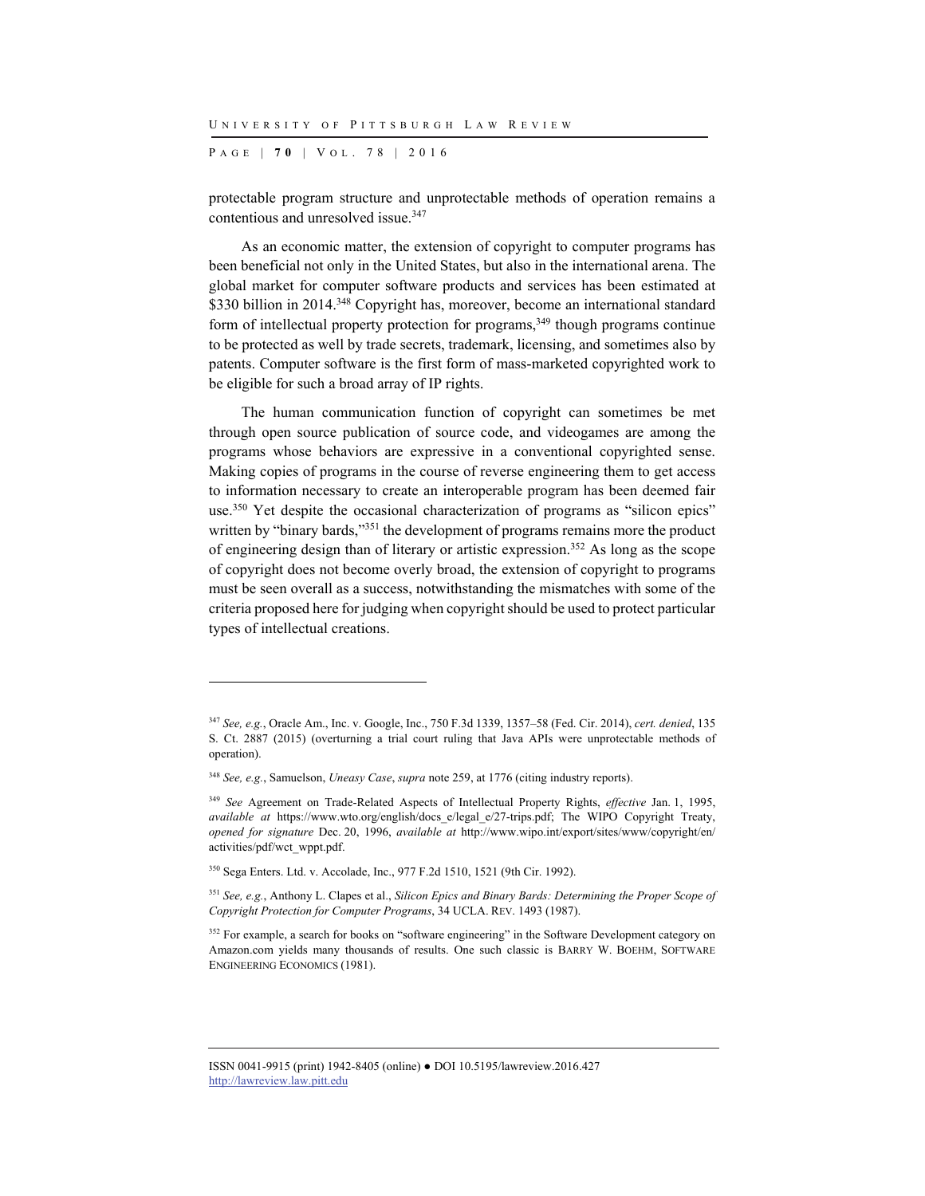protectable program structure and unprotectable methods of operation remains a contentious and unresolved issue.[347]

As an economic matter, the extension of copyright to computer programs has been beneficial not only in the United States, but also in the international arena. The global market for computer software products and services has been estimated at $330 billion in 2014.[348] Copyright has, moreover, become an international standard form of intellectual property protection for programs,[349] though programs continue to be protected as well by trade secrets, trademark, licensing, and sometimes also by patents. Computer software is the first form of mass-marketed copyrighted work to be eligible for such a broad array of IP rights.

The human communication function of copyright can sometimes be met through open source publication of source code, and videogames are among the programs whose behaviors are expressive in a conventional copyrighted sense. Making copies of programs in the course of reverse engineering them to get access to information necessary to create an interoperable program has been deemed fair use.[350] Yet despite the occasional characterization of programs as "silicon epics" written by "binary bards,"[351] the development of programs remains more the product of engineering design than of literary or artistic expression.[352] As long as the scope of copyright does not become overly broad, the extension of copyright to programs must be seen overall as a success, notwithstanding the mismatches with some of the criteria proposed here for judging when copyright should be used to protect particular types of intellectual creations.

---

[347] *See, e.g.*, Oracle Am., Inc. v. Google, Inc., 750 F.3d 1339, 1357–58 (Fed. Cir. 2014), *cert. denied*, 135 S. Ct. 2887 (2015) (overturning a trial court ruling that Java APIs were unprotectable methods of operation).

[348] *See, e.g.*, Samuelson, *Uneasy Case*, *supra* note 259, at 1776 (citing industry reports).

[349] *See* Agreement on Trade-Related Aspects of Intellectual Property Rights, *effective* Jan. 1, 1995, *available at* https://www.wto.org/english/docs_e/legal_e/27-trips.pdf; The WIPO Copyright Treaty, *opened for signature* Dec. 20, 1996, *available at* http://www.wipo.int/export/sites/www/copyright/en/activities/pdf/wct_wppt.pdf.

[350] Sega Enters. Ltd. v. Accolade, Inc., 977 F.2d 1510, 1521 (9th Cir. 1992).

[351] *See, e.g.*, Anthony L. Clapes et al., *Silicon Epics and Binary Bards: Determining the Proper Scope of Copyright Protection for Computer Programs*, 34 UCLA. REV. 1493 (1987).

[352] For example, a search for books on "software engineering" in the Software Development category on Amazon.com yields many thousands of results. One such classic is BARRY W. BOEHM, SOFTWARE ENGINEERING ECONOMICS (1981).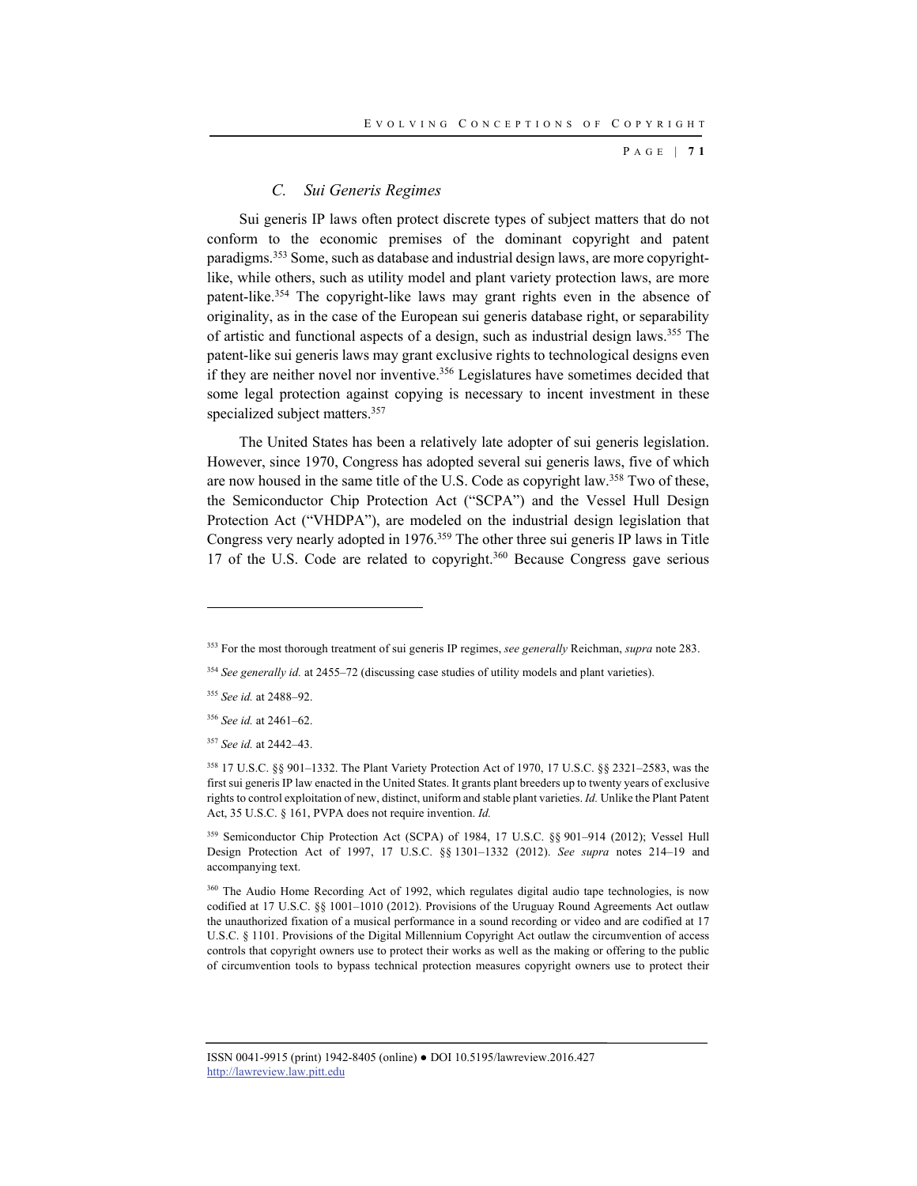### C. *Sui Generis Regimes*

Sui generis IP laws often protect discrete types of subject matters that do not conform to the economic premises of the dominant copyright and patent paradigms.[353] Some, such as database and industrial design laws, are more copyright-like, while others, such as utility model and plant variety protection laws, are more patent-like.[354] The copyright-like laws may grant rights even in the absence of originality, as in the case of the European sui generis database right, or separability of artistic and functional aspects of a design, such as industrial design laws.[355] The patent-like sui generis laws may grant exclusive rights to technological designs even if they are neither novel nor inventive.[356] Legislatures have sometimes decided that some legal protection against copying is necessary to incent investment in these specialized subject matters.[357]

The United States has been a relatively late adopter of sui generis legislation. However, since 1970, Congress has adopted several sui generis laws, five of which are now housed in the same title of the U.S. Code as copyright law.[358] Two of these, the Semiconductor Chip Protection Act ("SCPA") and the Vessel Hull Design Protection Act ("VHDPA"), are modeled on the industrial design legislation that Congress very nearly adopted in 1976.[359] The other three sui generis IP laws in Title 17 of the U.S. Code are related to copyright.[360] Because Congress gave serious

---

[353] For the most thorough treatment of sui generis IP regimes, *see generally* Reichman, *supra* note 283.

[354] *See generally id.* at 2455–72 (discussing case studies of utility models and plant varieties).

[355] *See id.* at 2488–92.

[356] *See id.* at 2461–62.

[357] *See id.* at 2442–43.

[358] 17 U.S.C. §§ 901–1332. The Plant Variety Protection Act of 1970, 17 U.S.C. §§ 2321–2583, was the first sui generis IP law enacted in the United States. It grants plant breeders up to twenty years of exclusive rights to control exploitation of new, distinct, uniform and stable plant varieties. *Id.* Unlike the Plant Patent Act, 35 U.S.C. § 161, PVPA does not require invention. *Id.*

[359] Semiconductor Chip Protection Act (SCPA) of 1984, 17 U.S.C. §§ 901–914 (2012); Vessel Hull Design Protection Act of 1997, 17 U.S.C. §§ 1301–1332 (2012). *See supra* notes 214–19 and accompanying text.

[360] The Audio Home Recording Act of 1992, which regulates digital audio tape technologies, is now codified at 17 U.S.C. §§ 1001–1010 (2012). Provisions of the Uruguay Round Agreements Act outlaw the unauthorized fixation of a musical performance in a sound recording or video and are codified at 17 U.S.C. § 1101. Provisions of the Digital Millennium Copyright Act outlaw the circumvention of access controls that copyright owners use to protect their works as well as the making or offering to the public of circumvention tools to bypass technical protection measures copyright owners use to protect their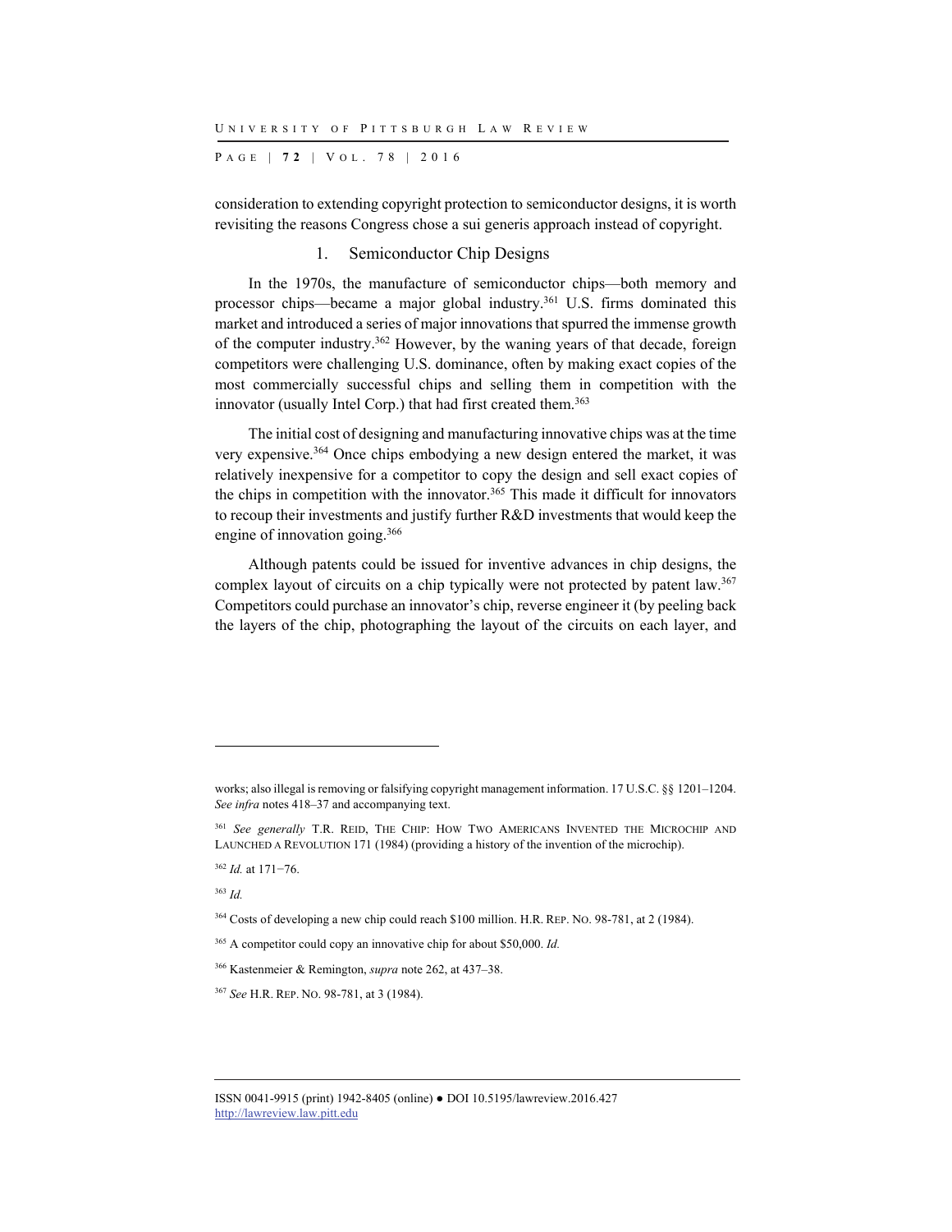consideration to extending copyright protection to semiconductor designs, it is worth revisiting the reasons Congress chose a sui generis approach instead of copyright.

### 1. Semiconductor Chip Designs

In the 1970s, the manufacture of semiconductor chips—both memory and processor chips—became a major global industry.[361] U.S. firms dominated this market and introduced a series of major innovations that spurred the immense growth of the computer industry.[362] However, by the waning years of that decade, foreign competitors were challenging U.S. dominance, often by making exact copies of the most commercially successful chips and selling them in competition with the innovator (usually Intel Corp.) that had first created them.[363]

The initial cost of designing and manufacturing innovative chips was at the time very expensive.[364] Once chips embodying a new design entered the market, it was relatively inexpensive for a competitor to copy the design and sell exact copies of the chips in competition with the innovator.[365] This made it difficult for innovators to recoup their investments and justify further R&D investments that would keep the engine of innovation going.[366]

Although patents could be issued for inventive advances in chip designs, the complex layout of circuits on a chip typically were not protected by patent law.[367] Competitors could purchase an innovator's chip, reverse engineer it (by peeling back the layers of the chip, photographing the layout of the circuits on each layer, and

---

works; also illegal is removing or falsifying copyright management information. 17 U.S.C. §§ 1201–1204. *See infra* notes 418–37 and accompanying text.

[361] *See generally* T.R. REID, THE CHIP: HOW TWO AMERICANS INVENTED THE MICROCHIP AND LAUNCHED A REVOLUTION 171 (1984) (providing a history of the invention of the microchip).

[362] *Id.* at 171−76.

[363] *Id.*

[364] Costs of developing a new chip could reach $100 million. H.R. REP. NO. 98-781, at 2 (1984).

[365] A competitor could copy an innovative chip for about $50,000. *Id.*

[366] Kastenmeier & Remington, *supra* note 262, at 437–38.

[367] *See* H.R. REP. NO. 98-781, at 3 (1984).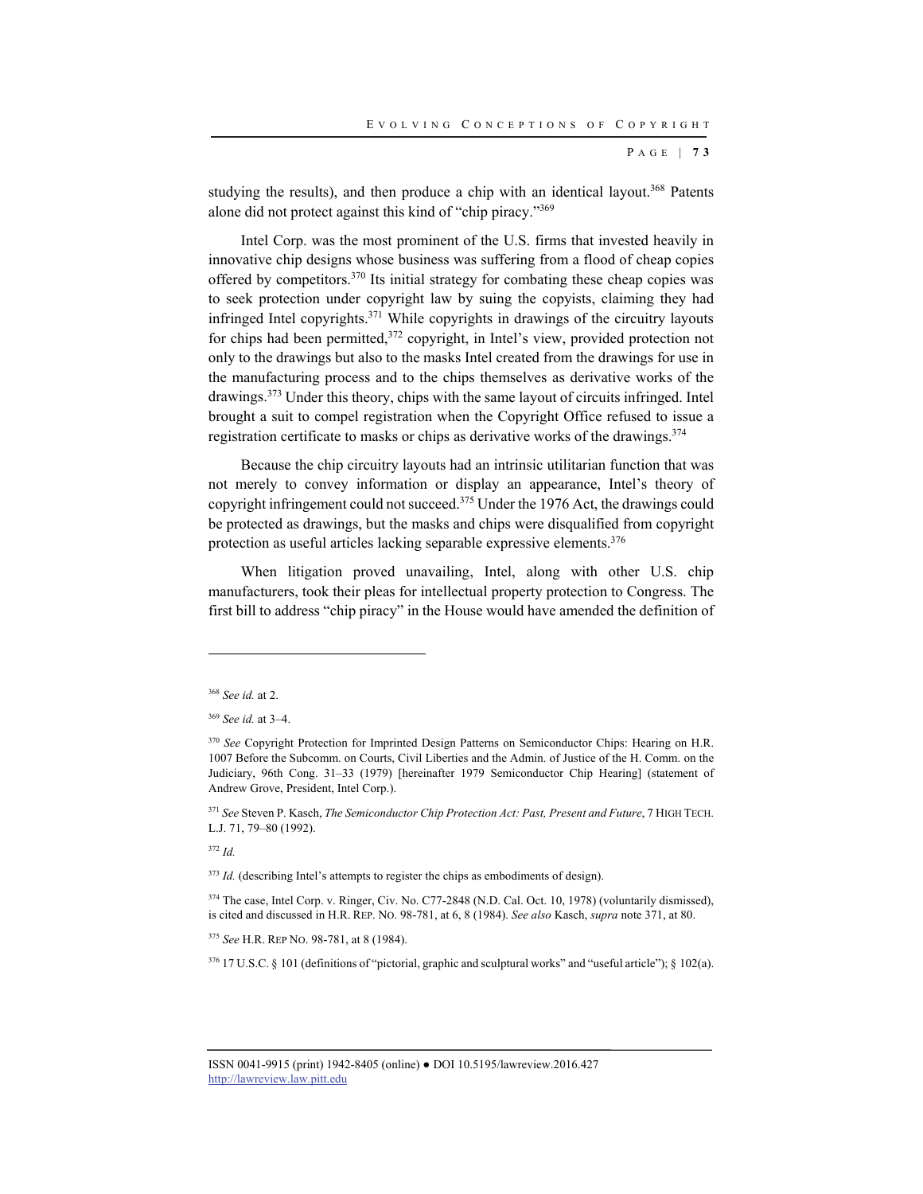studying the results), and then produce a chip with an identical layout.[368] Patents alone did not protect against this kind of "chip piracy."[369]

Intel Corp. was the most prominent of the U.S. firms that invested heavily in innovative chip designs whose business was suffering from a flood of cheap copies offered by competitors.[370] Its initial strategy for combating these cheap copies was to seek protection under copyright law by suing the copyists, claiming they had infringed Intel copyrights.[371] While copyrights in drawings of the circuitry layouts for chips had been permitted,[372] copyright, in Intel's view, provided protection not only to the drawings but also to the masks Intel created from the drawings for use in the manufacturing process and to the chips themselves as derivative works of the drawings.[373] Under this theory, chips with the same layout of circuits infringed. Intel brought a suit to compel registration when the Copyright Office refused to issue a registration certificate to masks or chips as derivative works of the drawings.[374]

Because the chip circuitry layouts had an intrinsic utilitarian function that was not merely to convey information or display an appearance, Intel's theory of copyright infringement could not succeed.[375] Under the 1976 Act, the drawings could be protected as drawings, but the masks and chips were disqualified from copyright protection as useful articles lacking separable expressive elements.[376]

When litigation proved unavailing, Intel, along with other U.S. chip manufacturers, took their pleas for intellectual property protection to Congress. The first bill to address "chip piracy" in the House would have amended the definition of

---

[368] *See id.* at 2.

[369] *See id.* at 3–4.

[370] *See* Copyright Protection for Imprinted Design Patterns on Semiconductor Chips: Hearing on H.R. 1007 Before the Subcomm. on Courts, Civil Liberties and the Admin. of Justice of the H. Comm. on the Judiciary, 96th Cong. 31–33 (1979) [hereinafter 1979 Semiconductor Chip Hearing] (statement of Andrew Grove, President, Intel Corp.).

[371] *See* Steven P. Kasch, *The Semiconductor Chip Protection Act: Past, Present and Future*, 7 HIGH TECH. L.J. 71, 79–80 (1992).

[372] *Id.*

[373] *Id.* (describing Intel's attempts to register the chips as embodiments of design).

[374] The case, Intel Corp. v. Ringer, Civ. No. C77-2848 (N.D. Cal. Oct. 10, 1978) (voluntarily dismissed), is cited and discussed in H.R. REP. NO. 98-781, at 6, 8 (1984). *See also* Kasch, *supra* note 371, at 80.

[375] *See* H.R. REP NO. 98-781, at 8 (1984).

[376] 17 U.S.C. § 101 (definitions of "pictorial, graphic and sculptural works" and "useful article"); § 102(a).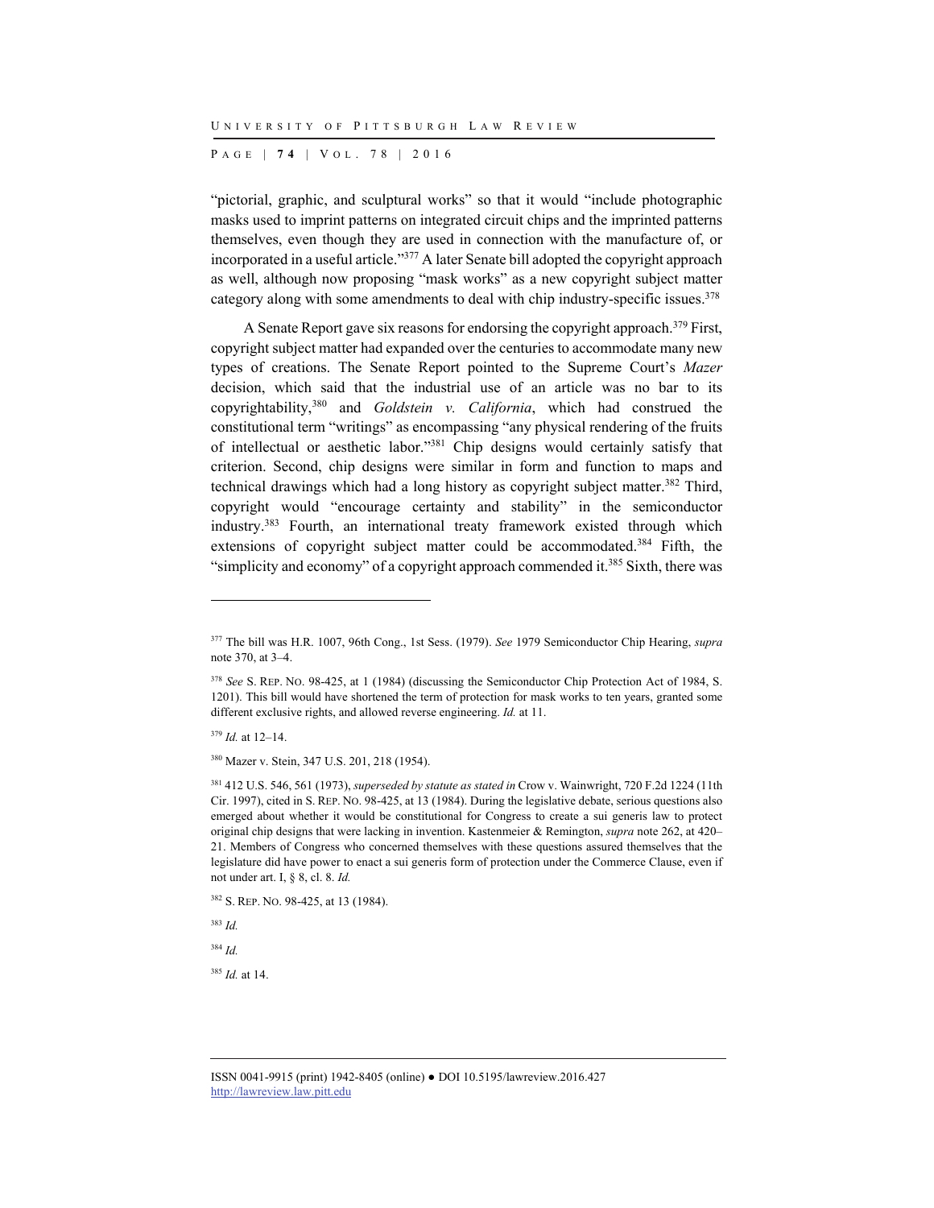"pictorial, graphic, and sculptural works" so that it would "include photographic masks used to imprint patterns on integrated circuit chips and the imprinted patterns themselves, even though they are used in connection with the manufacture of, or incorporated in a useful article."[377] A later Senate bill adopted the copyright approach as well, although now proposing "mask works" as a new copyright subject matter category along with some amendments to deal with chip industry-specific issues.[378]

A Senate Report gave six reasons for endorsing the copyright approach.[379] First, copyright subject matter had expanded over the centuries to accommodate many new types of creations. The Senate Report pointed to the Supreme Court's *Mazer* decision, which said that the industrial use of an article was no bar to its copyrightability,[380] and *Goldstein v. California*, which had construed the constitutional term "writings" as encompassing "any physical rendering of the fruits of intellectual or aesthetic labor."[381] Chip designs would certainly satisfy that criterion. Second, chip designs were similar in form and function to maps and technical drawings which had a long history as copyright subject matter.[382] Third, copyright would "encourage certainty and stability" in the semiconductor industry.[383] Fourth, an international treaty framework existed through which extensions of copyright subject matter could be accommodated.[384] Fifth, the "simplicity and economy" of a copyright approach commended it.[385] Sixth, there was

---

[377] The bill was H.R. 1007, 96th Cong., 1st Sess. (1979). *See* 1979 Semiconductor Chip Hearing, *supra* note 370, at 3–4.

[378] *See* S. REP. NO. 98-425, at 1 (1984) (discussing the Semiconductor Chip Protection Act of 1984, S. 1201). This bill would have shortened the term of protection for mask works to ten years, granted some different exclusive rights, and allowed reverse engineering. *Id.* at 11.

[379] *Id.* at 12–14.

[380] Mazer v. Stein, 347 U.S. 201, 218 (1954).

[381] 412 U.S. 546, 561 (1973), *superseded by statute as stated in* Crow v. Wainwright, 720 F.2d 1224 (11th Cir. 1997), cited in S. REP. NO. 98-425, at 13 (1984). During the legislative debate, serious questions also emerged about whether it would be constitutional for Congress to create a sui generis law to protect original chip designs that were lacking in invention. Kastenmeier & Remington, *supra* note 262, at 420–21. Members of Congress who concerned themselves with these questions assured themselves that the legislature did have power to enact a sui generis form of protection under the Commerce Clause, even if not under art. I, § 8, cl. 8. *Id.*

[382] S. REP. NO. 98-425, at 13 (1984).

[383] *Id.*

[384] *Id.*

[385] *Id.* at 14.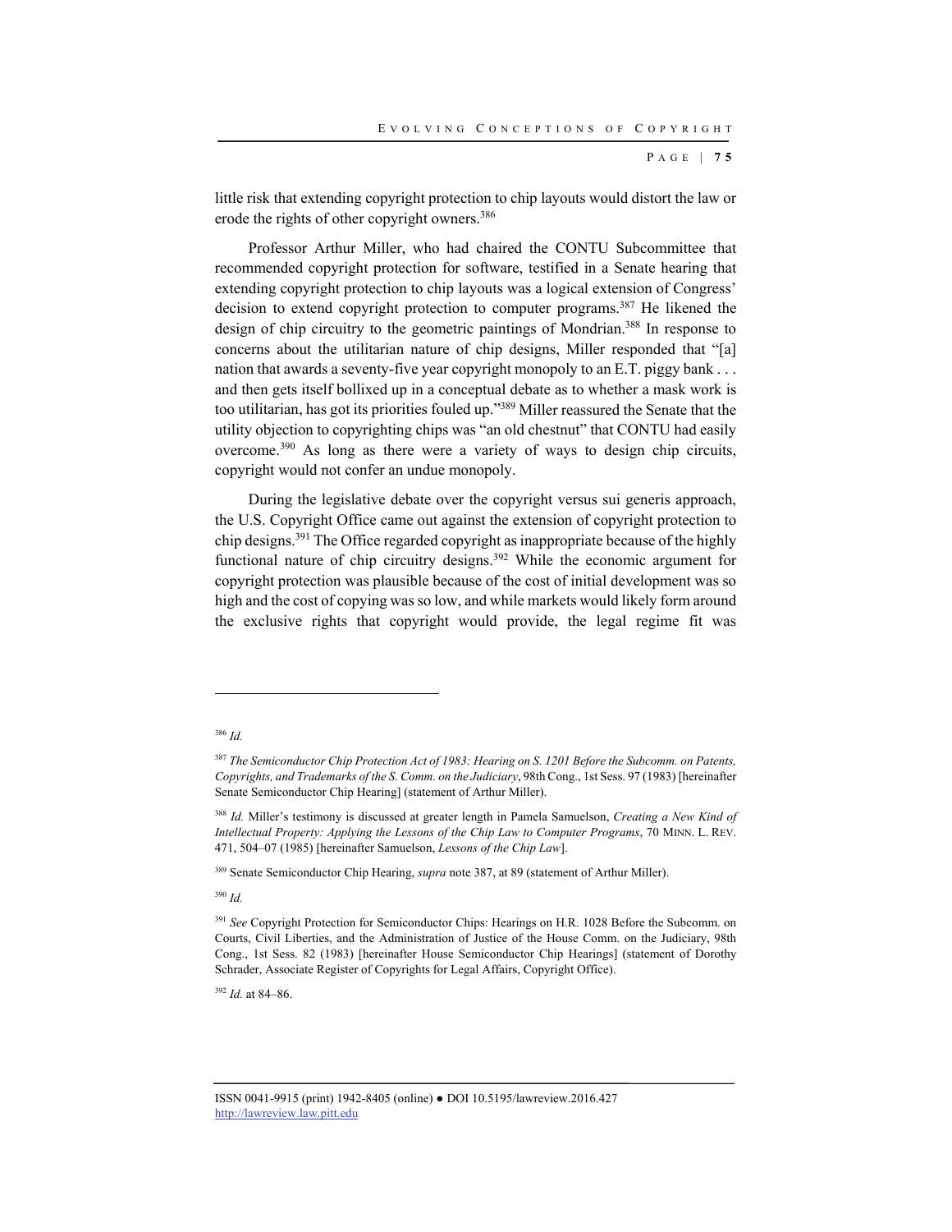little risk that extending copyright protection to chip layouts would distort the law or erode the rights of other copyright owners.[386]

Professor Arthur Miller, who had chaired the CONTU Subcommittee that recommended copyright protection for software, testified in a Senate hearing that extending copyright protection to chip layouts was a logical extension of Congress' decision to extend copyright protection to computer programs.[387] He likened the design of chip circuitry to the geometric paintings of Mondrian.[388] In response to concerns about the utilitarian nature of chip designs, Miller responded that "[a] nation that awards a seventy-five year copyright monopoly to an E.T. piggy bank . . . and then gets itself bollixed up in a conceptual debate as to whether a mask work is too utilitarian, has got its priorities fouled up."[389] Miller reassured the Senate that the utility objection to copyrighting chips was "an old chestnut" that CONTU had easily overcome.[390] As long as there were a variety of ways to design chip circuits, copyright would not confer an undue monopoly.

During the legislative debate over the copyright versus sui generis approach, the U.S. Copyright Office came out against the extension of copyright protection to chip designs.[391] The Office regarded copyright as inappropriate because of the highly functional nature of chip circuitry designs.[392] While the economic argument for copyright protection was plausible because of the cost of initial development was so high and the cost of copying was so low, and while markets would likely form around the exclusive rights that copyright would provide, the legal regime fit was

---

[386] *Id.*

[387] *The Semiconductor Chip Protection Act of 1983: Hearing on S. 1201 Before the Subcomm. on Patents, Copyrights, and Trademarks of the S. Comm. on the Judiciary*, 98th Cong., 1st Sess. 97 (1983) [hereinafter Senate Semiconductor Chip Hearing] (statement of Arthur Miller).

[388] *Id.* Miller's testimony is discussed at greater length in Pamela Samuelson, *Creating a New Kind of Intellectual Property: Applying the Lessons of the Chip Law to Computer Programs*, 70 MINN. L. REV. 471, 504–07 (1985) [hereinafter Samuelson, *Lessons of the Chip Law*].

[389] Senate Semiconductor Chip Hearing, *supra* note 387, at 89 (statement of Arthur Miller).

[390] *Id.*

[391] *See* Copyright Protection for Semiconductor Chips: Hearings on H.R. 1028 Before the Subcomm. on Courts, Civil Liberties, and the Administration of Justice of the House Comm. on the Judiciary, 98th Cong., 1st Sess. 82 (1983) [hereinafter House Semiconductor Chip Hearings] (statement of Dorothy Schrader, Associate Register of Copyrights for Legal Affairs, Copyright Office).

[392] *Id.* at 84–86.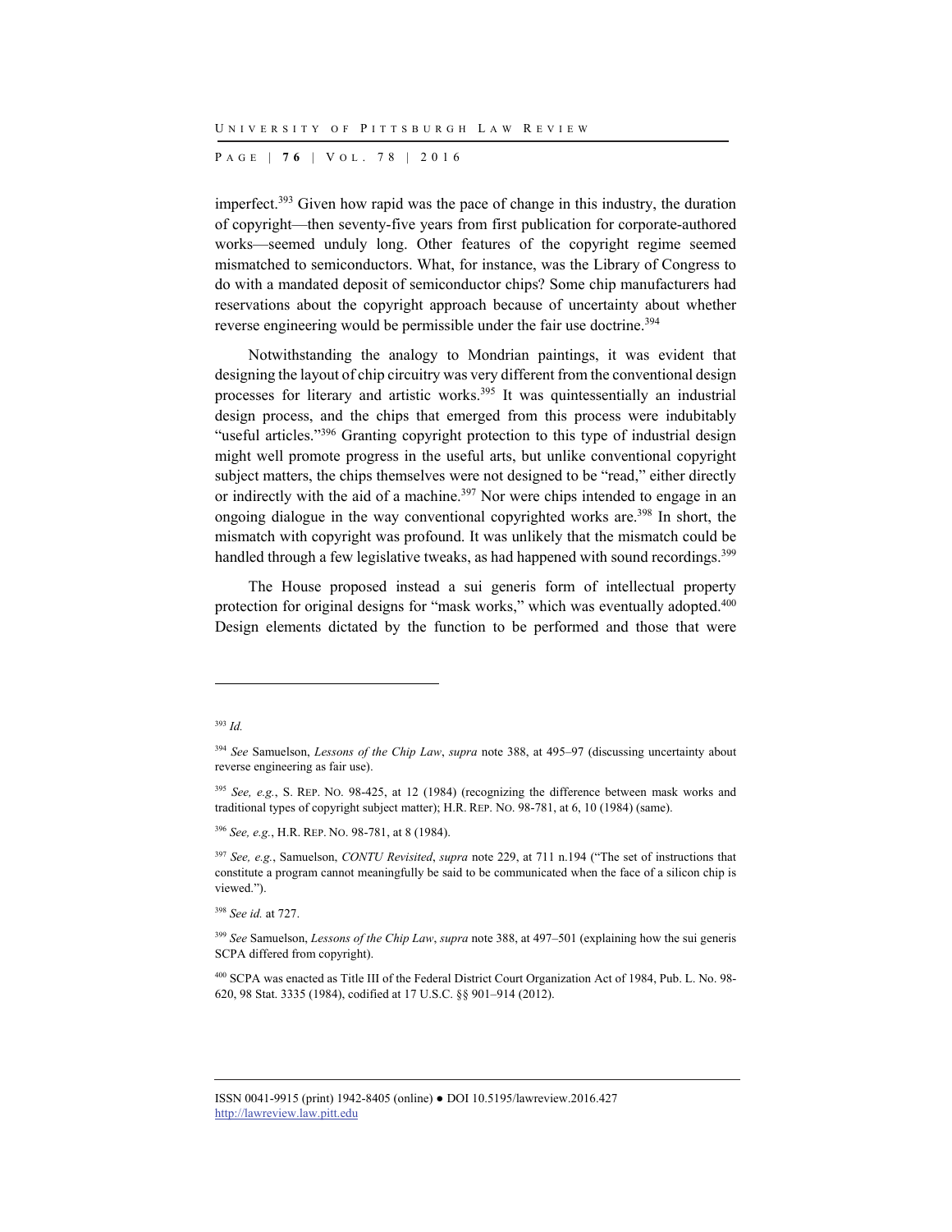imperfect.[393] Given how rapid was the pace of change in this industry, the duration of copyright—then seventy-five years from first publication for corporate-authored works—seemed unduly long. Other features of the copyright regime seemed mismatched to semiconductors. What, for instance, was the Library of Congress to do with a mandated deposit of semiconductor chips? Some chip manufacturers had reservations about the copyright approach because of uncertainty about whether reverse engineering would be permissible under the fair use doctrine.[394]

Notwithstanding the analogy to Mondrian paintings, it was evident that designing the layout of chip circuitry was very different from the conventional design processes for literary and artistic works.[395] It was quintessentially an industrial design process, and the chips that emerged from this process were indubitably "useful articles."[396] Granting copyright protection to this type of industrial design might well promote progress in the useful arts, but unlike conventional copyright subject matters, the chips themselves were not designed to be "read," either directly or indirectly with the aid of a machine.[397] Nor were chips intended to engage in an ongoing dialogue in the way conventional copyrighted works are.[398] In short, the mismatch with copyright was profound. It was unlikely that the mismatch could be handled through a few legislative tweaks, as had happened with sound recordings.[399]

The House proposed instead a sui generis form of intellectual property protection for original designs for "mask works," which was eventually adopted.[400] Design elements dictated by the function to be performed and those that were

---

[393] *Id.*

[394] *See* Samuelson, *Lessons of the Chip Law*, *supra* note 388, at 495–97 (discussing uncertainty about reverse engineering as fair use).

[395] *See, e.g.*, S. REP. NO. 98-425, at 12 (1984) (recognizing the difference between mask works and traditional types of copyright subject matter); H.R. REP. NO. 98-781, at 6, 10 (1984) (same).

[396] *See, e.g.*, H.R. REP. NO. 98-781, at 8 (1984).

[397] *See, e.g.*, Samuelson, *CONTU Revisited*, *supra* note 229, at 711 n.194 ("The set of instructions that constitute a program cannot meaningfully be said to be communicated when the face of a silicon chip is viewed.").

[398] *See id.* at 727.

[399] *See* Samuelson, *Lessons of the Chip Law*, *supra* note 388, at 497–501 (explaining how the sui generis SCPA differed from copyright).

[400] SCPA was enacted as Title III of the Federal District Court Organization Act of 1984, Pub. L. No. 98-620, 98 Stat. 3335 (1984), codified at 17 U.S.C. §§ 901–914 (2012).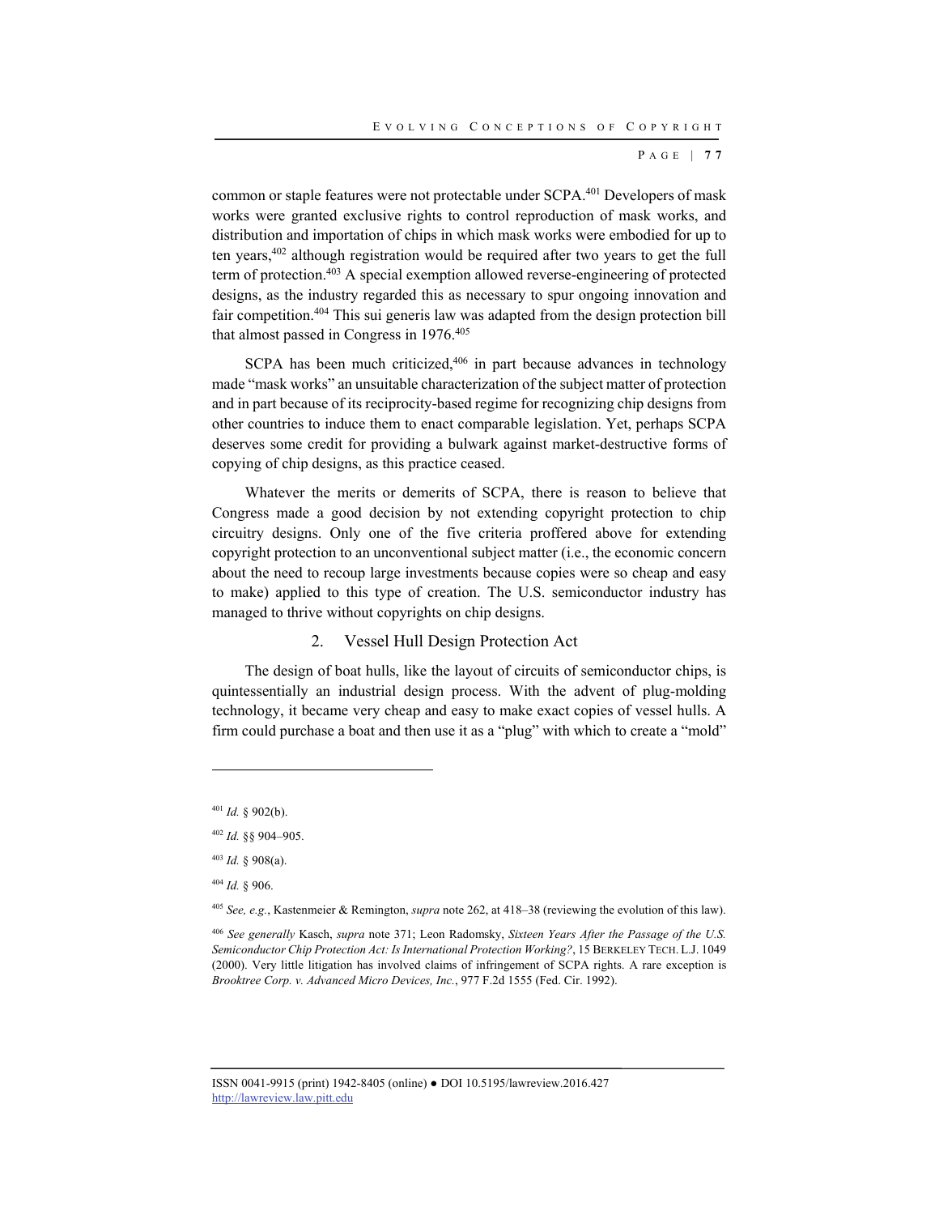common or staple features were not protectable under SCPA.[401] Developers of mask works were granted exclusive rights to control reproduction of mask works, and distribution and importation of chips in which mask works were embodied for up to ten years,[402] although registration would be required after two years to get the full term of protection.[403] A special exemption allowed reverse-engineering of protected designs, as the industry regarded this as necessary to spur ongoing innovation and fair competition.[404] This sui generis law was adapted from the design protection bill that almost passed in Congress in 1976.[405]

SCPA has been much criticized,[406] in part because advances in technology made "mask works" an unsuitable characterization of the subject matter of protection and in part because of its reciprocity-based regime for recognizing chip designs from other countries to induce them to enact comparable legislation. Yet, perhaps SCPA deserves some credit for providing a bulwark against market-destructive forms of copying of chip designs, as this practice ceased.

Whatever the merits or demerits of SCPA, there is reason to believe that Congress made a good decision by not extending copyright protection to chip circuitry designs. Only one of the five criteria proffered above for extending copyright protection to an unconventional subject matter (i.e., the economic concern about the need to recoup large investments because copies were so cheap and easy to make) applied to this type of creation. The U.S. semiconductor industry has managed to thrive without copyrights on chip designs.

### 2. Vessel Hull Design Protection Act

The design of boat hulls, like the layout of circuits of semiconductor chips, is quintessentially an industrial design process. With the advent of plug-molding technology, it became very cheap and easy to make exact copies of vessel hulls. A firm could purchase a boat and then use it as a "plug" with which to create a "mold"

---

[401] *Id.* § 902(b).

[402] *Id.* §§ 904–905.

[403] *Id.* § 908(a).

[404] *Id.* § 906.

[405] *See, e.g.*, Kastenmeier & Remington, *supra* note 262, at 418–38 (reviewing the evolution of this law).

[406] *See generally* Kasch, *supra* note 371; Leon Radomsky, *Sixteen Years After the Passage of the U.S. Semiconductor Chip Protection Act: Is International Protection Working?*, 15 BERKELEY TECH. L.J. 1049 (2000). Very little litigation has involved claims of infringement of SCPA rights. A rare exception is *Brooktree Corp. v. Advanced Micro Devices, Inc.*, 977 F.2d 1555 (Fed. Cir. 1992).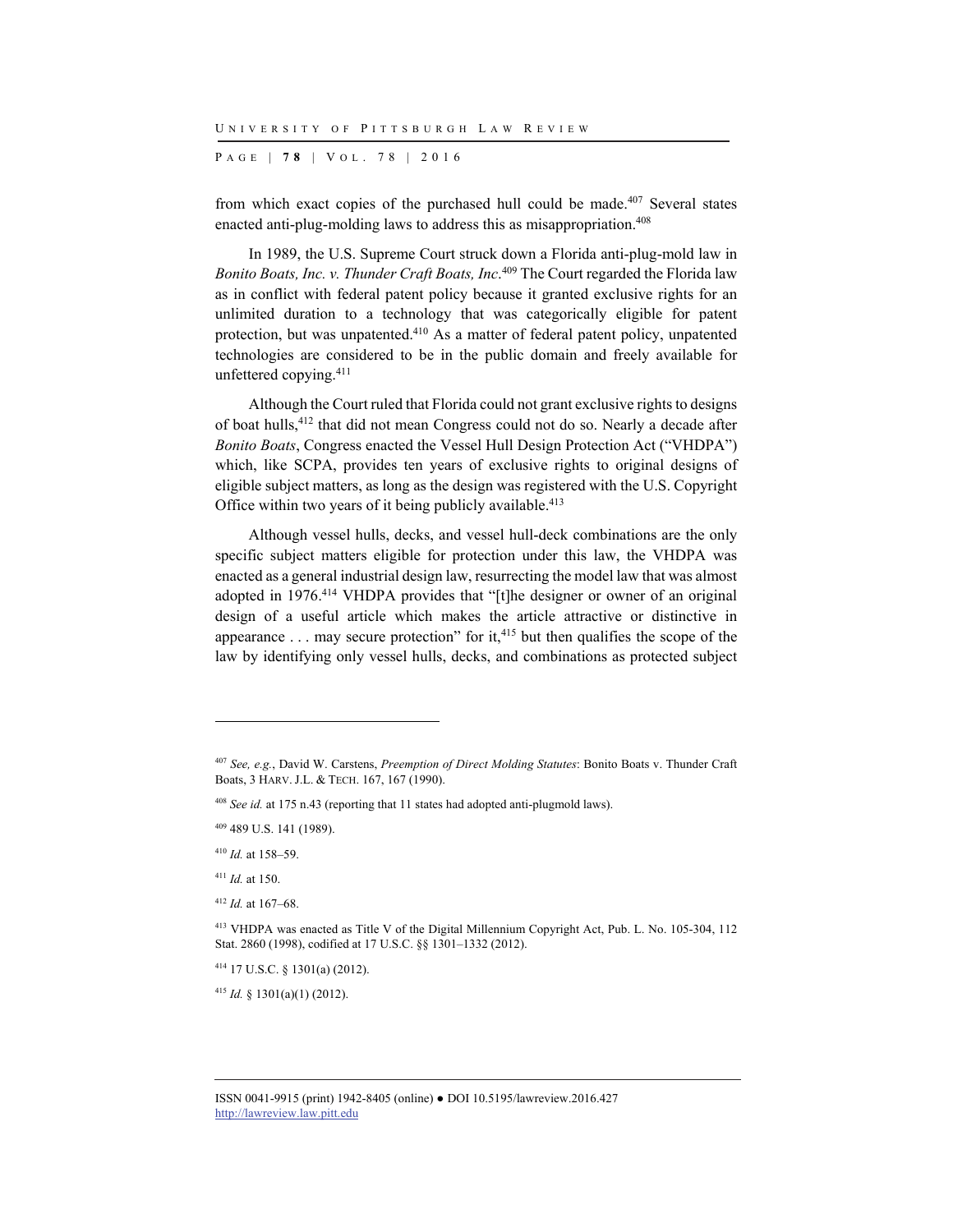from which exact copies of the purchased hull could be made.[407] Several states enacted anti-plug-molding laws to address this as misappropriation.[408]

In 1989, the U.S. Supreme Court struck down a Florida anti-plug-mold law in *Bonito Boats, Inc. v. Thunder Craft Boats, Inc*.[409] The Court regarded the Florida law as in conflict with federal patent policy because it granted exclusive rights for an unlimited duration to a technology that was categorically eligible for patent protection, but was unpatented.[410] As a matter of federal patent policy, unpatented technologies are considered to be in the public domain and freely available for unfettered copying.[411]

Although the Court ruled that Florida could not grant exclusive rights to designs of boat hulls,[412] that did not mean Congress could not do so. Nearly a decade after *Bonito Boats*, Congress enacted the Vessel Hull Design Protection Act ("VHDPA") which, like SCPA, provides ten years of exclusive rights to original designs of eligible subject matters, as long as the design was registered with the U.S. Copyright Office within two years of it being publicly available.[413]

Although vessel hulls, decks, and vessel hull-deck combinations are the only specific subject matters eligible for protection under this law, the VHDPA was enacted as a general industrial design law, resurrecting the model law that was almost adopted in 1976.[414] VHDPA provides that "[t]he designer or owner of an original design of a useful article which makes the article attractive or distinctive in appearance . . . may secure protection" for it,[415] but then qualifies the scope of the law by identifying only vessel hulls, decks, and combinations as protected subject

---

[407] *See, e.g.*, David W. Carstens, *Preemption of Direct Molding Statutes*: Bonito Boats v. Thunder Craft Boats, 3 HARV. J.L. & TECH. 167, 167 (1990).

[408] *See id.* at 175 n.43 (reporting that 11 states had adopted anti-plugmold laws).

[409] 489 U.S. 141 (1989).

[410] *Id.* at 158–59.

[411] *Id.* at 150.

[412] *Id.* at 167–68.

[413] VHDPA was enacted as Title V of the Digital Millennium Copyright Act, Pub. L. No. 105-304, 112 Stat. 2860 (1998), codified at 17 U.S.C. §§ 1301–1332 (2012).

[414] 17 U.S.C. § 1301(a) (2012).

[415] *Id.* § 1301(a)(1) (2012).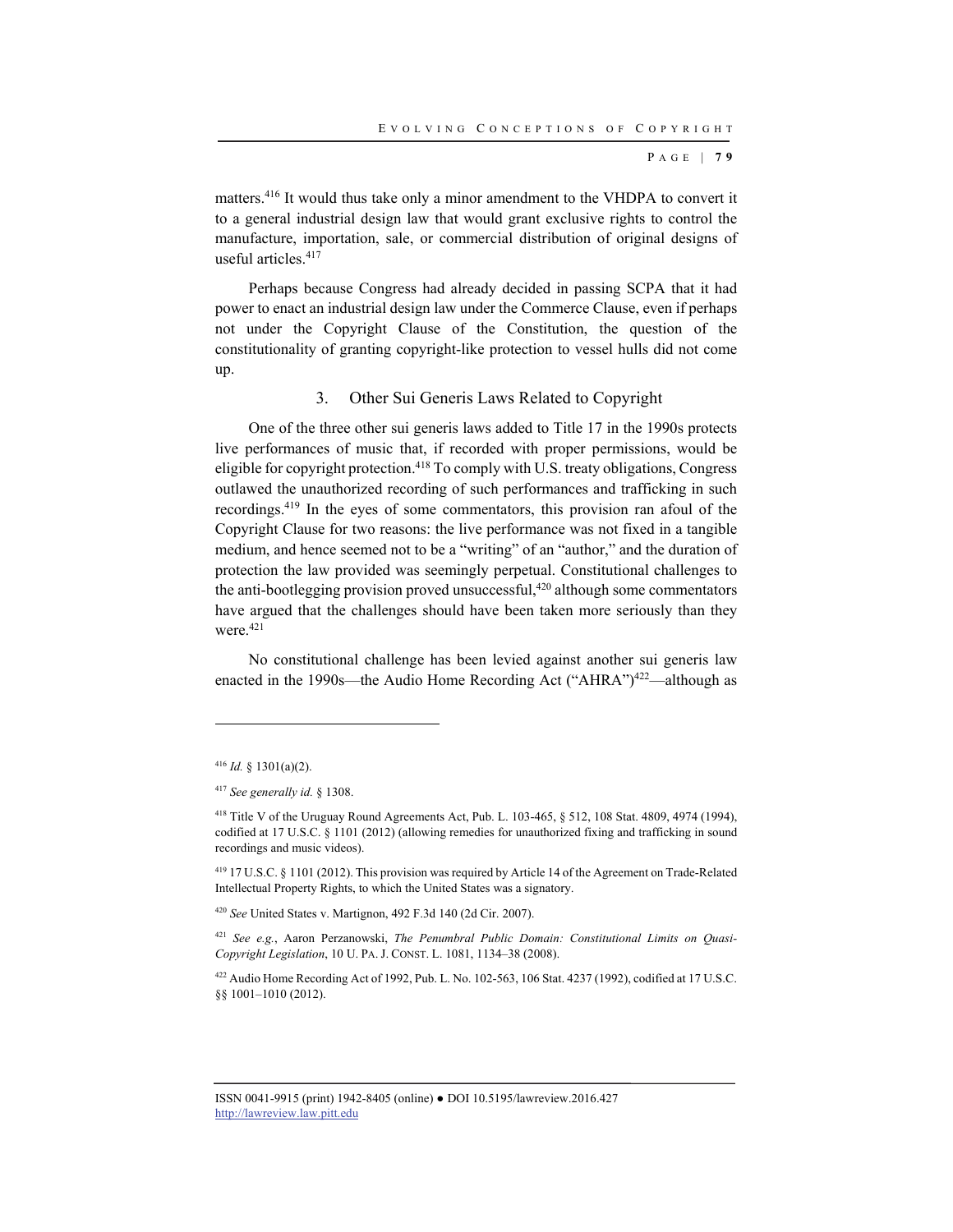matters.[416] It would thus take only a minor amendment to the VHDPA to convert it to a general industrial design law that would grant exclusive rights to control the manufacture, importation, sale, or commercial distribution of original designs of useful articles.[417]

Perhaps because Congress had already decided in passing SCPA that it had power to enact an industrial design law under the Commerce Clause, even if perhaps not under the Copyright Clause of the Constitution, the question of the constitutionality of granting copyright-like protection to vessel hulls did not come up.

### 3. Other Sui Generis Laws Related to Copyright

One of the three other sui generis laws added to Title 17 in the 1990s protects live performances of music that, if recorded with proper permissions, would be eligible for copyright protection.[418] To comply with U.S. treaty obligations, Congress outlawed the unauthorized recording of such performances and trafficking in such recordings.[419] In the eyes of some commentators, this provision ran afoul of the Copyright Clause for two reasons: the live performance was not fixed in a tangible medium, and hence seemed not to be a "writing" of an "author," and the duration of protection the law provided was seemingly perpetual. Constitutional challenges to the anti-bootlegging provision proved unsuccessful,[420] although some commentators have argued that the challenges should have been taken more seriously than they were.[421]

No constitutional challenge has been levied against another sui generis law enacted in the 1990s—the Audio Home Recording Act ("AHRA")[422]—although as

---

[416] *Id.* § 1301(a)(2).

[417] *See generally id.* § 1308.

[418] Title V of the Uruguay Round Agreements Act, Pub. L. 103-465, § 512, 108 Stat. 4809, 4974 (1994), codified at 17 U.S.C. § 1101 (2012) (allowing remedies for unauthorized fixing and trafficking in sound recordings and music videos).

[419] 17 U.S.C. § 1101 (2012). This provision was required by Article 14 of the Agreement on Trade-Related Intellectual Property Rights, to which the United States was a signatory.

[420] *See* United States v. Martignon, 492 F.3d 140 (2d Cir. 2007).

[421] *See e.g.*, Aaron Perzanowski, *The Penumbral Public Domain: Constitutional Limits on Quasi-Copyright Legislation*, 10 U. PA. J. CONST. L. 1081, 1134–38 (2008).

[422] Audio Home Recording Act of 1992, Pub. L. No. 102-563, 106 Stat. 4237 (1992), codified at 17 U.S.C. §§ 1001–1010 (2012).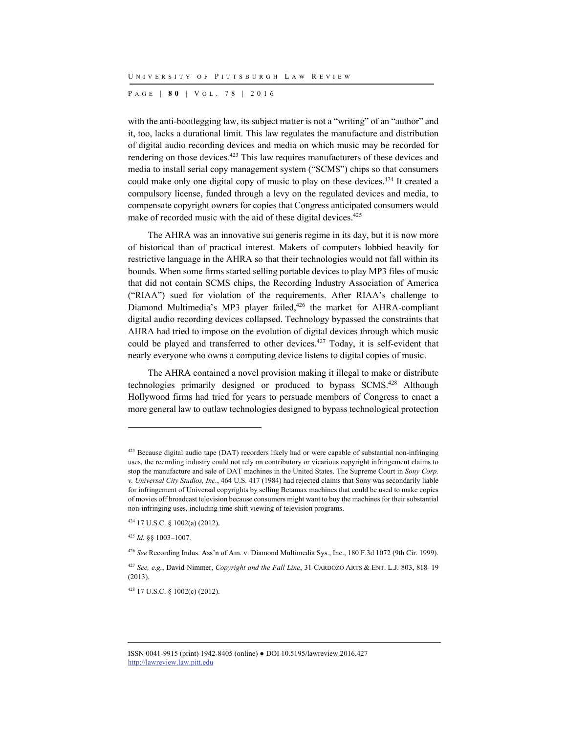with the anti-bootlegging law, its subject matter is not a "writing" of an "author" and it, too, lacks a durational limit. This law regulates the manufacture and distribution of digital audio recording devices and media on which music may be recorded for rendering on those devices.[423] This law requires manufacturers of these devices and media to install serial copy management system ("SCMS") chips so that consumers could make only one digital copy of music to play on these devices.[424] It created a compulsory license, funded through a levy on the regulated devices and media, to compensate copyright owners for copies that Congress anticipated consumers would make of recorded music with the aid of these digital devices.[425]

The AHRA was an innovative sui generis regime in its day, but it is now more of historical than of practical interest. Makers of computers lobbied heavily for restrictive language in the AHRA so that their technologies would not fall within its bounds. When some firms started selling portable devices to play MP3 files of music that did not contain SCMS chips, the Recording Industry Association of America ("RIAA") sued for violation of the requirements. After RIAA's challenge to Diamond Multimedia's MP3 player failed,[426] the market for AHRA-compliant digital audio recording devices collapsed. Technology bypassed the constraints that AHRA had tried to impose on the evolution of digital devices through which music could be played and transferred to other devices.[427] Today, it is self-evident that nearly everyone who owns a computing device listens to digital copies of music.

The AHRA contained a novel provision making it illegal to make or distribute technologies primarily designed or produced to bypass SCMS.[428] Although Hollywood firms had tried for years to persuade members of Congress to enact a more general law to outlaw technologies designed to bypass technological protection

---

[423] Because digital audio tape (DAT) recorders likely had or were capable of substantial non-infringing uses, the recording industry could not rely on contributory or vicarious copyright infringement claims to stop the manufacture and sale of DAT machines in the United States. The Supreme Court in *Sony Corp. v. Universal City Studios, Inc.*, 464 U.S. 417 (1984) had rejected claims that Sony was secondarily liable for infringement of Universal copyrights by selling Betamax machines that could be used to make copies of movies off broadcast television because consumers might want to buy the machines for their substantial non-infringing uses, including time-shift viewing of television programs.

[424] 17 U.S.C. § 1002(a) (2012).

[425] *Id.* §§ 1003–1007.

[426] *See* Recording Indus. Ass'n of Am. v. Diamond Multimedia Sys., Inc., 180 F.3d 1072 (9th Cir. 1999).

[427] *See, e.g.*, David Nimmer, *Copyright and the Fall Line*, 31 CARDOZO ARTS & ENT. L.J. 803, 818–19 (2013).

[428] 17 U.S.C. § 1002(c) (2012).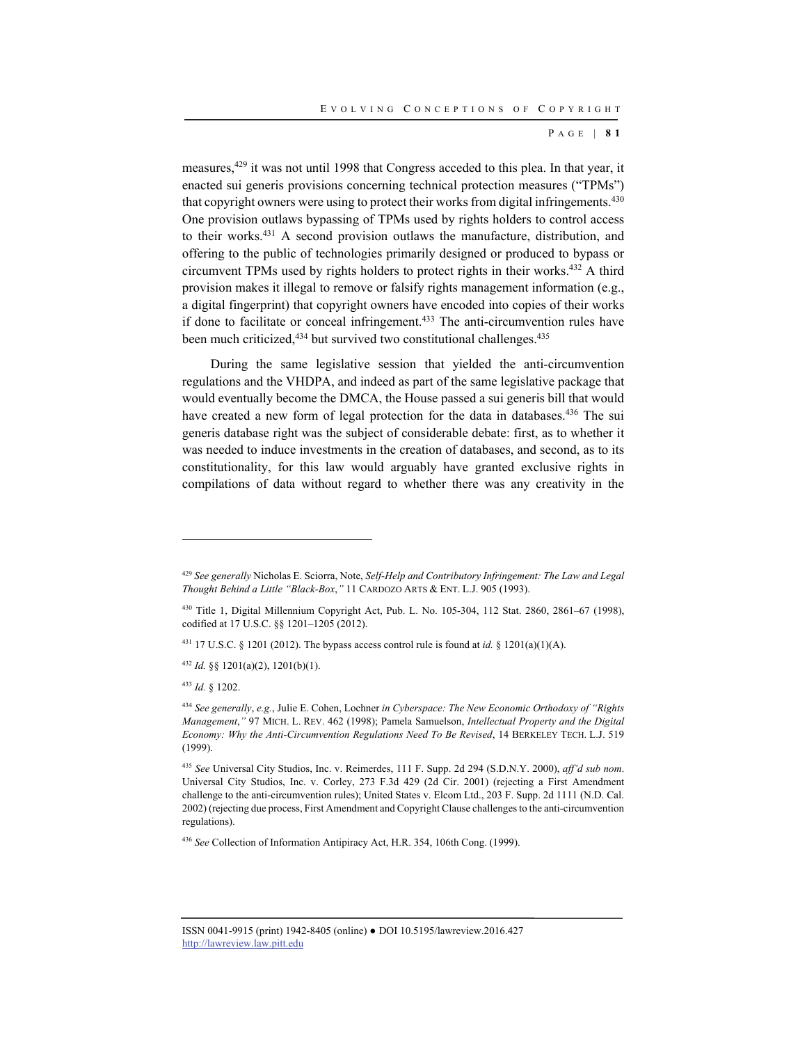measures,[429] it was not until 1998 that Congress acceded to this plea. In that year, it enacted sui generis provisions concerning technical protection measures ("TPMs") that copyright owners were using to protect their works from digital infringements.[430] One provision outlaws bypassing of TPMs used by rights holders to control access to their works.[431] A second provision outlaws the manufacture, distribution, and offering to the public of technologies primarily designed or produced to bypass or circumvent TPMs used by rights holders to protect rights in their works.[432] A third provision makes it illegal to remove or falsify rights management information (e.g., a digital fingerprint) that copyright owners have encoded into copies of their works if done to facilitate or conceal infringement.[433] The anti-circumvention rules have been much criticized,[434] but survived two constitutional challenges.[435]

During the same legislative session that yielded the anti-circumvention regulations and the VHDPA, and indeed as part of the same legislative package that would eventually become the DMCA, the House passed a sui generis bill that would have created a new form of legal protection for the data in databases.[436] The sui generis database right was the subject of considerable debate: first, as to whether it was needed to induce investments in the creation of databases, and second, as to its constitutionality, for this law would arguably have granted exclusive rights in compilations of data without regard to whether there was any creativity in the

---

[429] *See generally* Nicholas E. Sciorra, Note, *Self-Help and Contributory Infringement: The Law and Legal Thought Behind a Little "Black-Box*,*"* 11 CARDOZO ARTS & ENT. L.J. 905 (1993).

[430] Title 1, Digital Millennium Copyright Act, Pub. L. No. 105-304, 112 Stat. 2860, 2861–67 (1998), codified at 17 U.S.C. §§ 1201–1205 (2012).

[431] 17 U.S.C. § 1201 (2012). The bypass access control rule is found at *id.* § 1201(a)(1)(A).

[432] *Id.* §§ 1201(a)(2), 1201(b)(1).

[433] *Id.* § 1202.

[434] *See generally*, *e.g.*, Julie E. Cohen, Lochner *in Cyberspace: The New Economic Orthodoxy of "Rights Management*,*"* 97 MICH. L. REV. 462 (1998); Pamela Samuelson, *Intellectual Property and the Digital Economy: Why the Anti-Circumvention Regulations Need To Be Revised*, 14 BERKELEY TECH. L.J. 519 (1999).

[435] *See* Universal City Studios, Inc. v. Reimerdes, 111 F. Supp. 2d 294 (S.D.N.Y. 2000), *aff'd sub nom*. Universal City Studios, Inc. v. Corley, 273 F.3d 429 (2d Cir. 2001) (rejecting a First Amendment challenge to the anti-circumvention rules); United States v. Elcom Ltd., 203 F. Supp. 2d 1111 (N.D. Cal. 2002) (rejecting due process, First Amendment and Copyright Clause challenges to the anti-circumvention regulations).

[436] *See* Collection of Information Antipiracy Act, H.R. 354, 106th Cong. (1999).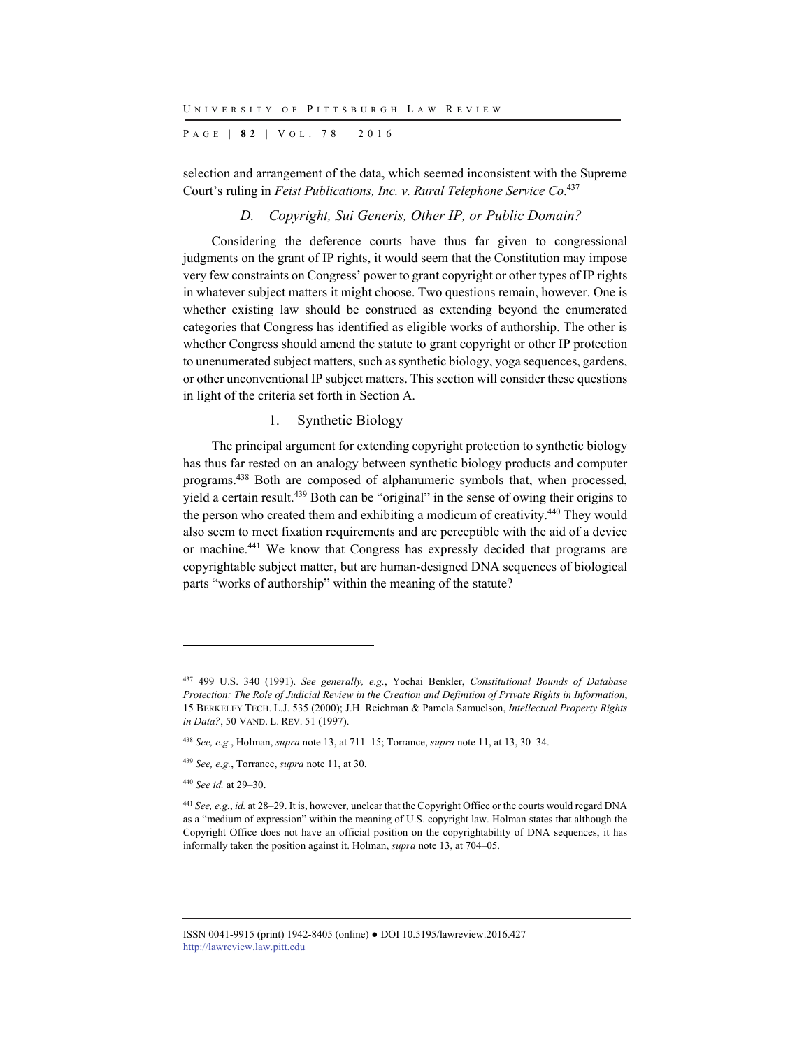selection and arrangement of the data, which seemed inconsistent with the Supreme Court's ruling in *Feist Publications, Inc. v. Rural Telephone Service Co*.[437]

### *D. Copyright, Sui Generis, Other IP, or Public Domain?*

Considering the deference courts have thus far given to congressional judgments on the grant of IP rights, it would seem that the Constitution may impose very few constraints on Congress' power to grant copyright or other types of IP rights in whatever subject matters it might choose. Two questions remain, however. One is whether existing law should be construed as extending beyond the enumerated categories that Congress has identified as eligible works of authorship. The other is whether Congress should amend the statute to grant copyright or other IP protection to unenumerated subject matters, such as synthetic biology, yoga sequences, gardens, or other unconventional IP subject matters. This section will consider these questions in light of the criteria set forth in Section A.

#### 1. Synthetic Biology

The principal argument for extending copyright protection to synthetic biology has thus far rested on an analogy between synthetic biology products and computer programs.[438] Both are composed of alphanumeric symbols that, when processed, yield a certain result.[439] Both can be "original" in the sense of owing their origins to the person who created them and exhibiting a modicum of creativity.[440] They would also seem to meet fixation requirements and are perceptible with the aid of a device or machine.[441] We know that Congress has expressly decided that programs are copyrightable subject matter, but are human-designed DNA sequences of biological parts "works of authorship" within the meaning of the statute?

---

[437] 499 U.S. 340 (1991). *See generally, e.g.*, Yochai Benkler, *Constitutional Bounds of Database Protection: The Role of Judicial Review in the Creation and Definition of Private Rights in Information*, 15 BERKELEY TECH. L.J. 535 (2000); J.H. Reichman & Pamela Samuelson, *Intellectual Property Rights in Data?*, 50 VAND. L. REV. 51 (1997).

[438] *See, e.g.*, Holman, *supra* note 13, at 711–15; Torrance, *supra* note 11, at 13, 30–34.

[439] *See, e.g.*, Torrance, *supra* note 11, at 30.

[440] *See id.* at 29–30.

[441] *See, e.g.*, *id.* at 28–29. It is, however, unclear that the Copyright Office or the courts would regard DNA as a "medium of expression" within the meaning of U.S. copyright law. Holman states that although the Copyright Office does not have an official position on the copyrightability of DNA sequences, it has informally taken the position against it. Holman, *supra* note 13, at 704–05.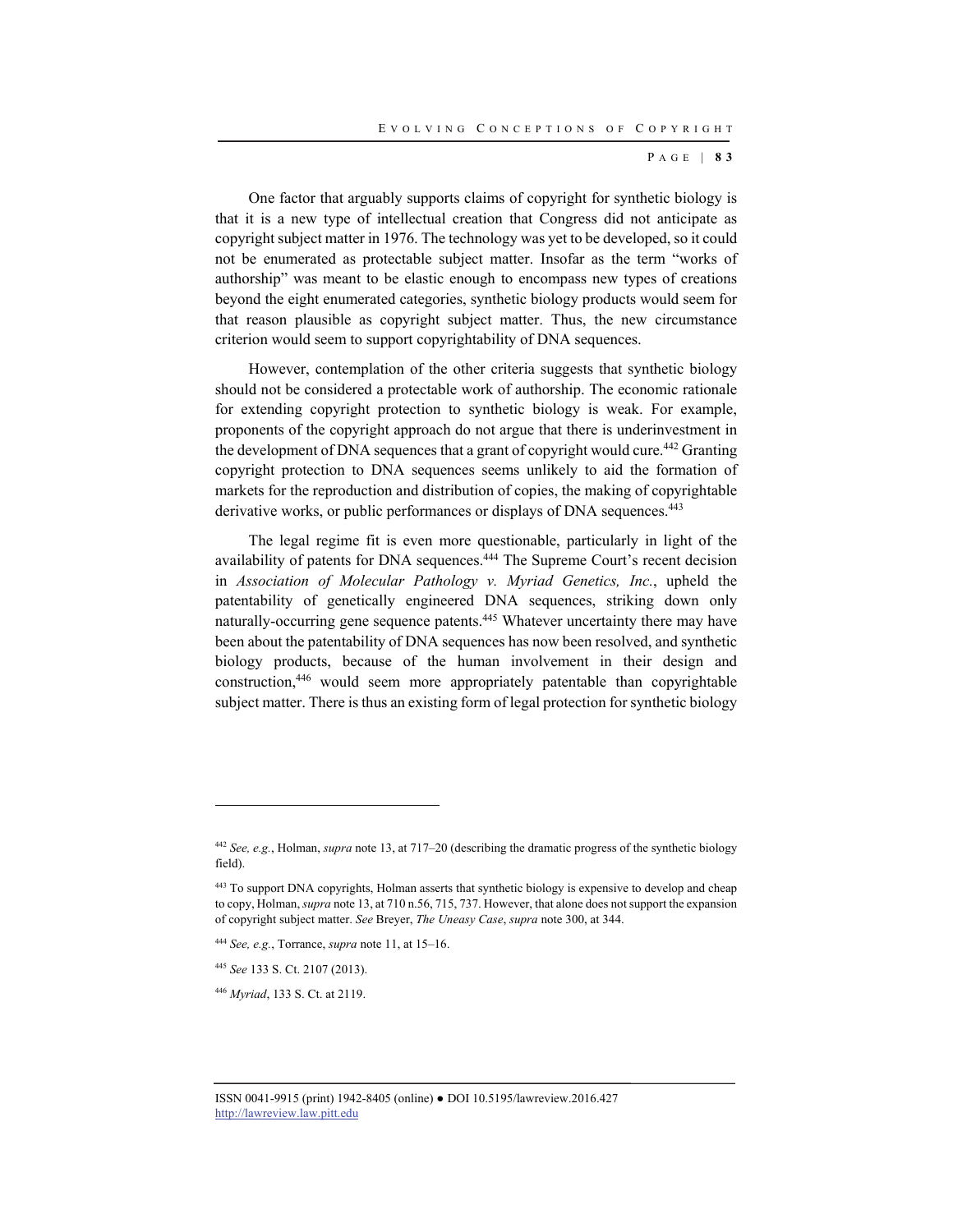One factor that arguably supports claims of copyright for synthetic biology is that it is a new type of intellectual creation that Congress did not anticipate as copyright subject matter in 1976. The technology was yet to be developed, so it could not be enumerated as protectable subject matter. Insofar as the term "works of authorship" was meant to be elastic enough to encompass new types of creations beyond the eight enumerated categories, synthetic biology products would seem for that reason plausible as copyright subject matter. Thus, the new circumstance criterion would seem to support copyrightability of DNA sequences.

However, contemplation of the other criteria suggests that synthetic biology should not be considered a protectable work of authorship. The economic rationale for extending copyright protection to synthetic biology is weak. For example, proponents of the copyright approach do not argue that there is underinvestment in the development of DNA sequences that a grant of copyright would cure.[442] Granting copyright protection to DNA sequences seems unlikely to aid the formation of markets for the reproduction and distribution of copies, the making of copyrightable derivative works, or public performances or displays of DNA sequences.[443]

The legal regime fit is even more questionable, particularly in light of the availability of patents for DNA sequences.[444] The Supreme Court's recent decision in *Association of Molecular Pathology v. Myriad Genetics, Inc.*, upheld the patentability of genetically engineered DNA sequences, striking down only naturally-occurring gene sequence patents.[445] Whatever uncertainty there may have been about the patentability of DNA sequences has now been resolved, and synthetic biology products, because of the human involvement in their design and construction,[446] would seem more appropriately patentable than copyrightable subject matter. There is thus an existing form of legal protection for synthetic biology

---

[442] *See, e.g.*, Holman, *supra* note 13, at 717–20 (describing the dramatic progress of the synthetic biology field).

[443] To support DNA copyrights, Holman asserts that synthetic biology is expensive to develop and cheap to copy, Holman, *supra* note 13, at 710 n.56, 715, 737. However, that alone does not support the expansion of copyright subject matter. *See* Breyer, *The Uneasy Case*, *supra* note 300, at 344.

[444] *See, e.g.*, Torrance, *supra* note 11, at 15–16.

[445] *See* 133 S. Ct. 2107 (2013).

[446] *Myriad*, 133 S. Ct. at 2119.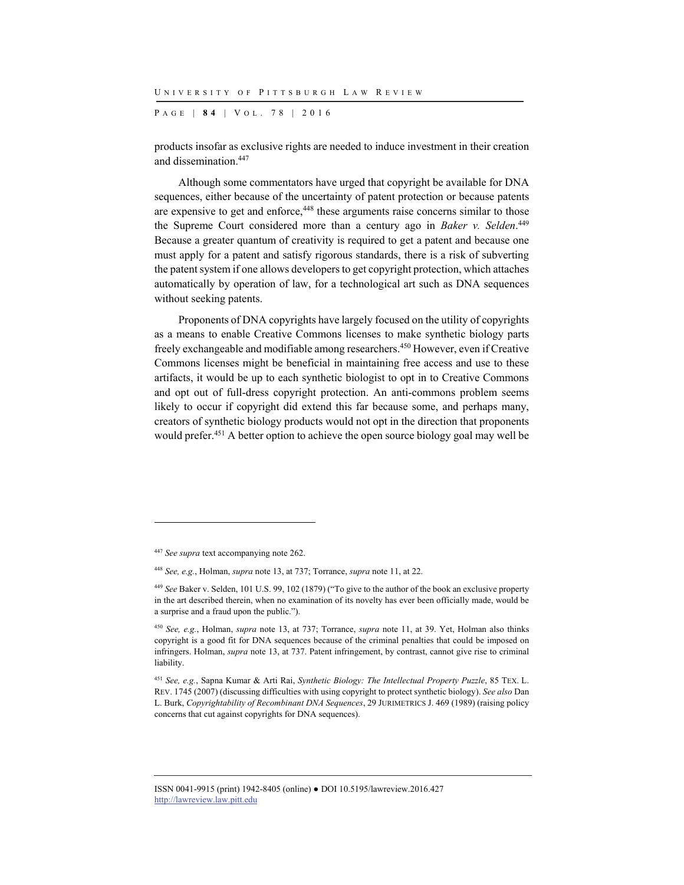products insofar as exclusive rights are needed to induce investment in their creation and dissemination.[447]

Although some commentators have urged that copyright be available for DNA sequences, either because of the uncertainty of patent protection or because patents are expensive to get and enforce,[448] these arguments raise concerns similar to those the Supreme Court considered more than a century ago in *Baker v. Selden*.[449] Because a greater quantum of creativity is required to get a patent and because one must apply for a patent and satisfy rigorous standards, there is a risk of subverting the patent system if one allows developers to get copyright protection, which attaches automatically by operation of law, for a technological art such as DNA sequences without seeking patents.

Proponents of DNA copyrights have largely focused on the utility of copyrights as a means to enable Creative Commons licenses to make synthetic biology parts freely exchangeable and modifiable among researchers.[450] However, even if Creative Commons licenses might be beneficial in maintaining free access and use to these artifacts, it would be up to each synthetic biologist to opt in to Creative Commons and opt out of full-dress copyright protection. An anti-commons problem seems likely to occur if copyright did extend this far because some, and perhaps many, creators of synthetic biology products would not opt in the direction that proponents would prefer.[451] A better option to achieve the open source biology goal may well be

---

[447] *See supra* text accompanying note 262.

[448] *See, e.g.*, Holman, *supra* note 13, at 737; Torrance, *supra* note 11, at 22.

[449] *See* Baker v. Selden, 101 U.S. 99, 102 (1879) ("To give to the author of the book an exclusive property in the art described therein, when no examination of its novelty has ever been officially made, would be a surprise and a fraud upon the public.").

[450] *See, e.g.*, Holman, *supra* note 13, at 737; Torrance, *supra* note 11, at 39. Yet, Holman also thinks copyright is a good fit for DNA sequences because of the criminal penalties that could be imposed on infringers. Holman, *supra* note 13, at 737. Patent infringement, by contrast, cannot give rise to criminal liability.

[451] *See, e.g.*, Sapna Kumar & Arti Rai, *Synthetic Biology: The Intellectual Property Puzzle*, 85 TEX. L. REV. 1745 (2007) (discussing difficulties with using copyright to protect synthetic biology). *See also* Dan L. Burk, *Copyrightability of Recombinant DNA Sequences*, 29 JURIMETRICS J. 469 (1989) (raising policy concerns that cut against copyrights for DNA sequences).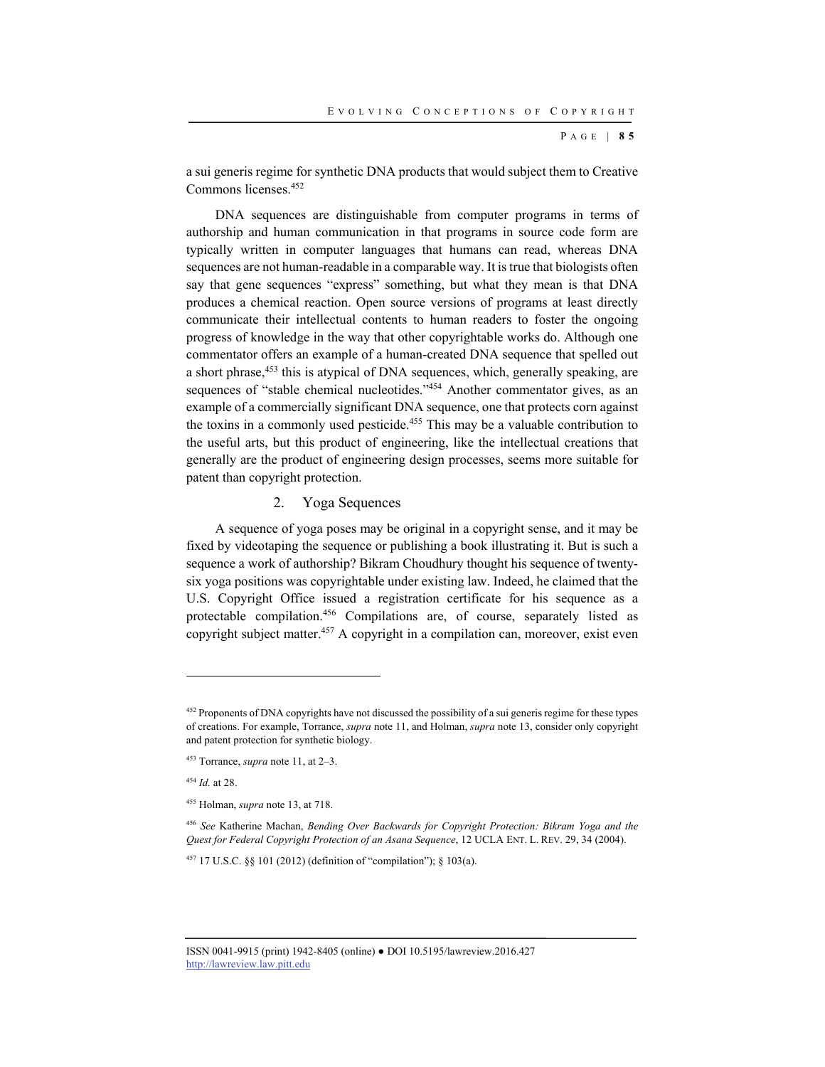a sui generis regime for synthetic DNA products that would subject them to Creative Commons licenses.[452]

DNA sequences are distinguishable from computer programs in terms of authorship and human communication in that programs in source code form are typically written in computer languages that humans can read, whereas DNA sequences are not human-readable in a comparable way. It is true that biologists often say that gene sequences "express" something, but what they mean is that DNA produces a chemical reaction. Open source versions of programs at least directly communicate their intellectual contents to human readers to foster the ongoing progress of knowledge in the way that other copyrightable works do. Although one commentator offers an example of a human-created DNA sequence that spelled out a short phrase,[453] this is atypical of DNA sequences, which, generally speaking, are sequences of "stable chemical nucleotides."[454] Another commentator gives, as an example of a commercially significant DNA sequence, one that protects corn against the toxins in a commonly used pesticide.[455] This may be a valuable contribution to the useful arts, but this product of engineering, like the intellectual creations that generally are the product of engineering design processes, seems more suitable for patent than copyright protection.

### 2. Yoga Sequences

A sequence of yoga poses may be original in a copyright sense, and it may be fixed by videotaping the sequence or publishing a book illustrating it. But is such a sequence a work of authorship? Bikram Choudhury thought his sequence of twenty-six yoga positions was copyrightable under existing law. Indeed, he claimed that the U.S. Copyright Office issued a registration certificate for his sequence as a protectable compilation.[456] Compilations are, of course, separately listed as copyright subject matter.[457] A copyright in a compilation can, moreover, exist even

---

[452] Proponents of DNA copyrights have not discussed the possibility of a sui generis regime for these types of creations. For example, Torrance, *supra* note 11, and Holman, *supra* note 13, consider only copyright and patent protection for synthetic biology.

[453] Torrance, *supra* note 11, at 2–3.

[454] *Id.* at 28.

[455] Holman, *supra* note 13, at 718.

[456] *See* Katherine Machan, *Bending Over Backwards for Copyright Protection: Bikram Yoga and the Quest for Federal Copyright Protection of an Asana Sequence*, 12 UCLA ENT. L. REV. 29, 34 (2004).

[457] 17 U.S.C. §§ 101 (2012) (definition of "compilation"); § 103(a).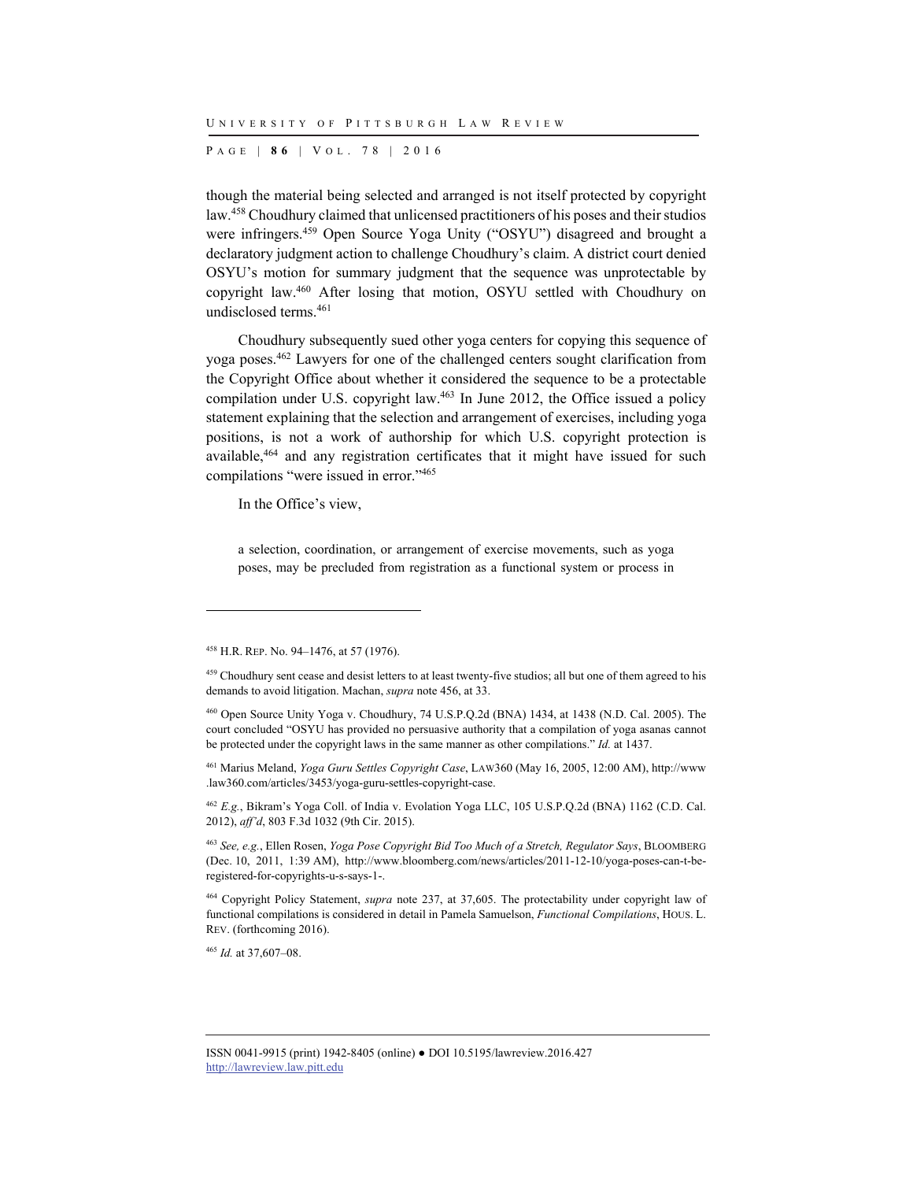though the material being selected and arranged is not itself protected by copyright law.[458] Choudhury claimed that unlicensed practitioners of his poses and their studios were infringers.[459] Open Source Yoga Unity ("OSYU") disagreed and brought a declaratory judgment action to challenge Choudhury's claim. A district court denied OSYU's motion for summary judgment that the sequence was unprotectable by copyright law.[460] After losing that motion, OSYU settled with Choudhury on undisclosed terms.[461]

Choudhury subsequently sued other yoga centers for copying this sequence of yoga poses.[462] Lawyers for one of the challenged centers sought clarification from the Copyright Office about whether it considered the sequence to be a protectable compilation under U.S. copyright law.[463] In June 2012, the Office issued a policy statement explaining that the selection and arrangement of exercises, including yoga positions, is not a work of authorship for which U.S. copyright protection is available,[464] and any registration certificates that it might have issued for such compilations "were issued in error."[465]

In the Office's view,

> a selection, coordination, or arrangement of exercise movements, such as yoga poses, may be precluded from registration as a functional system or process in

---

[458] H.R. REP. No. 94–1476, at 57 (1976).

[459] Choudhury sent cease and desist letters to at least twenty-five studios; all but one of them agreed to his demands to avoid litigation. Machan, *supra* note 456, at 33.

[460] Open Source Unity Yoga v. Choudhury, 74 U.S.P.Q.2d (BNA) 1434, at 1438 (N.D. Cal. 2005). The court concluded "OSYU has provided no persuasive authority that a compilation of yoga asanas cannot be protected under the copyright laws in the same manner as other compilations." *Id.* at 1437.

[461] Marius Meland, *Yoga Guru Settles Copyright Case*, LAW360 (May 16, 2005, 12:00 AM), http://www.law360.com/articles/3453/yoga-guru-settles-copyright-case.

[462] *E.g.*, Bikram's Yoga Coll. of India v. Evolation Yoga LLC, 105 U.S.P.Q.2d (BNA) 1162 (C.D. Cal. 2012), *aff'd*, 803 F.3d 1032 (9th Cir. 2015).

[463] *See, e.g.*, Ellen Rosen, *Yoga Pose Copyright Bid Too Much of a Stretch, Regulator Says*, BLOOMBERG (Dec. 10, 2011, 1:39 AM), http://www.bloomberg.com/news/articles/2011-12-10/yoga-poses-can-t-be-registered-for-copyrights-u-s-says-1-.

[464] Copyright Policy Statement, *supra* note 237, at 37,605. The protectability under copyright law of functional compilations is considered in detail in Pamela Samuelson, *Functional Compilations*, HOUS. L. REV. (forthcoming 2016).

[465] *Id.* at 37,607–08.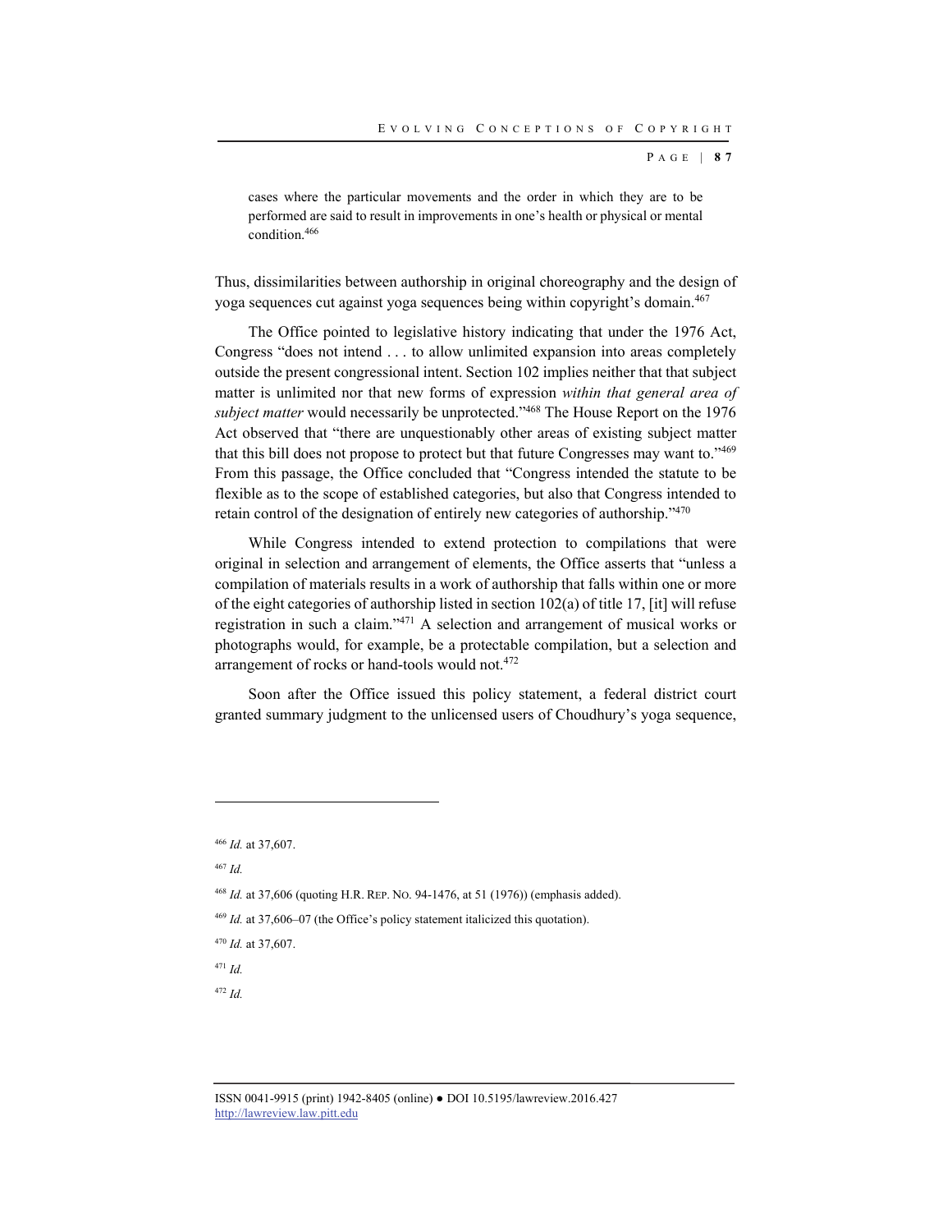> cases where the particular movements and the order in which they are to be performed are said to result in improvements in one's health or physical or mental condition.[466]

Thus, dissimilarities between authorship in original choreography and the design of yoga sequences cut against yoga sequences being within copyright's domain.[467]

The Office pointed to legislative history indicating that under the 1976 Act, Congress "does not intend . . . to allow unlimited expansion into areas completely outside the present congressional intent. Section 102 implies neither that that subject matter is unlimited nor that new forms of expression *within that general area of subject matter* would necessarily be unprotected."[468] The House Report on the 1976 Act observed that "there are unquestionably other areas of existing subject matter that this bill does not propose to protect but that future Congresses may want to."[469] From this passage, the Office concluded that "Congress intended the statute to be flexible as to the scope of established categories, but also that Congress intended to retain control of the designation of entirely new categories of authorship."[470]

While Congress intended to extend protection to compilations that were original in selection and arrangement of elements, the Office asserts that "unless a compilation of materials results in a work of authorship that falls within one or more of the eight categories of authorship listed in section 102(a) of title 17, [it] will refuse registration in such a claim."[471] A selection and arrangement of musical works or photographs would, for example, be a protectable compilation, but a selection and arrangement of rocks or hand-tools would not.[472]

Soon after the Office issued this policy statement, a federal district court granted summary judgment to the unlicensed users of Choudhury's yoga sequence,

---

[466] *Id.* at 37,607.

[467] *Id.*

[468] *Id.* at 37,606 (quoting H.R. REP. NO. 94-1476, at 51 (1976)) (emphasis added).

[469] *Id.* at 37,606–07 (the Office's policy statement italicized this quotation).

[470] *Id.* at 37,607.

[471] *Id.*

[472] *Id.*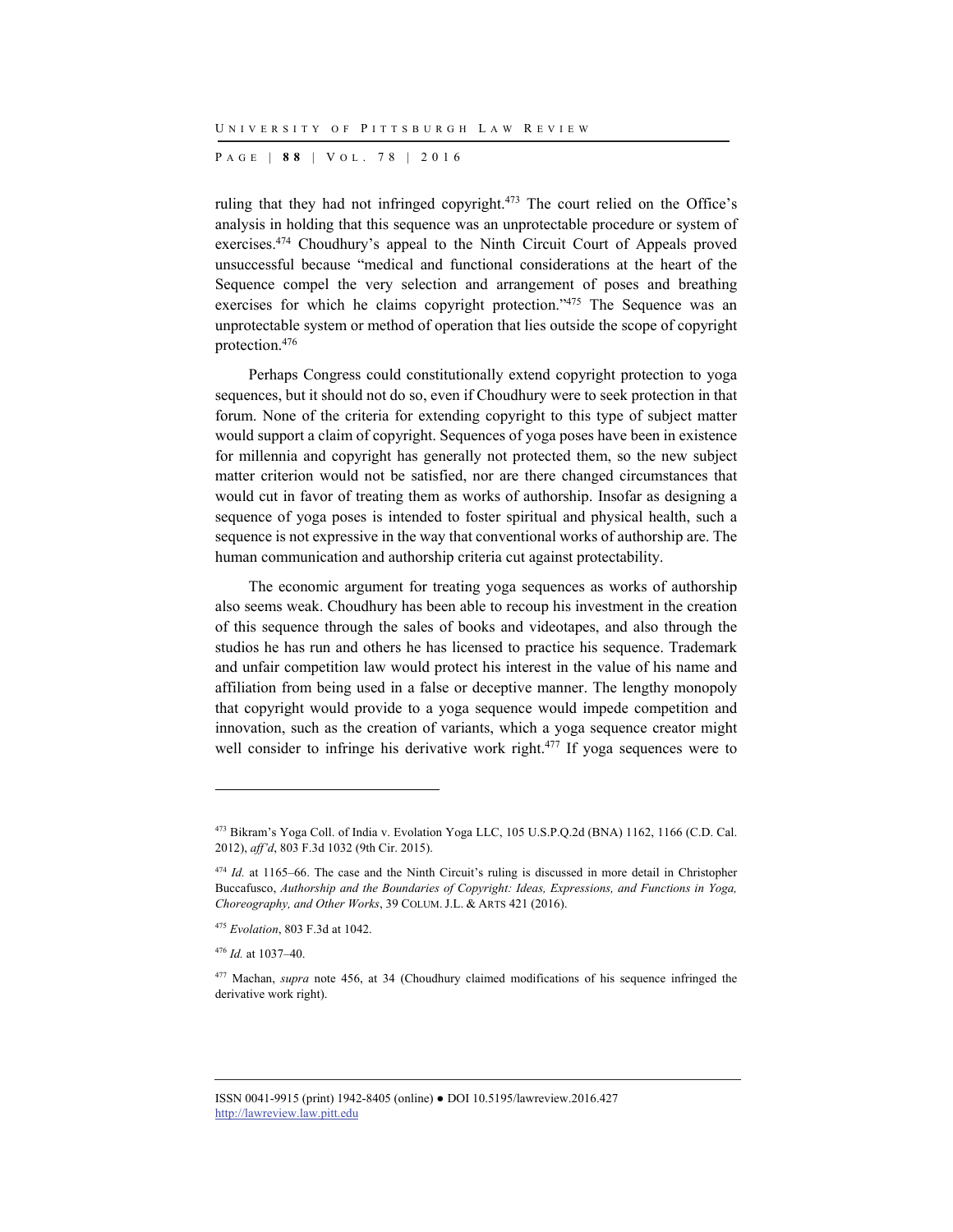ruling that they had not infringed copyright.[473] The court relied on the Office's analysis in holding that this sequence was an unprotectable procedure or system of exercises.[474] Choudhury's appeal to the Ninth Circuit Court of Appeals proved unsuccessful because "medical and functional considerations at the heart of the Sequence compel the very selection and arrangement of poses and breathing exercises for which he claims copyright protection."[475] The Sequence was an unprotectable system or method of operation that lies outside the scope of copyright protection.[476]

Perhaps Congress could constitutionally extend copyright protection to yoga sequences, but it should not do so, even if Choudhury were to seek protection in that forum. None of the criteria for extending copyright to this type of subject matter would support a claim of copyright. Sequences of yoga poses have been in existence for millennia and copyright has generally not protected them, so the new subject matter criterion would not be satisfied, nor are there changed circumstances that would cut in favor of treating them as works of authorship. Insofar as designing a sequence of yoga poses is intended to foster spiritual and physical health, such a sequence is not expressive in the way that conventional works of authorship are. The human communication and authorship criteria cut against protectability.

The economic argument for treating yoga sequences as works of authorship also seems weak. Choudhury has been able to recoup his investment in the creation of this sequence through the sales of books and videotapes, and also through the studios he has run and others he has licensed to practice his sequence. Trademark and unfair competition law would protect his interest in the value of his name and affiliation from being used in a false or deceptive manner. The lengthy monopoly that copyright would provide to a yoga sequence would impede competition and innovation, such as the creation of variants, which a yoga sequence creator might well consider to infringe his derivative work right.[477] If yoga sequences were to

---

[473] Bikram's Yoga Coll. of India v. Evolation Yoga LLC, 105 U.S.P.Q.2d (BNA) 1162, 1166 (C.D. Cal. 2012), *aff'd*, 803 F.3d 1032 (9th Cir. 2015).

[474] *Id.* at 1165–66. The case and the Ninth Circuit's ruling is discussed in more detail in Christopher Buccafusco, *Authorship and the Boundaries of Copyright: Ideas, Expressions, and Functions in Yoga, Choreography, and Other Works*, 39 COLUM. J.L. & ARTS 421 (2016).

[475] *Evolation*, 803 F.3d at 1042.

[476] *Id.* at 1037–40.

[477] Machan, *supra* note 456, at 34 (Choudhury claimed modifications of his sequence infringed the derivative work right).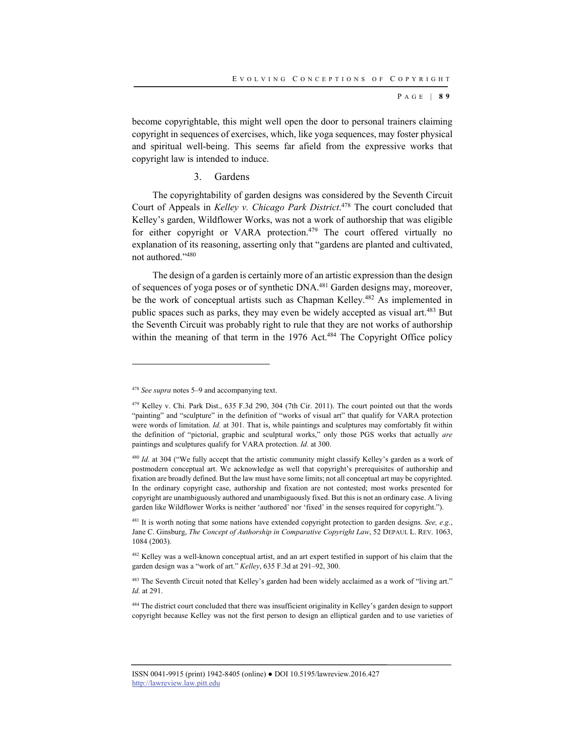become copyrightable, this might well open the door to personal trainers claiming copyright in sequences of exercises, which, like yoga sequences, may foster physical and spiritual well-being. This seems far afield from the expressive works that copyright law is intended to induce.

### 3. Gardens

The copyrightability of garden designs was considered by the Seventh Circuit Court of Appeals in *Kelley v. Chicago Park District*.[478] The court concluded that Kelley's garden, Wildflower Works, was not a work of authorship that was eligible for either copyright or VARA protection.[479] The court offered virtually no explanation of its reasoning, asserting only that "gardens are planted and cultivated, not authored."[480]

The design of a garden is certainly more of an artistic expression than the design of sequences of yoga poses or of synthetic DNA.[481] Garden designs may, moreover, be the work of conceptual artists such as Chapman Kelley.[482] As implemented in public spaces such as parks, they may even be widely accepted as visual art.[483] But the Seventh Circuit was probably right to rule that they are not works of authorship within the meaning of that term in the 1976 Act.[484] The Copyright Office policy

---

[478] *See supra* notes 5–9 and accompanying text.

[479] Kelley v. Chi. Park Dist., 635 F.3d 290, 304 (7th Cir. 2011). The court pointed out that the words "painting" and "sculpture" in the definition of "works of visual art" that qualify for VARA protection were words of limitation. *Id.* at 301. That is, while paintings and sculptures may comfortably fit within the definition of "pictorial, graphic and sculptural works," only those PGS works that actually *are* paintings and sculptures qualify for VARA protection. *Id.* at 300.

[480] *Id.* at 304 ("We fully accept that the artistic community might classify Kelley's garden as a work of postmodern conceptual art. We acknowledge as well that copyright's prerequisites of authorship and fixation are broadly defined. But the law must have some limits; not all conceptual art may be copyrighted. In the ordinary copyright case, authorship and fixation are not contested; most works presented for copyright are unambiguously authored and unambiguously fixed. But this is not an ordinary case. A living garden like Wildflower Works is neither 'authored' nor 'fixed' in the senses required for copyright.").

[481] It is worth noting that some nations have extended copyright protection to garden designs. *See, e.g.*, Jane C. Ginsburg, *The Concept of Authorship in Comparative Copyright Law*, 52 DEPAUL L. REV. 1063, 1084 (2003).

[482] Kelley was a well-known conceptual artist, and an art expert testified in support of his claim that the garden design was a "work of art." *Kelley*, 635 F.3d at 291–92, 300.

[483] The Seventh Circuit noted that Kelley's garden had been widely acclaimed as a work of "living art." *Id.* at 291.

[484] The district court concluded that there was insufficient originality in Kelley's garden design to support copyright because Kelley was not the first person to design an elliptical garden and to use varieties of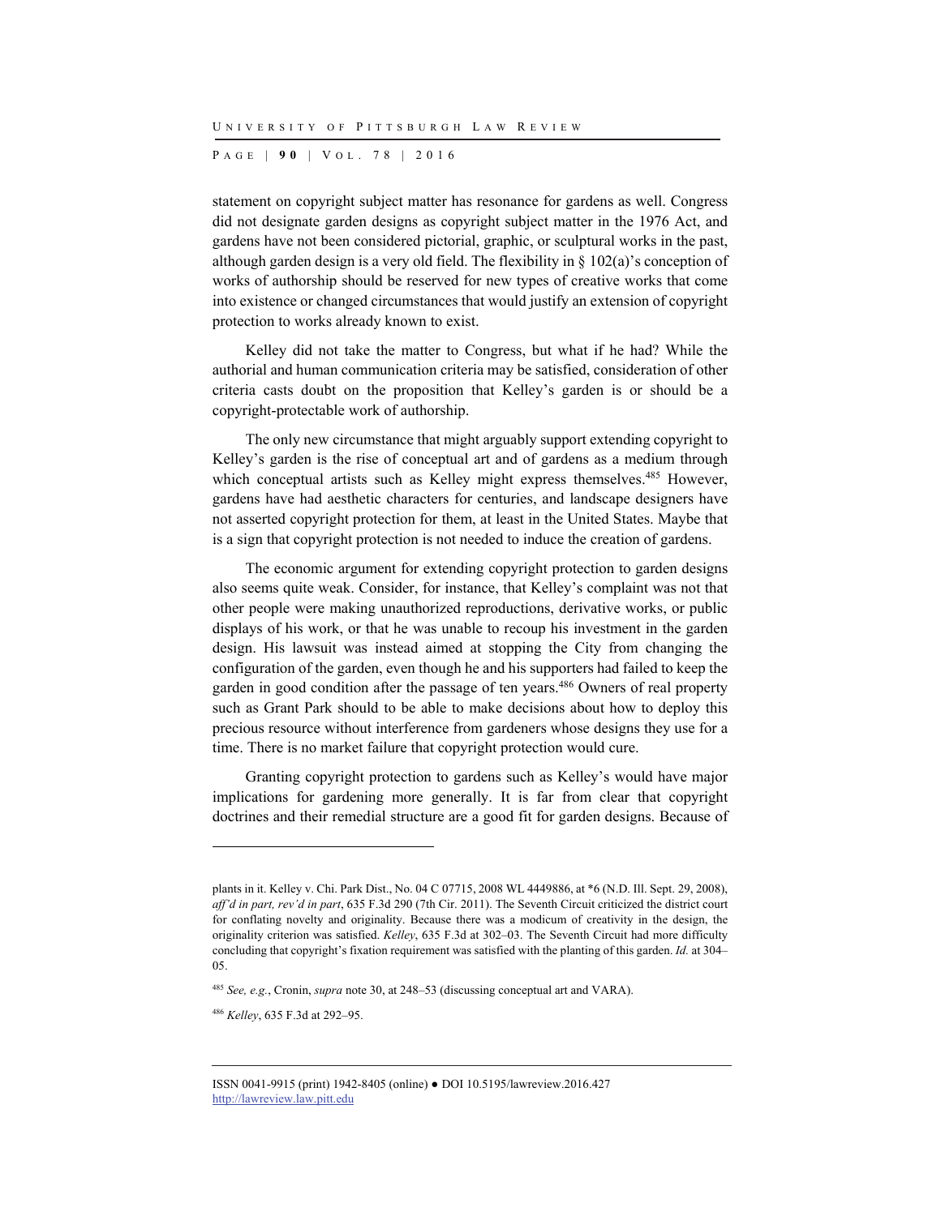statement on copyright subject matter has resonance for gardens as well. Congress did not designate garden designs as copyright subject matter in the 1976 Act, and gardens have not been considered pictorial, graphic, or sculptural works in the past, although garden design is a very old field. The flexibility in § 102(a)'s conception of works of authorship should be reserved for new types of creative works that come into existence or changed circumstances that would justify an extension of copyright protection to works already known to exist.

Kelley did not take the matter to Congress, but what if he had? While the authorial and human communication criteria may be satisfied, consideration of other criteria casts doubt on the proposition that Kelley's garden is or should be a copyright-protectable work of authorship.

The only new circumstance that might arguably support extending copyright to Kelley's garden is the rise of conceptual art and of gardens as a medium through which conceptual artists such as Kelley might express themselves.[485] However, gardens have had aesthetic characters for centuries, and landscape designers have not asserted copyright protection for them, at least in the United States. Maybe that is a sign that copyright protection is not needed to induce the creation of gardens.

The economic argument for extending copyright protection to garden designs also seems quite weak. Consider, for instance, that Kelley's complaint was not that other people were making unauthorized reproductions, derivative works, or public displays of his work, or that he was unable to recoup his investment in the garden design. His lawsuit was instead aimed at stopping the City from changing the configuration of the garden, even though he and his supporters had failed to keep the garden in good condition after the passage of ten years.[486] Owners of real property such as Grant Park should to be able to make decisions about how to deploy this precious resource without interference from gardeners whose designs they use for a time. There is no market failure that copyright protection would cure.

Granting copyright protection to gardens such as Kelley's would have major implications for gardening more generally. It is far from clear that copyright doctrines and their remedial structure are a good fit for garden designs. Because of

---

plants in it. Kelley v. Chi. Park Dist., No. 04 C 07715, 2008 WL 4449886, at *6 (N.D. Ill. Sept. 29, 2008), *aff'd in part, rev'd in part*, 635 F.3d 290 (7th Cir. 2011). The Seventh Circuit criticized the district court for conflating novelty and originality. Because there was a modicum of creativity in the design, the originality criterion was satisfied. *Kelley*, 635 F.3d at 302–03. The Seventh Circuit had more difficulty concluding that copyright's fixation requirement was satisfied with the planting of this garden. *Id.* at 304–05.

[485] *See, e.g.*, Cronin, *supra* note 30, at 248–53 (discussing conceptual art and VARA).

[486] *Kelley*, 635 F.3d at 292–95.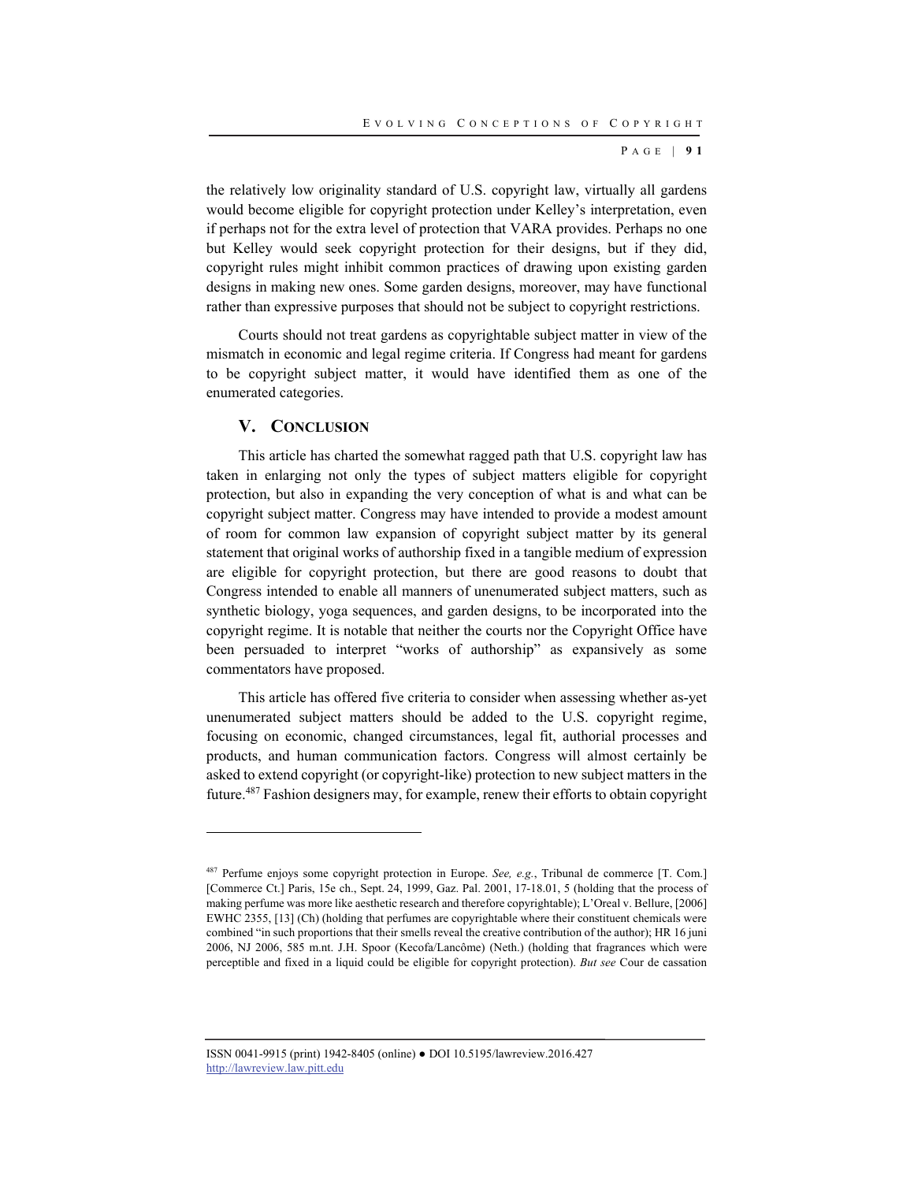the relatively low originality standard of U.S. copyright law, virtually all gardens would become eligible for copyright protection under Kelley's interpretation, even if perhaps not for the extra level of protection that VARA provides. Perhaps no one but Kelley would seek copyright protection for their designs, but if they did, copyright rules might inhibit common practices of drawing upon existing garden designs in making new ones. Some garden designs, moreover, may have functional rather than expressive purposes that should not be subject to copyright restrictions.

Courts should not treat gardens as copyrightable subject matter in view of the mismatch in economic and legal regime criteria. If Congress had meant for gardens to be copyright subject matter, it would have identified them as one of the enumerated categories.

## V. Conclusion

This article has charted the somewhat ragged path that U.S. copyright law has taken in enlarging not only the types of subject matters eligible for copyright protection, but also in expanding the very conception of what is and what can be copyright subject matter. Congress may have intended to provide a modest amount of room for common law expansion of copyright subject matter by its general statement that original works of authorship fixed in a tangible medium of expression are eligible for copyright protection, but there are good reasons to doubt that Congress intended to enable all manners of unenumerated subject matters, such as synthetic biology, yoga sequences, and garden designs, to be incorporated into the copyright regime. It is notable that neither the courts nor the Copyright Office have been persuaded to interpret "works of authorship" as expansively as some commentators have proposed.

This article has offered five criteria to consider when assessing whether as-yet unenumerated subject matters should be added to the U.S. copyright regime, focusing on economic, changed circumstances, legal fit, authorial processes and products, and human communication factors. Congress will almost certainly be asked to extend copyright (or copyright-like) protection to new subject matters in the future.[487] Fashion designers may, for example, renew their efforts to obtain copyright

---

[487] Perfume enjoys some copyright protection in Europe. *See, e.g.*, Tribunal de commerce [T. Com.] [Commerce Ct.] Paris, 15e ch., Sept. 24, 1999, Gaz. Pal. 2001, 17-18.01, 5 (holding that the process of making perfume was more like aesthetic research and therefore copyrightable); L'Oreal v. Bellure, [2006] EWHC 2355, [13] (Ch) (holding that perfumes are copyrightable where their constituent chemicals were combined "in such proportions that their smells reveal the creative contribution of the author); HR 16 juni 2006, NJ 2006, 585 m.nt. J.H. Spoor (Kecofa/Lancôme) (Neth.) (holding that fragrances which were perceptible and fixed in a liquid could be eligible for copyright protection). *But see* Cour de cassation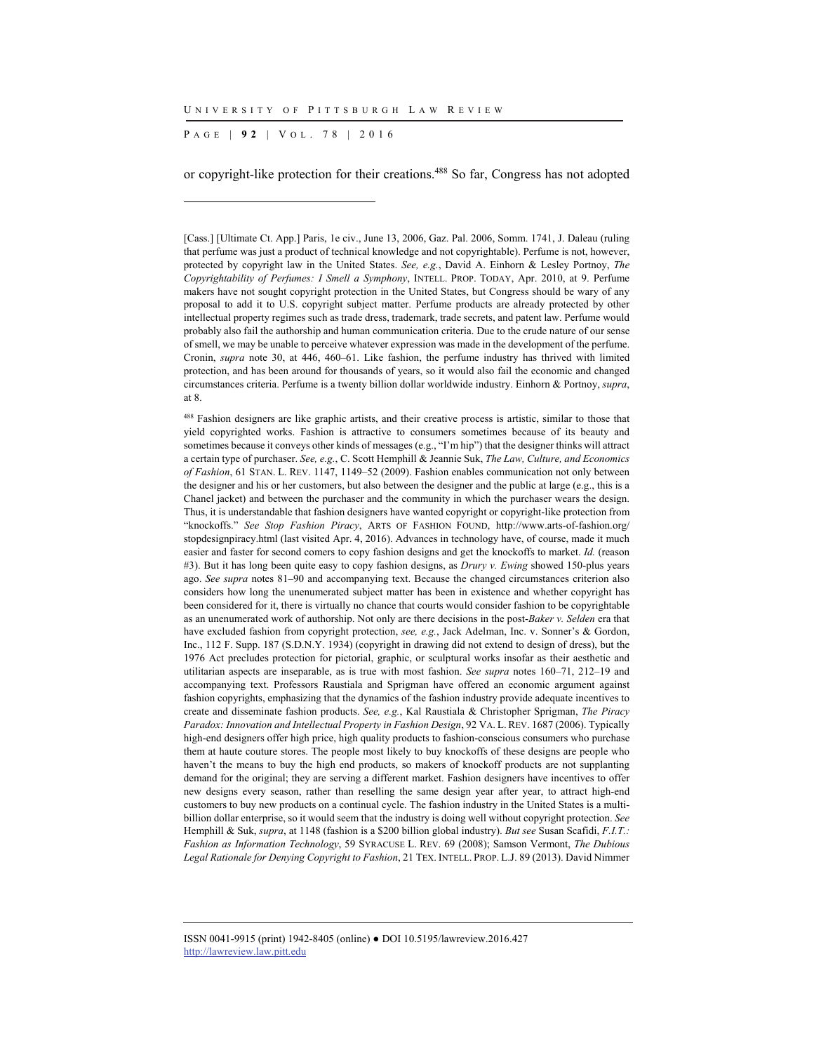or copyright-like protection for their creations.[488] So far, Congress has not adopted

---

[Cass.] [Ultimate Ct. App.] Paris, 1e civ., June 13, 2006, Gaz. Pal. 2006, Somm. 1741, J. Daleau (ruling that perfume was just a product of technical knowledge and not copyrightable). Perfume is not, however, protected by copyright law in the United States. *See, e.g.*, David A. Einhorn & Lesley Portnoy, *The Copyrightability of Perfumes: I Smell a Symphony*, INTELL. PROP. TODAY, Apr. 2010, at 9. Perfume makers have not sought copyright protection in the United States, but Congress should be wary of any proposal to add it to U.S. copyright subject matter. Perfume products are already protected by other intellectual property regimes such as trade dress, trademark, trade secrets, and patent law. Perfume would probably also fail the authorship and human communication criteria. Due to the crude nature of our sense of smell, we may be unable to perceive whatever expression was made in the development of the perfume. Cronin, *supra* note 30, at 446, 460–61. Like fashion, the perfume industry has thrived with limited protection, and has been around for thousands of years, so it would also fail the economic and changed circumstances criteria. Perfume is a twenty billion dollar worldwide industry. Einhorn & Portnoy, *supra*, at 8.

[488] Fashion designers are like graphic artists, and their creative process is artistic, similar to those that yield copyrighted works. Fashion is attractive to consumers sometimes because of its beauty and sometimes because it conveys other kinds of messages (e.g., "I'm hip") that the designer thinks will attract a certain type of purchaser. *See, e.g.*, C. Scott Hemphill & Jeannie Suk, *The Law, Culture, and Economics of Fashion*, 61 STAN. L. REV. 1147, 1149–52 (2009). Fashion enables communication not only between the designer and his or her customers, but also between the designer and the public at large (e.g., this is a Chanel jacket) and between the purchaser and the community in which the purchaser wears the design. Thus, it is understandable that fashion designers have wanted copyright or copyright-like protection from "knockoffs." *See Stop Fashion Piracy*, ARTS OF FASHION FOUND, http://www.arts-of-fashion.org/stopdesignpiracy.html (last visited Apr. 4, 2016). Advances in technology have, of course, made it much easier and faster for second comers to copy fashion designs and get the knockoffs to market. *Id.* (reason #3). But it has long been quite easy to copy fashion designs, as *Drury v. Ewing* showed 150-plus years ago. *See supra* notes 81–90 and accompanying text. Because the changed circumstances criterion also considers how long the unenumerated subject matter has been in existence and whether copyright has been considered for it, there is virtually no chance that courts would consider fashion to be copyrightable as an unenumerated work of authorship. Not only are there decisions in the post-*Baker v. Selden* era that have excluded fashion from copyright protection, *see, e.g.*, Jack Adelman, Inc. v. Sonner's & Gordon, Inc., 112 F. Supp. 187 (S.D.N.Y. 1934) (copyright in drawing did not extend to design of dress), but the 1976 Act precludes protection for pictorial, graphic, or sculptural works insofar as their aesthetic and utilitarian aspects are inseparable, as is true with most fashion. *See supra* notes 160–71, 212–19 and accompanying text. Professors Raustiala and Sprigman have offered an economic argument against fashion copyrights, emphasizing that the dynamics of the fashion industry provide adequate incentives to create and disseminate fashion products. *See, e.g.*, Kal Raustiala & Christopher Sprigman, *The Piracy Paradox: Innovation and Intellectual Property in Fashion Design*, 92 VA. L. REV. 1687 (2006). Typically high-end designers offer high price, high quality products to fashion-conscious consumers who purchase them at haute couture stores. The people most likely to buy knockoffs of these designs are people who haven't the means to buy the high end products, so makers of knockoff products are not supplanting demand for the original; they are serving a different market. Fashion designers have incentives to offer new designs every season, rather than reselling the same design year after year, to attract high-end customers to buy new products on a continual cycle. The fashion industry in the United States is a multi-billion dollar enterprise, so it would seem that the industry is doing well without copyright protection. *See* Hemphill & Suk, *supra*, at 1148 (fashion is a $200 billion global industry). *But see* Susan Scafidi, *F.I.T.: Fashion as Information Technology*, 59 SYRACUSE L. REV. 69 (2008); Samson Vermont, *The Dubious Legal Rationale for Denying Copyright to Fashion*, 21 TEX. INTELL. PROP. L.J. 89 (2013). David Nimmer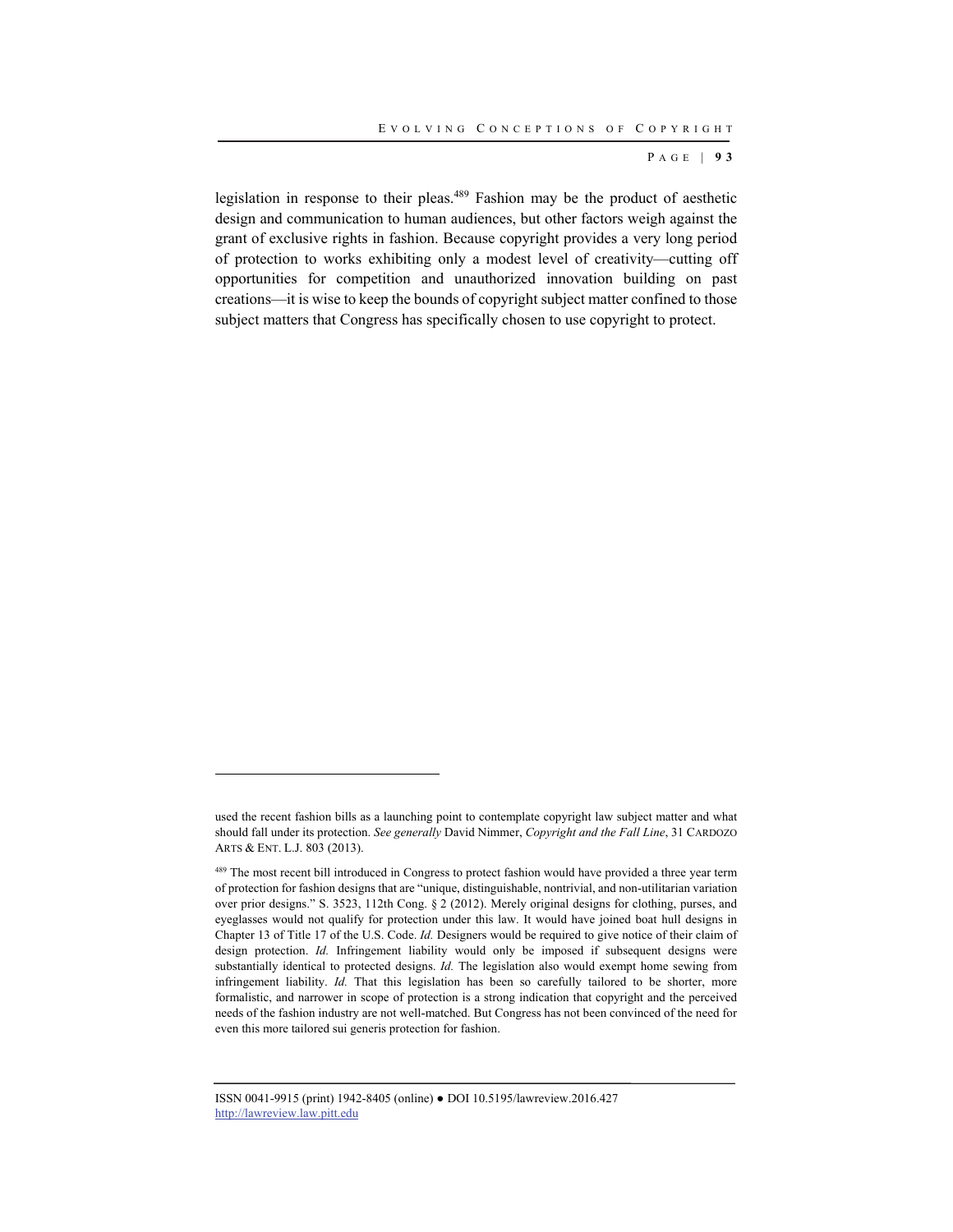legislation in response to their pleas.[489] Fashion may be the product of aesthetic design and communication to human audiences, but other factors weigh against the grant of exclusive rights in fashion. Because copyright provides a very long period of protection to works exhibiting only a modest level of creativity—cutting off opportunities for competition and unauthorized innovation building on past creations—it is wise to keep the bounds of copyright subject matter confined to those subject matters that Congress has specifically chosen to use copyright to protect.

---

used the recent fashion bills as a launching point to contemplate copyright law subject matter and what should fall under its protection. *See generally* David Nimmer, *Copyright and the Fall Line*, 31 CARDOZO ARTS & ENT. L.J. 803 (2013).

[489] The most recent bill introduced in Congress to protect fashion would have provided a three year term of protection for fashion designs that are "unique, distinguishable, nontrivial, and non-utilitarian variation over prior designs." S. 3523, 112th Cong. § 2 (2012). Merely original designs for clothing, purses, and eyeglasses would not qualify for protection under this law. It would have joined boat hull designs in Chapter 13 of Title 17 of the U.S. Code. *Id.* Designers would be required to give notice of their claim of design protection. *Id.* Infringement liability would only be imposed if subsequent designs were substantially identical to protected designs. *Id.* The legislation also would exempt home sewing from infringement liability. *Id.* That this legislation has been so carefully tailored to be shorter, more formalistic, and narrower in scope of protection is a strong indication that copyright and the perceived needs of the fashion industry are not well-matched. But Congress has not been convinced of the need for even this more tailored sui generis protection for fashion.